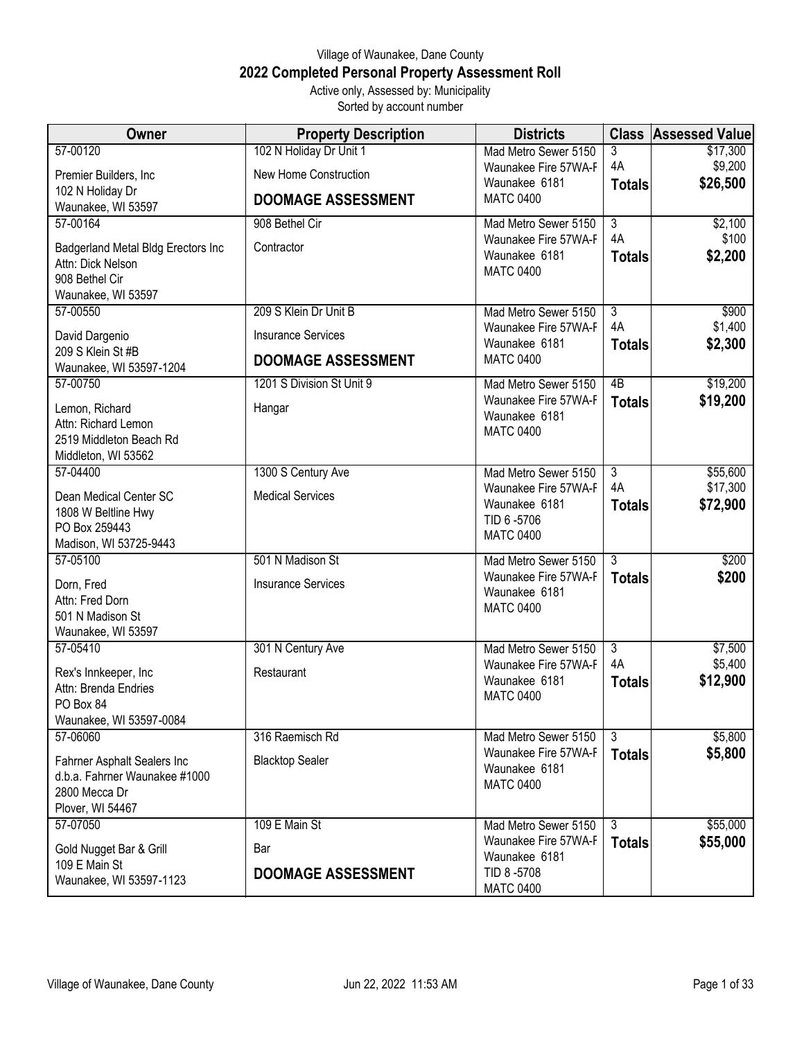Village of Waunakee, Dane County

# 2022 Completed Personal Property Assessment Roll

Active only, Assessed by: Municipality

Sorted by account number

| Owner | Property Description | Districts | Class | Assessed Value |
|---|---|---|---|---|
| 57-00120<br>Premier Builders, Inc<br>102 N Holiday Dr<br>Waunakee, WI 53597 | 102 N Holiday Dr Unit 1<br>New Home Construction<br>**DOOMAGE ASSESSMENT** | Mad Metro Sewer 5150<br>Waunakee Fire 57WA-F<br>Waunakee 6181<br>MATC 0400 | 3<br>4A<br>**Totals** | $17,300<br>$9,200<br>**$26,500** |
| 57-00164<br>Badgerland Metal Bldg Erectors Inc<br>Attn: Dick Nelson<br>908 Bethel Cir<br>Waunakee, WI 53597 | 908 Bethel Cir<br>Contractor | Mad Metro Sewer 5150<br>Waunakee Fire 57WA-F<br>Waunakee 6181<br>MATC 0400 | 3<br>4A<br>**Totals** | $2,100<br>$100<br>**$2,200** |
| 57-00550<br>David Dargenio<br>209 S Klein St #B<br>Waunakee, WI 53597-1204 | 209 S Klein Dr Unit B<br>Insurance Services<br>**DOOMAGE ASSESSMENT** | Mad Metro Sewer 5150<br>Waunakee Fire 57WA-F<br>Waunakee 6181<br>MATC 0400 | 3<br>4A<br>**Totals** | $900<br>$1,400<br>**$2,300** |
| 57-00750<br>Lemon, Richard<br>Attn: Richard Lemon<br>2519 Middleton Beach Rd<br>Middleton, WI 53562 | 1201 S Division St Unit 9<br>Hangar | Mad Metro Sewer 5150<br>Waunakee Fire 57WA-F<br>Waunakee 6181<br>MATC 0400 | 4B<br>**Totals** | $19,200<br>**$19,200** |
| 57-04400<br>Dean Medical Center SC<br>1808 W Beltline Hwy<br>PO Box 259443<br>Madison, WI 53725-9443 | 1300 S Century Ave<br>Medical Services | Mad Metro Sewer 5150<br>Waunakee Fire 57WA-F<br>Waunakee 6181<br>TID 6 -5706<br>MATC 0400 | 3<br>4A<br>**Totals** | $55,600<br>$17,300<br>**$72,900** |
| 57-05100<br>Dorn, Fred<br>Attn: Fred Dorn<br>501 N Madison St<br>Waunakee, WI 53597 | 501 N Madison St<br>Insurance Services | Mad Metro Sewer 5150<br>Waunakee Fire 57WA-F<br>Waunakee 6181<br>MATC 0400 | 3<br>**Totals** | $200<br>**$200** |
| 57-05410<br>Rex's Innkeeper, Inc<br>Attn: Brenda Endries<br>PO Box 84<br>Waunakee, WI 53597-0084 | 301 N Century Ave<br>Restaurant | Mad Metro Sewer 5150<br>Waunakee Fire 57WA-F<br>Waunakee 6181<br>MATC 0400 | 3<br>4A<br>**Totals** | $7,500<br>$5,400<br>**$12,900** |
| 57-06060<br>Fahrner Asphalt Sealers Inc<br>d.b.a. Fahrner Waunakee #1000<br>2800 Mecca Dr<br>Plover, WI 54467 | 316 Raemisch Rd<br>Blacktop Sealer | Mad Metro Sewer 5150<br>Waunakee Fire 57WA-F<br>Waunakee 6181<br>MATC 0400 | 3<br>**Totals** | $5,800<br>**$5,800** |
| 57-07050<br>Gold Nugget Bar & Grill<br>109 E Main St<br>Waunakee, WI 53597-1123 | 109 E Main St<br>Bar<br>**DOOMAGE ASSESSMENT** | Mad Metro Sewer 5150<br>Waunakee Fire 57WA-F<br>Waunakee 6181<br>TID 8 -5708<br>MATC 0400 | 3<br>**Totals** | $55,000<br>**$55,000** |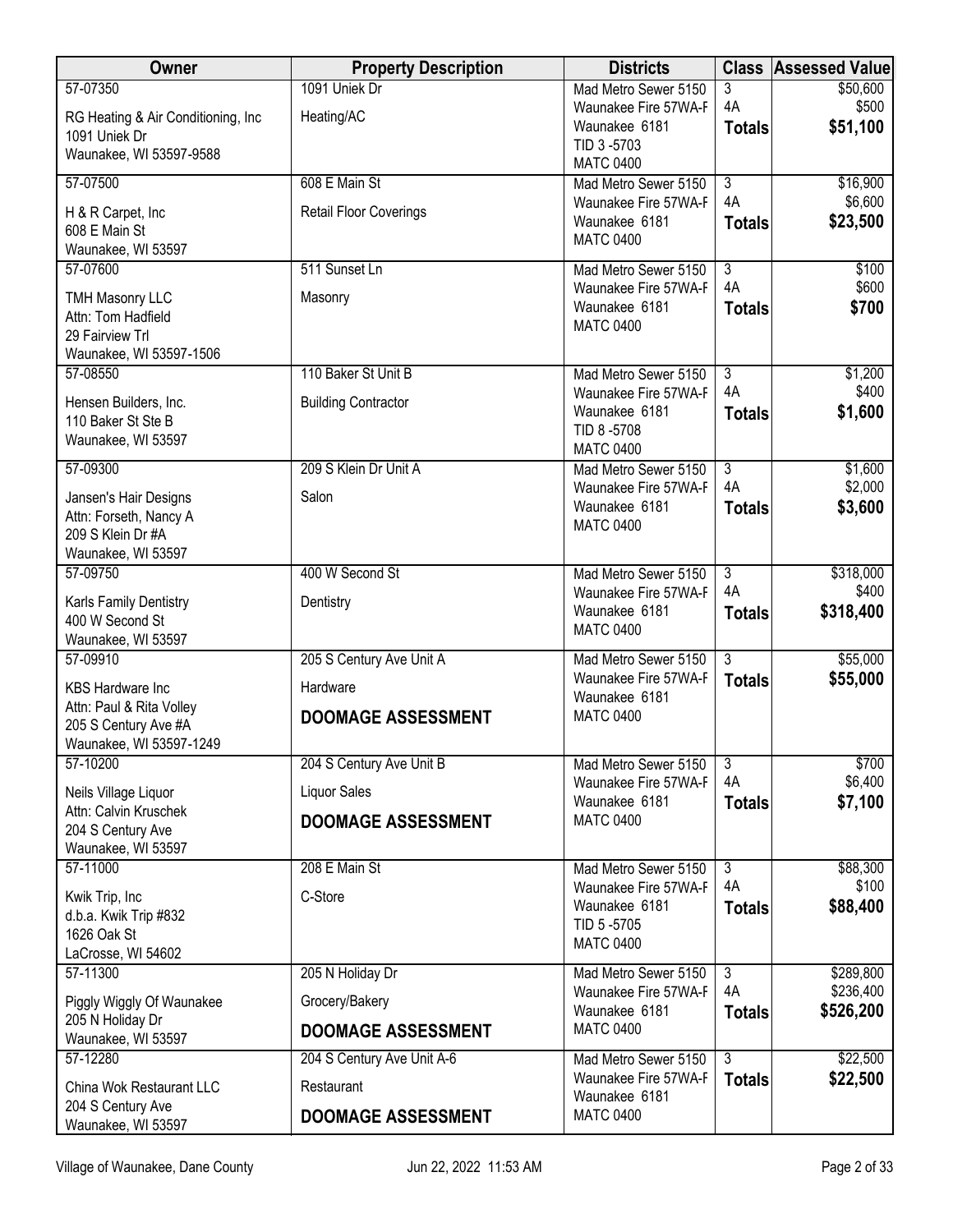| Owner | Property Description | Districts | Class | Assessed Value |
|---|---|---|---|---|
| 57-07350<br>RG Heating & Air Conditioning, Inc<br>1091 Uniek Dr<br>Waunakee, WI 53597-9588 | 1091 Uniek Dr<br>Heating/AC | Mad Metro Sewer 5150<br>Waunakee Fire 57WA-F<br>Waunakee 6181<br>TID 3 -5703<br>MATC 0400 | 3<br>4A<br>**Totals** | $50,600<br>$500<br>**$51,100** |
| 57-07500<br>H & R Carpet, Inc<br>608 E Main St<br>Waunakee, WI 53597 | 608 E Main St<br>Retail Floor Coverings | Mad Metro Sewer 5150<br>Waunakee Fire 57WA-F<br>Waunakee 6181<br>MATC 0400 | 3<br>4A<br>**Totals** | $16,900<br>$6,600<br>**$23,500** |
| 57-07600<br>TMH Masonry LLC<br>Attn: Tom Hadfield<br>29 Fairview Trl<br>Waunakee, WI 53597-1506 | 511 Sunset Ln<br>Masonry | Mad Metro Sewer 5150<br>Waunakee Fire 57WA-F<br>Waunakee 6181<br>MATC 0400 | 3<br>4A<br>**Totals** | $100<br>$600<br>**$700** |
| 57-08550<br>Hensen Builders, Inc.<br>110 Baker St Ste B<br>Waunakee, WI 53597 | 110 Baker St Unit B<br>Building Contractor | Mad Metro Sewer 5150<br>Waunakee Fire 57WA-F<br>Waunakee 6181<br>TID 8 -5708<br>MATC 0400 | 3<br>4A<br>**Totals** | $1,200<br>$400<br>**$1,600** |
| 57-09300<br>Jansen's Hair Designs<br>Attn: Forseth, Nancy A<br>209 S Klein Dr #A<br>Waunakee, WI 53597 | 209 S Klein Dr Unit A<br>Salon | Mad Metro Sewer 5150<br>Waunakee Fire 57WA-F<br>Waunakee 6181<br>MATC 0400 | 3<br>4A<br>**Totals** | $1,600<br>$2,000<br>**$3,600** |
| 57-09750<br>Karls Family Dentistry<br>400 W Second St<br>Waunakee, WI 53597 | 400 W Second St<br>Dentistry | Mad Metro Sewer 5150<br>Waunakee Fire 57WA-F<br>Waunakee 6181<br>MATC 0400 | 3<br>4A<br>**Totals** | $318,000<br>$400<br>**$318,400** |
| 57-09910<br>KBS Hardware Inc<br>Attn: Paul & Rita Volley<br>205 S Century Ave #A<br>Waunakee, WI 53597-1249 | 205 S Century Ave Unit A<br>Hardware<br>**DOOMAGE ASSESSMENT** | Mad Metro Sewer 5150<br>Waunakee Fire 57WA-F<br>Waunakee 6181<br>MATC 0400 | 3<br>**Totals** | $55,000<br>**$55,000** |
| 57-10200<br>Neils Village Liquor<br>Attn: Calvin Kruschek<br>204 S Century Ave<br>Waunakee, WI 53597 | 204 S Century Ave Unit B<br>Liquor Sales<br>**DOOMAGE ASSESSMENT** | Mad Metro Sewer 5150<br>Waunakee Fire 57WA-F<br>Waunakee 6181<br>MATC 0400 | 3<br>4A<br>**Totals** | $700<br>$6,400<br>**$7,100** |
| 57-11000<br>Kwik Trip, Inc<br>d.b.a. Kwik Trip #832<br>1626 Oak St<br>LaCrosse, WI 54602 | 208 E Main St<br>C-Store | Mad Metro Sewer 5150<br>Waunakee Fire 57WA-F<br>Waunakee 6181<br>TID 5 -5705<br>MATC 0400 | 3<br>4A<br>**Totals** | $88,300<br>$100<br>**$88,400** |
| 57-11300<br>Piggly Wiggly Of Waunakee<br>205 N Holiday Dr<br>Waunakee, WI 53597 | 205 N Holiday Dr<br>Grocery/Bakery<br>**DOOMAGE ASSESSMENT** | Mad Metro Sewer 5150<br>Waunakee Fire 57WA-F<br>Waunakee 6181<br>MATC 0400 | 3<br>4A<br>**Totals** | $289,800<br>$236,400<br>**$526,200** |
| 57-12280<br>China Wok Restaurant LLC<br>204 S Century Ave<br>Waunakee, WI 53597 | 204 S Century Ave Unit A-6<br>Restaurant<br>**DOOMAGE ASSESSMENT** | Mad Metro Sewer 5150<br>Waunakee Fire 57WA-F<br>Waunakee 6181<br>MATC 0400 | 3<br>**Totals** | $22,500<br>**$22,500** |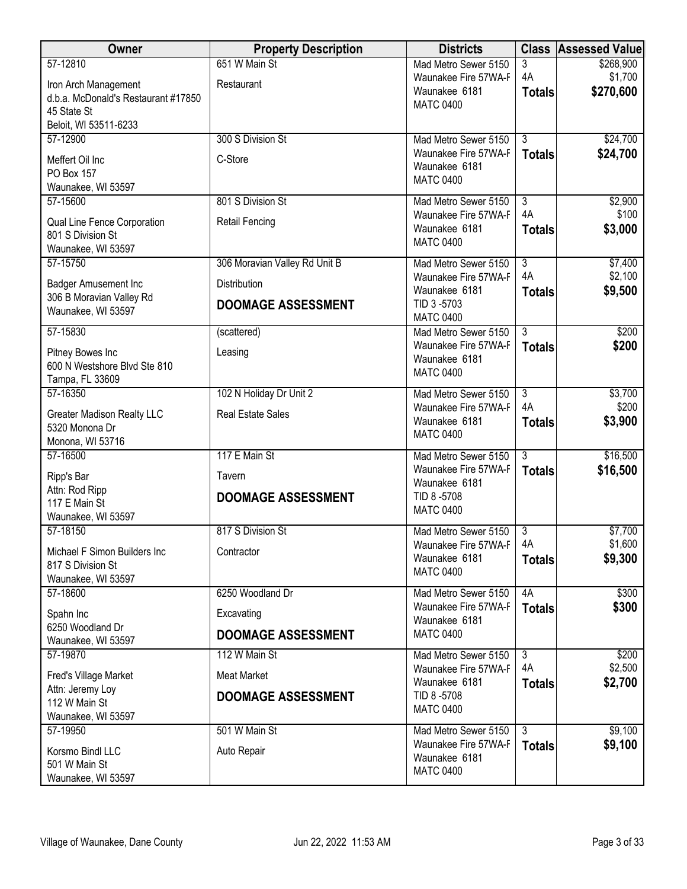| Owner | Property Description | Districts | Class | Assessed Value |
|---|---|---|---|---|
| 57-12810<br>Iron Arch Management<br>d.b.a. McDonald's Restaurant #17850<br>45 State St<br>Beloit, WI 53511-6233 | 651 W Main St<br>Restaurant | Mad Metro Sewer 5150<br>Waunakee Fire 57WA-F<br>Waunakee 6181<br>MATC 0400 | 3<br>4A<br>**Totals** | $268,900<br>$1,700<br>**$270,600** |
| 57-12900<br>Meffert Oil Inc<br>PO Box 157<br>Waunakee, WI 53597 | 300 S Division St<br>C-Store | Mad Metro Sewer 5150<br>Waunakee Fire 57WA-F<br>Waunakee 6181<br>MATC 0400 | 3<br>**Totals** | $24,700<br>**$24,700** |
| 57-15600<br>Qual Line Fence Corporation<br>801 S Division St<br>Waunakee, WI 53597 | 801 S Division St<br>Retail Fencing | Mad Metro Sewer 5150<br>Waunakee Fire 57WA-F<br>Waunakee 6181<br>MATC 0400 | 3<br>4A<br>**Totals** | $2,900<br>$100<br>**$3,000** |
| 57-15750<br>Badger Amusement Inc<br>306 B Moravian Valley Rd<br>Waunakee, WI 53597 | 306 Moravian Valley Rd Unit B<br>Distribution<br>**DOOMAGE ASSESSMENT** | Mad Metro Sewer 5150<br>Waunakee Fire 57WA-F<br>Waunakee 6181<br>TID 3 -5703<br>MATC 0400 | 3<br>4A<br>**Totals** | $7,400<br>$2,100<br>**$9,500** |
| 57-15830<br>Pitney Bowes Inc<br>600 N Westshore Blvd Ste 810<br>Tampa, FL 33609 | (scattered)<br>Leasing | Mad Metro Sewer 5150<br>Waunakee Fire 57WA-F<br>Waunakee 6181<br>MATC 0400 | 3<br>**Totals** | $200<br>**$200** |
| 57-16350<br>Greater Madison Realty LLC<br>5320 Monona Dr<br>Monona, WI 53716 | 102 N Holiday Dr Unit 2<br>Real Estate Sales | Mad Metro Sewer 5150<br>Waunakee Fire 57WA-F<br>Waunakee 6181<br>MATC 0400 | 3<br>4A<br>**Totals** | $3,700<br>$200<br>**$3,900** |
| 57-16500<br>Ripp's Bar<br>Attn: Rod Ripp<br>117 E Main St<br>Waunakee, WI 53597 | 117 E Main St<br>Tavern<br>**DOOMAGE ASSESSMENT** | Mad Metro Sewer 5150<br>Waunakee Fire 57WA-F<br>Waunakee 6181<br>TID 8 -5708<br>MATC 0400 | 3<br>**Totals** | $16,500<br>**$16,500** |
| 57-18150<br>Michael F Simon Builders Inc<br>817 S Division St<br>Waunakee, WI 53597 | 817 S Division St<br>Contractor | Mad Metro Sewer 5150<br>Waunakee Fire 57WA-F<br>Waunakee 6181<br>MATC 0400 | 3<br>4A<br>**Totals** | $7,700<br>$1,600<br>**$9,300** |
| 57-18600<br>Spahn Inc<br>6250 Woodland Dr<br>Waunakee, WI 53597 | 6250 Woodland Dr<br>Excavating<br>**DOOMAGE ASSESSMENT** | Mad Metro Sewer 5150<br>Waunakee Fire 57WA-F<br>Waunakee 6181<br>MATC 0400 | 4A<br>**Totals** | $300<br>**$300** |
| 57-19870<br>Fred's Village Market<br>Attn: Jeremy Loy<br>112 W Main St<br>Waunakee, WI 53597 | 112 W Main St<br>Meat Market<br>**DOOMAGE ASSESSMENT** | Mad Metro Sewer 5150<br>Waunakee Fire 57WA-F<br>Waunakee 6181<br>TID 8 -5708<br>MATC 0400 | 3<br>4A<br>**Totals** | $200<br>$2,500<br>**$2,700** |
| 57-19950<br>Korsmo Bindl LLC<br>501 W Main St<br>Waunakee, WI 53597 | 501 W Main St<br>Auto Repair | Mad Metro Sewer 5150<br>Waunakee Fire 57WA-F<br>Waunakee 6181<br>MATC 0400 | 3<br>**Totals** | $9,100<br>**$9,100** |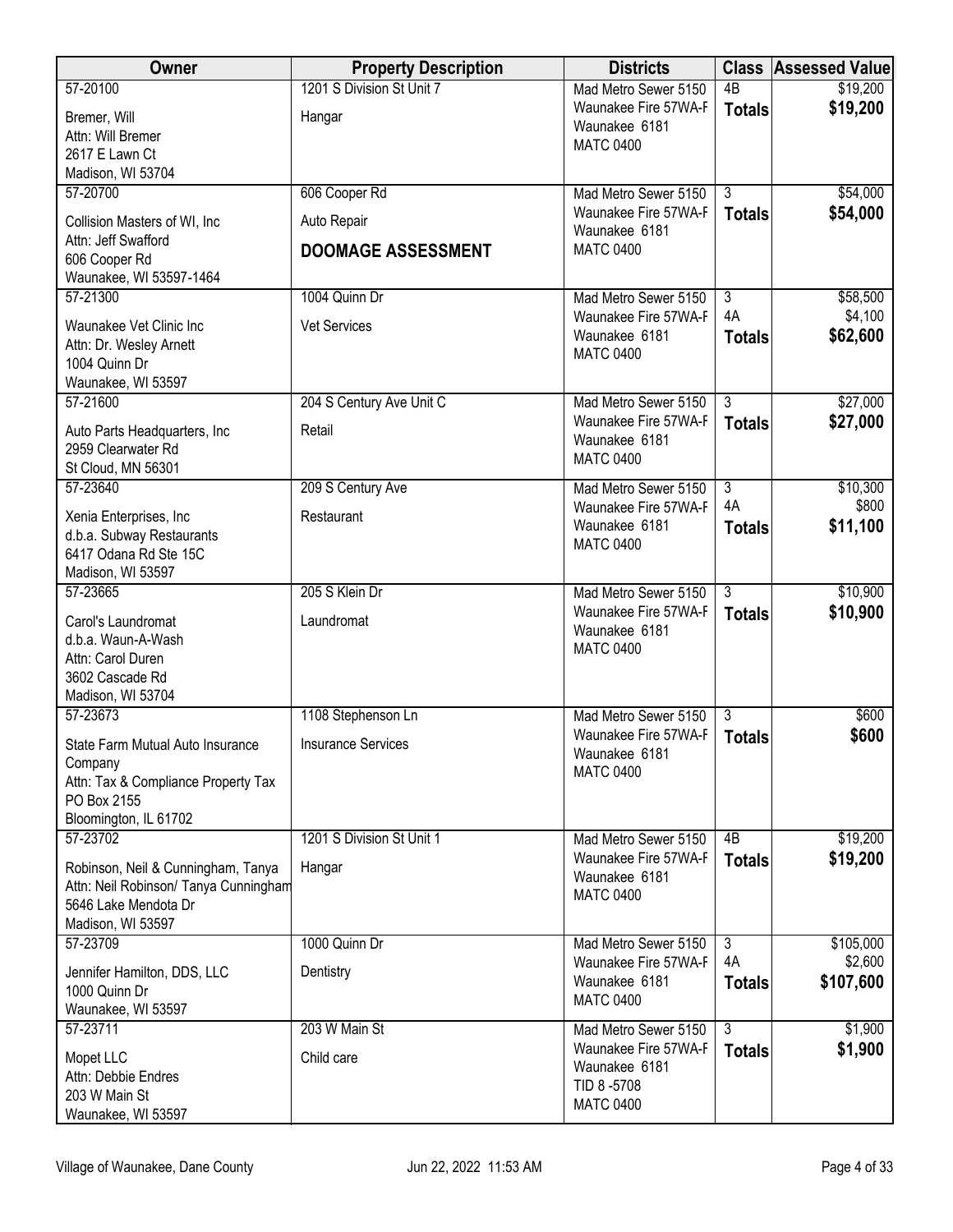| Owner | Property Description | Districts | Class | Assessed Value |
|---|---|---|---|---|
| 57-20100<br>Bremer, Will<br>Attn: Will Bremer<br>2617 E Lawn Ct<br>Madison, WI 53704 | 1201 S Division St Unit 7<br>Hangar | Mad Metro Sewer 5150<br>Waunakee Fire 57WA-F<br>Waunakee 6181<br>MATC 0400 | 4B<br>**Totals** | $19,200<br>**$19,200** |
| 57-20700<br>Collision Masters of WI, Inc<br>Attn: Jeff Swafford<br>606 Cooper Rd<br>Waunakee, WI 53597-1464 | 606 Cooper Rd<br>Auto Repair<br>**DOOMAGE ASSESSMENT** | Mad Metro Sewer 5150<br>Waunakee Fire 57WA-F<br>Waunakee 6181<br>MATC 0400 | 3<br>**Totals** | $54,000<br>**$54,000** |
| 57-21300<br>Waunakee Vet Clinic Inc<br>Attn: Dr. Wesley Arnett<br>1004 Quinn Dr<br>Waunakee, WI 53597 | 1004 Quinn Dr<br>Vet Services | Mad Metro Sewer 5150<br>Waunakee Fire 57WA-F<br>Waunakee 6181<br>MATC 0400 | 3<br>4A<br>**Totals** | $58,500<br>$4,100<br>**$62,600** |
| 57-21600<br>Auto Parts Headquarters, Inc<br>2959 Clearwater Rd<br>St Cloud, MN 56301 | 204 S Century Ave Unit C<br>Retail | Mad Metro Sewer 5150<br>Waunakee Fire 57WA-F<br>Waunakee 6181<br>MATC 0400 | 3<br>**Totals** | $27,000<br>**$27,000** |
| 57-23640<br>Xenia Enterprises, Inc<br>d.b.a. Subway Restaurants<br>6417 Odana Rd Ste 15C<br>Madison, WI 53597 | 209 S Century Ave<br>Restaurant | Mad Metro Sewer 5150<br>Waunakee Fire 57WA-F<br>Waunakee 6181<br>MATC 0400 | 3<br>4A<br>**Totals** | $10,300<br>$800<br>**$11,100** |
| 57-23665<br>Carol's Laundromat<br>d.b.a. Waun-A-Wash<br>Attn: Carol Duren<br>3602 Cascade Rd<br>Madison, WI 53704 | 205 S Klein Dr<br>Laundromat | Mad Metro Sewer 5150<br>Waunakee Fire 57WA-F<br>Waunakee 6181<br>MATC 0400 | 3<br>**Totals** | $10,900<br>**$10,900** |
| 57-23673<br>State Farm Mutual Auto Insurance Company<br>Attn: Tax & Compliance Property Tax<br>PO Box 2155<br>Bloomington, IL 61702 | 1108 Stephenson Ln<br>Insurance Services | Mad Metro Sewer 5150<br>Waunakee Fire 57WA-F<br>Waunakee 6181<br>MATC 0400 | 3<br>**Totals** | $600<br>**$600** |
| 57-23702<br>Robinson, Neil & Cunningham, Tanya<br>Attn: Neil Robinson/ Tanya Cunningham<br>5646 Lake Mendota Dr<br>Madison, WI 53597 | 1201 S Division St Unit 1<br>Hangar | Mad Metro Sewer 5150<br>Waunakee Fire 57WA-F<br>Waunakee 6181<br>MATC 0400 | 4B<br>**Totals** | $19,200<br>**$19,200** |
| 57-23709<br>Jennifer Hamilton, DDS, LLC<br>1000 Quinn Dr<br>Waunakee, WI 53597 | 1000 Quinn Dr<br>Dentistry | Mad Metro Sewer 5150<br>Waunakee Fire 57WA-F<br>Waunakee 6181<br>MATC 0400 | 3<br>4A<br>**Totals** | $105,000<br>$2,600<br>**$107,600** |
| 57-23711<br>Mopet LLC<br>Attn: Debbie Endres<br>203 W Main St<br>Waunakee, WI 53597 | 203 W Main St<br>Child care | Mad Metro Sewer 5150<br>Waunakee Fire 57WA-F<br>Waunakee 6181<br>TID 8 -5708<br>MATC 0400 | 3<br>**Totals** | $1,900<br>**$1,900** |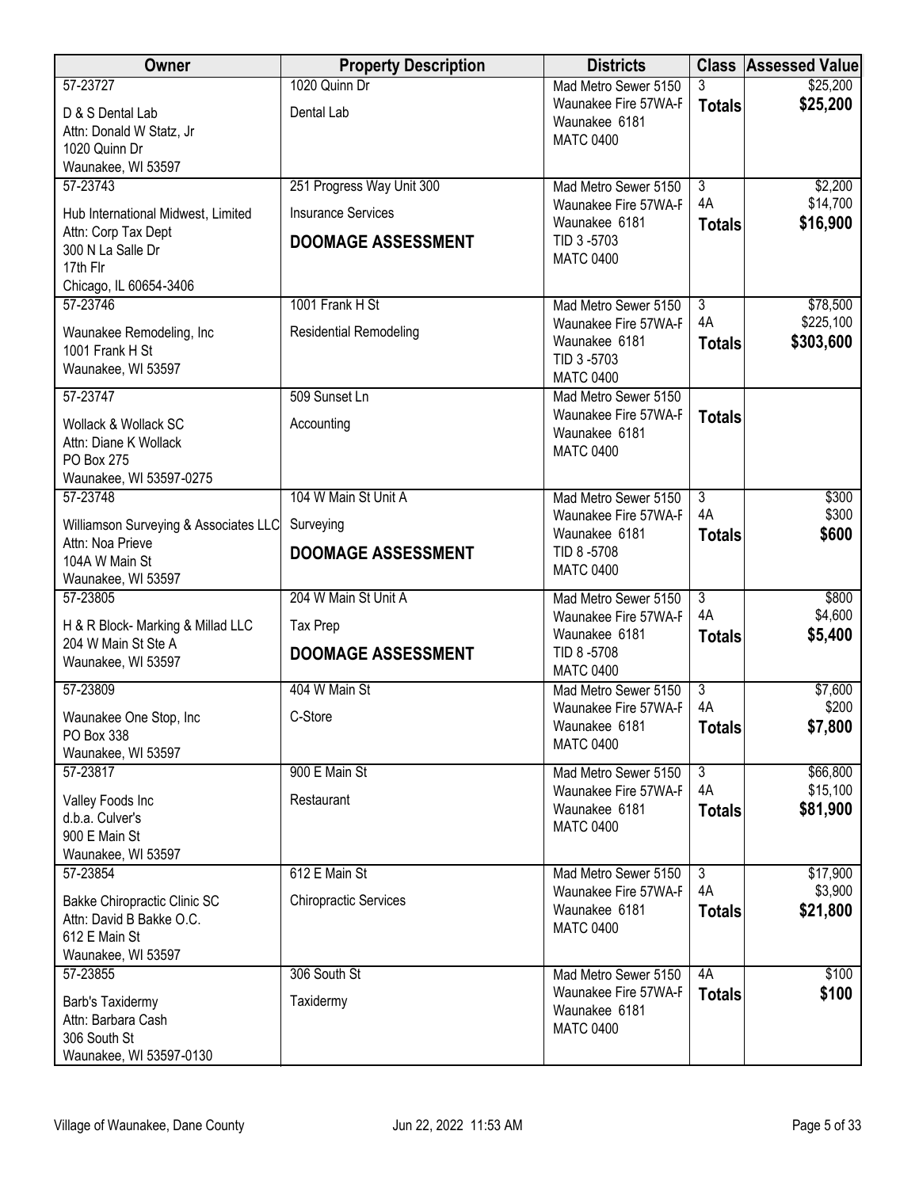| Owner | Property Description | Districts | Class | Assessed Value |
| --- | --- | --- | --- | --- |
| 57-23727<br>D & S Dental Lab<br>Attn: Donald W Statz, Jr<br>1020 Quinn Dr<br>Waunakee, WI 53597 | 1020 Quinn Dr<br>Dental Lab | Mad Metro Sewer 5150<br>Waunakee Fire 57WA-F<br>Waunakee 6181<br>MATC 0400 | 3<br>**Totals** | $25,200<br>**$25,200** |
| 57-23743<br>Hub International Midwest, Limited<br>Attn: Corp Tax Dept<br>300 N La Salle Dr<br>17th Flr<br>Chicago, IL 60654-3406 | 251 Progress Way Unit 300<br>Insurance Services<br>**DOOMAGE ASSESSMENT** | Mad Metro Sewer 5150<br>Waunakee Fire 57WA-F<br>Waunakee 6181<br>TID 3 -5703<br>MATC 0400 | 3<br>4A<br>**Totals** | $2,200<br>$14,700<br>**$16,900** |
| 57-23746<br>Waunakee Remodeling, Inc<br>1001 Frank H St<br>Waunakee, WI 53597 | 1001 Frank H St<br>Residential Remodeling | Mad Metro Sewer 5150<br>Waunakee Fire 57WA-F<br>Waunakee 6181<br>TID 3 -5703<br>MATC 0400 | 3<br>4A<br>**Totals** | $78,500<br>$225,100<br>**$303,600** |
| 57-23747<br>Wollack & Wollack SC<br>Attn: Diane K Wollack<br>PO Box 275<br>Waunakee, WI 53597-0275 | 509 Sunset Ln<br>Accounting | Mad Metro Sewer 5150<br>Waunakee Fire 57WA-F<br>Waunakee 6181<br>MATC 0400 | **Totals** | |
| 57-23748<br>Williamson Surveying & Associates LLC<br>Attn: Noa Prieve<br>104A W Main St<br>Waunakee, WI 53597 | 104 W Main St Unit A<br>Surveying<br>**DOOMAGE ASSESSMENT** | Mad Metro Sewer 5150<br>Waunakee Fire 57WA-F<br>Waunakee 6181<br>TID 8 -5708<br>MATC 0400 | 3<br>4A<br>**Totals** | $300<br>$300<br>**$600** |
| 57-23805<br>H & R Block- Marking & Millad LLC<br>204 W Main St Ste A<br>Waunakee, WI 53597 | 204 W Main St Unit A<br>Tax Prep<br>**DOOMAGE ASSESSMENT** | Mad Metro Sewer 5150<br>Waunakee Fire 57WA-F<br>Waunakee 6181<br>TID 8 -5708<br>MATC 0400 | 3<br>4A<br>**Totals** | $800<br>$4,600<br>**$5,400** |
| 57-23809<br>Waunakee One Stop, Inc<br>PO Box 338<br>Waunakee, WI 53597 | 404 W Main St<br>C-Store | Mad Metro Sewer 5150<br>Waunakee Fire 57WA-F<br>Waunakee 6181<br>MATC 0400 | 3<br>4A<br>**Totals** | $7,600<br>$200<br>**$7,800** |
| 57-23817<br>Valley Foods Inc<br>d.b.a. Culver's<br>900 E Main St<br>Waunakee, WI 53597 | 900 E Main St<br>Restaurant | Mad Metro Sewer 5150<br>Waunakee Fire 57WA-F<br>Waunakee 6181<br>MATC 0400 | 3<br>4A<br>**Totals** | $66,800<br>$15,100<br>**$81,900** |
| 57-23854<br>Bakke Chiropractic Clinic SC<br>Attn: David B Bakke O.C.<br>612 E Main St<br>Waunakee, WI 53597 | 612 E Main St<br>Chiropractic Services | Mad Metro Sewer 5150<br>Waunakee Fire 57WA-F<br>Waunakee 6181<br>MATC 0400 | 3<br>4A<br>**Totals** | $17,900<br>$3,900<br>**$21,800** |
| 57-23855<br>Barb's Taxidermy<br>Attn: Barbara Cash<br>306 South St<br>Waunakee, WI 53597-0130 | 306 South St<br>Taxidermy | Mad Metro Sewer 5150<br>Waunakee Fire 57WA-F<br>Waunakee 6181<br>MATC 0400 | 4A<br>**Totals** | $100<br>**$100** |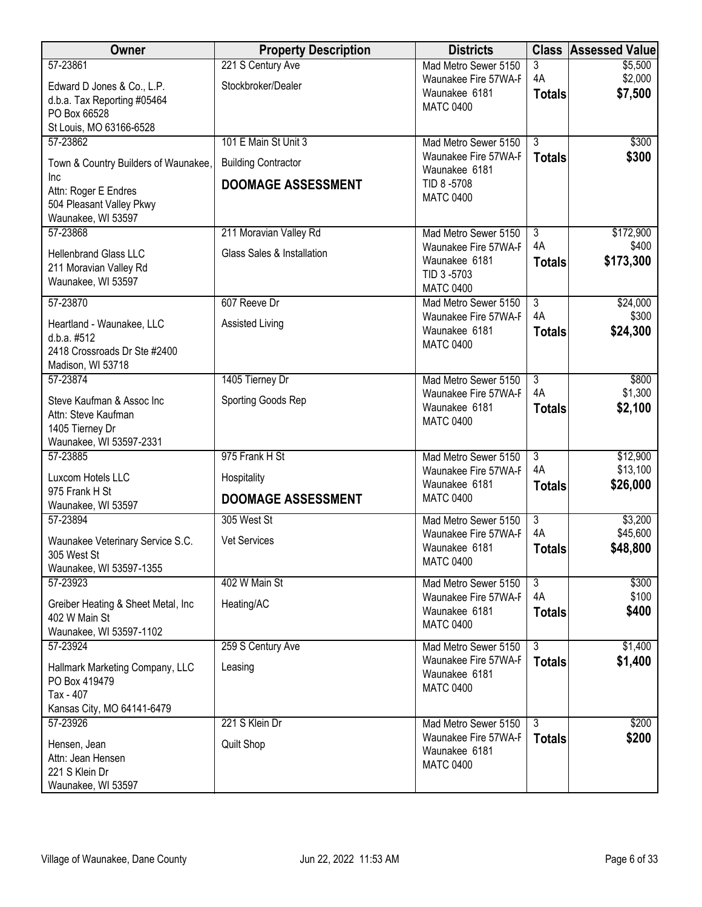| Owner | Property Description | Districts | Class | Assessed Value |
|---|---|---|---|---|
| 57-23861<br>Edward D Jones & Co., L.P.<br>d.b.a. Tax Reporting #05464<br>PO Box 66528<br>St Louis, MO 63166-6528 | 221 S Century Ave<br>Stockbroker/Dealer | Mad Metro Sewer 5150<br>Waunakee Fire 57WA-F<br>Waunakee 6181<br>MATC 0400 | 3<br>4A<br>**Totals** | $5,500<br>$2,000<br>**$7,500** |
| 57-23862<br>Town & Country Builders of Waunakee, Inc<br>Attn: Roger E Endres<br>504 Pleasant Valley Pkwy<br>Waunakee, WI 53597 | 101 E Main St Unit 3<br>Building Contractor<br>**DOOMAGE ASSESSMENT** | Mad Metro Sewer 5150<br>Waunakee Fire 57WA-F<br>Waunakee 6181<br>TID 8 -5708<br>MATC 0400 | 3<br>**Totals** | $300<br>**$300** |
| 57-23868<br>Hellenbrand Glass LLC<br>211 Moravian Valley Rd<br>Waunakee, WI 53597 | 211 Moravian Valley Rd<br>Glass Sales & Installation | Mad Metro Sewer 5150<br>Waunakee Fire 57WA-F<br>Waunakee 6181<br>TID 3 -5703<br>MATC 0400 | 3<br>4A<br>**Totals** | $172,900<br>$400<br>**$173,300** |
| 57-23870<br>Heartland - Waunakee, LLC<br>d.b.a. #512<br>2418 Crossroads Dr Ste #2400<br>Madison, WI 53718 | 607 Reeve Dr<br>Assisted Living | Mad Metro Sewer 5150<br>Waunakee Fire 57WA-F<br>Waunakee 6181<br>MATC 0400 | 3<br>4A<br>**Totals** | $24,000<br>$300<br>**$24,300** |
| 57-23874<br>Steve Kaufman & Assoc Inc<br>Attn: Steve Kaufman<br>1405 Tierney Dr<br>Waunakee, WI 53597-2331 | 1405 Tierney Dr<br>Sporting Goods Rep | Mad Metro Sewer 5150<br>Waunakee Fire 57WA-F<br>Waunakee 6181<br>MATC 0400 | 3<br>4A<br>**Totals** | $800<br>$1,300<br>**$2,100** |
| 57-23885<br>Luxcom Hotels LLC<br>975 Frank H St<br>Waunakee, WI 53597 | 975 Frank H St<br>Hospitality<br>**DOOMAGE ASSESSMENT** | Mad Metro Sewer 5150<br>Waunakee Fire 57WA-F<br>Waunakee 6181<br>MATC 0400 | 3<br>4A<br>**Totals** | $12,900<br>$13,100<br>**$26,000** |
| 57-23894<br>Waunakee Veterinary Service S.C.<br>305 West St<br>Waunakee, WI 53597-1355 | 305 West St<br>Vet Services | Mad Metro Sewer 5150<br>Waunakee Fire 57WA-F<br>Waunakee 6181<br>MATC 0400 | 3<br>4A<br>**Totals** | $3,200<br>$45,600<br>**$48,800** |
| 57-23923<br>Greiber Heating & Sheet Metal, Inc<br>402 W Main St<br>Waunakee, WI 53597-1102 | 402 W Main St<br>Heating/AC | Mad Metro Sewer 5150<br>Waunakee Fire 57WA-F<br>Waunakee 6181<br>MATC 0400 | 3<br>4A<br>**Totals** | $300<br>$100<br>**$400** |
| 57-23924<br>Hallmark Marketing Company, LLC<br>PO Box 419479<br>Tax - 407<br>Kansas City, MO 64141-6479 | 259 S Century Ave<br>Leasing | Mad Metro Sewer 5150<br>Waunakee Fire 57WA-F<br>Waunakee 6181<br>MATC 0400 | 3<br>**Totals** | $1,400<br>**$1,400** |
| 57-23926<br>Hensen, Jean<br>Attn: Jean Hensen<br>221 S Klein Dr<br>Waunakee, WI 53597 | 221 S Klein Dr<br>Quilt Shop | Mad Metro Sewer 5150<br>Waunakee Fire 57WA-F<br>Waunakee 6181<br>MATC 0400 | 3<br>**Totals** | $200<br>**$200** |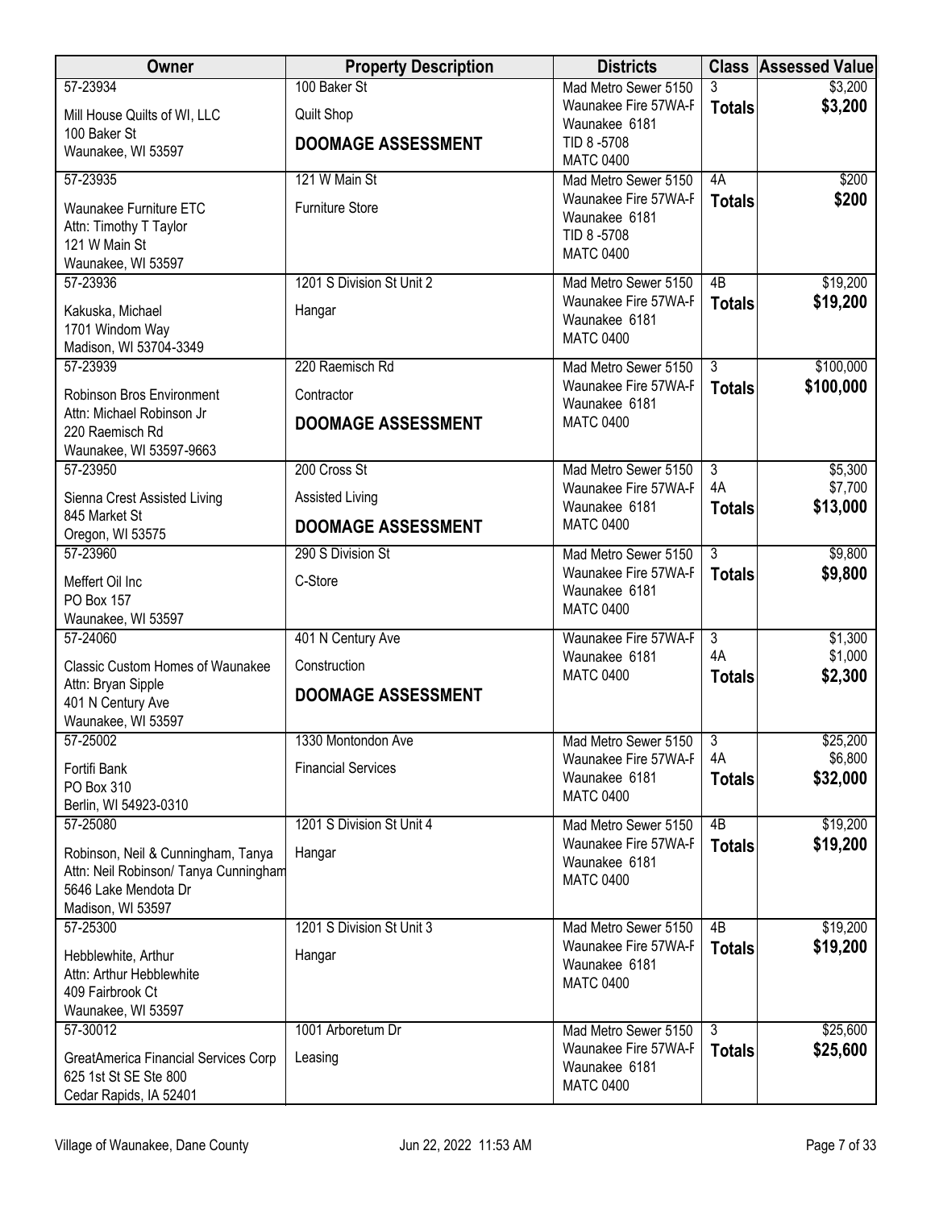| Owner | Property Description | Districts | Class | Assessed Value |
|---|---|---|---|---|
| 57-23934<br>Mill House Quilts of WI, LLC<br>100 Baker St<br>Waunakee, WI 53597 | 100 Baker St<br>Quilt Shop<br>**DOOMAGE ASSESSMENT** | Mad Metro Sewer 5150<br>Waunakee Fire 57WA-F<br>Waunakee 6181<br>TID 8 -5708<br>MATC 0400 | 3<br>**Totals** | $3,200<br>**$3,200** |
| 57-23935<br>Waunakee Furniture ETC<br>Attn: Timothy T Taylor<br>121 W Main St<br>Waunakee, WI 53597 | 121 W Main St<br>Furniture Store | Mad Metro Sewer 5150<br>Waunakee Fire 57WA-F<br>Waunakee 6181<br>TID 8 -5708<br>MATC 0400 | 4A<br>**Totals** | $200<br>**$200** |
| 57-23936<br>Kakuska, Michael<br>1701 Windom Way<br>Madison, WI 53704-3349 | 1201 S Division St Unit 2<br>Hangar | Mad Metro Sewer 5150<br>Waunakee Fire 57WA-F<br>Waunakee 6181<br>MATC 0400 | 4B<br>**Totals** | $19,200<br>**$19,200** |
| 57-23939<br>Robinson Bros Environment<br>Attn: Michael Robinson Jr<br>220 Raemisch Rd<br>Waunakee, WI 53597-9663 | 220 Raemisch Rd<br>Contractor<br>**DOOMAGE ASSESSMENT** | Mad Metro Sewer 5150<br>Waunakee Fire 57WA-F<br>Waunakee 6181<br>MATC 0400 | 3<br>**Totals** | $100,000<br>**$100,000** |
| 57-23950<br>Sienna Crest Assisted Living<br>845 Market St<br>Oregon, WI 53575 | 200 Cross St<br>Assisted Living<br>**DOOMAGE ASSESSMENT** | Mad Metro Sewer 5150<br>Waunakee Fire 57WA-F<br>Waunakee 6181<br>MATC 0400 | 3<br>4A<br>**Totals** | $5,300<br>$7,700<br>**$13,000** |
| 57-23960<br>Meffert Oil Inc<br>PO Box 157<br>Waunakee, WI 53597 | 290 S Division St<br>C-Store | Mad Metro Sewer 5150<br>Waunakee Fire 57WA-F<br>Waunakee 6181<br>MATC 0400 | 3<br>**Totals** | $9,800<br>**$9,800** |
| 57-24060<br>Classic Custom Homes of Waunakee<br>Attn: Bryan Sipple<br>401 N Century Ave<br>Waunakee, WI 53597 | 401 N Century Ave<br>Construction<br>**DOOMAGE ASSESSMENT** | Waunakee Fire 57WA-F<br>Waunakee 6181<br>MATC 0400 | 3<br>4A<br>**Totals** | $1,300<br>$1,000<br>**$2,300** |
| 57-25002<br>Fortifi Bank<br>PO Box 310<br>Berlin, WI 54923-0310 | 1330 Montondon Ave<br>Financial Services | Mad Metro Sewer 5150<br>Waunakee Fire 57WA-F<br>Waunakee 6181<br>MATC 0400 | 3<br>4A<br>**Totals** | $25,200<br>$6,800<br>**$32,000** |
| 57-25080<br>Robinson, Neil & Cunningham, Tanya<br>Attn: Neil Robinson/ Tanya Cunningham<br>5646 Lake Mendota Dr<br>Madison, WI 53597 | 1201 S Division St Unit 4<br>Hangar | Mad Metro Sewer 5150<br>Waunakee Fire 57WA-F<br>Waunakee 6181<br>MATC 0400 | 4B<br>**Totals** | $19,200<br>**$19,200** |
| 57-25300<br>Hebblewhite, Arthur<br>Attn: Arthur Hebblewhite<br>409 Fairbrook Ct<br>Waunakee, WI 53597 | 1201 S Division St Unit 3<br>Hangar | Mad Metro Sewer 5150<br>Waunakee Fire 57WA-F<br>Waunakee 6181<br>MATC 0400 | 4B<br>**Totals** | $19,200<br>**$19,200** |
| 57-30012<br>GreatAmerica Financial Services Corp<br>625 1st St SE Ste 800<br>Cedar Rapids, IA 52401 | 1001 Arboretum Dr<br>Leasing | Mad Metro Sewer 5150<br>Waunakee Fire 57WA-F<br>Waunakee 6181<br>MATC 0400 | 3<br>**Totals** | $25,600<br>**$25,600** |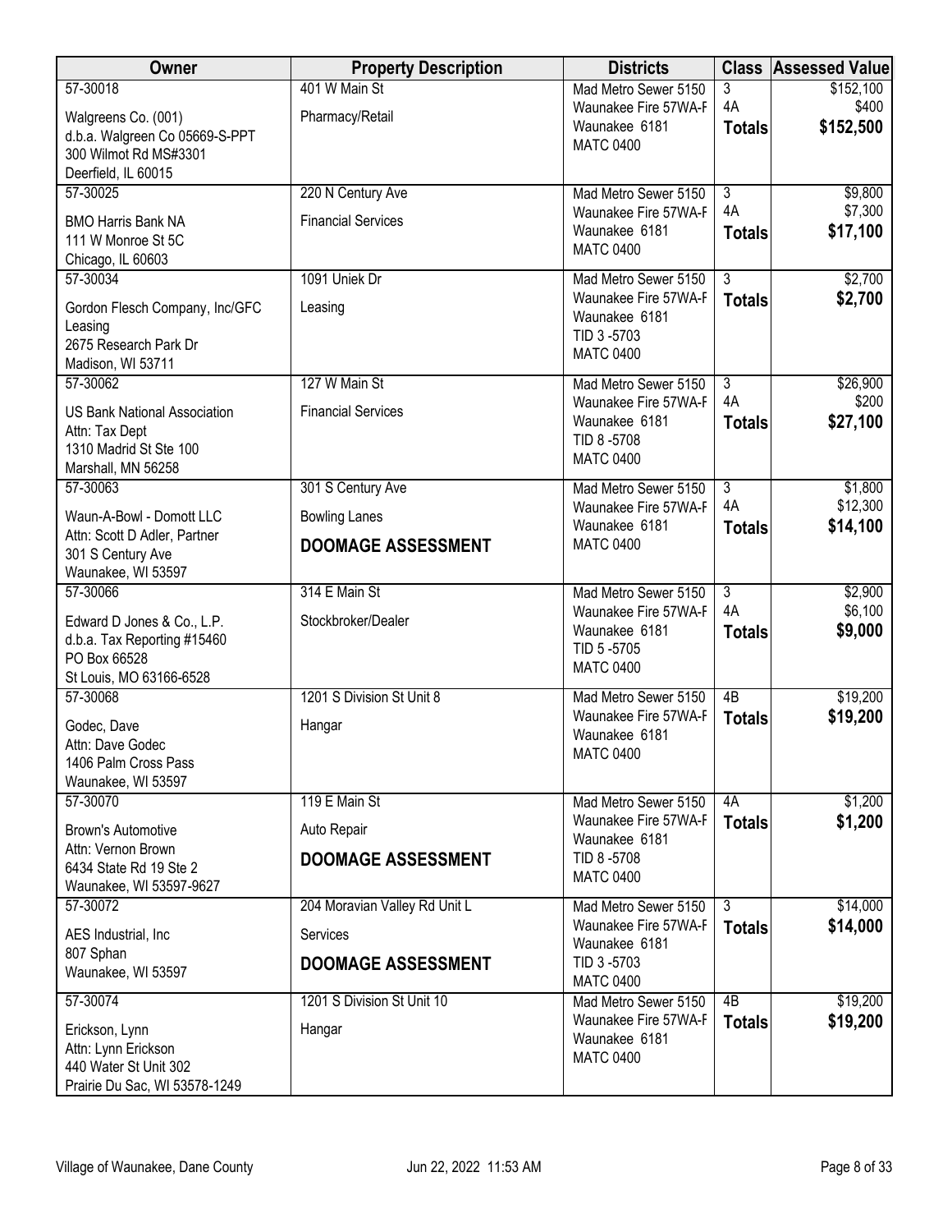| Owner | Property Description | Districts | Class | Assessed Value |
|---|---|---|---|---|
| 57-30018<br>Walgreens Co. (001)<br>d.b.a. Walgreen Co 05669-S-PPT<br>300 Wilmot Rd MS#3301<br>Deerfield, IL 60015 | 401 W Main St<br>Pharmacy/Retail | Mad Metro Sewer 5150<br>Waunakee Fire 57WA-F<br>Waunakee 6181<br>MATC 0400 | 3<br>4A<br>**Totals** | $152,100<br>$400<br>**$152,500** |
| 57-30025<br>BMO Harris Bank NA<br>111 W Monroe St 5C<br>Chicago, IL 60603 | 220 N Century Ave<br>Financial Services | Mad Metro Sewer 5150<br>Waunakee Fire 57WA-F<br>Waunakee 6181<br>MATC 0400 | 3<br>4A<br>**Totals** | $9,800<br>$7,300<br>**$17,100** |
| 57-30034<br>Gordon Flesch Company, Inc/GFC Leasing<br>2675 Research Park Dr<br>Madison, WI 53711 | 1091 Uniek Dr<br>Leasing | Mad Metro Sewer 5150<br>Waunakee Fire 57WA-F<br>Waunakee 6181<br>TID 3 -5703<br>MATC 0400 | 3<br>**Totals** | $2,700<br>**$2,700** |
| 57-30062<br>US Bank National Association<br>Attn: Tax Dept<br>1310 Madrid St Ste 100<br>Marshall, MN 56258 | 127 W Main St<br>Financial Services | Mad Metro Sewer 5150<br>Waunakee Fire 57WA-F<br>Waunakee 6181<br>TID 8 -5708<br>MATC 0400 | 3<br>4A<br>**Totals** | $26,900<br>$200<br>**$27,100** |
| 57-30063<br>Waun-A-Bowl - Domott LLC<br>Attn: Scott D Adler, Partner<br>301 S Century Ave<br>Waunakee, WI 53597 | 301 S Century Ave<br>Bowling Lanes<br>**DOOMAGE ASSESSMENT** | Mad Metro Sewer 5150<br>Waunakee Fire 57WA-F<br>Waunakee 6181<br>MATC 0400 | 3<br>4A<br>**Totals** | $1,800<br>$12,300<br>**$14,100** |
| 57-30066<br>Edward D Jones & Co., L.P.<br>d.b.a. Tax Reporting #15460<br>PO Box 66528<br>St Louis, MO 63166-6528 | 314 E Main St<br>Stockbroker/Dealer | Mad Metro Sewer 5150<br>Waunakee Fire 57WA-F<br>Waunakee 6181<br>TID 5 -5705<br>MATC 0400 | 3<br>4A<br>**Totals** | $2,900<br>$6,100<br>**$9,000** |
| 57-30068<br>Godec, Dave<br>Attn: Dave Godec<br>1406 Palm Cross Pass<br>Waunakee, WI 53597 | 1201 S Division St Unit 8<br>Hangar | Mad Metro Sewer 5150<br>Waunakee Fire 57WA-F<br>Waunakee 6181<br>MATC 0400 | 4B<br>**Totals** | $19,200<br>**$19,200** |
| 57-30070<br>Brown's Automotive<br>Attn: Vernon Brown<br>6434 State Rd 19 Ste 2<br>Waunakee, WI 53597-9627 | 119 E Main St<br>Auto Repair<br>**DOOMAGE ASSESSMENT** | Mad Metro Sewer 5150<br>Waunakee Fire 57WA-F<br>Waunakee 6181<br>TID 8 -5708<br>MATC 0400 | 4A<br>**Totals** | $1,200<br>**$1,200** |
| 57-30072<br>AES Industrial, Inc<br>807 Sphan<br>Waunakee, WI 53597 | 204 Moravian Valley Rd Unit L<br>Services<br>**DOOMAGE ASSESSMENT** | Mad Metro Sewer 5150<br>Waunakee Fire 57WA-F<br>Waunakee 6181<br>TID 3 -5703<br>MATC 0400 | 3<br>**Totals** | $14,000<br>**$14,000** |
| 57-30074<br>Erickson, Lynn<br>Attn: Lynn Erickson<br>440 Water St Unit 302<br>Prairie Du Sac, WI 53578-1249 | 1201 S Division St Unit 10<br>Hangar | Mad Metro Sewer 5150<br>Waunakee Fire 57WA-F<br>Waunakee 6181<br>MATC 0400 | 4B<br>**Totals** | $19,200<br>**$19,200** |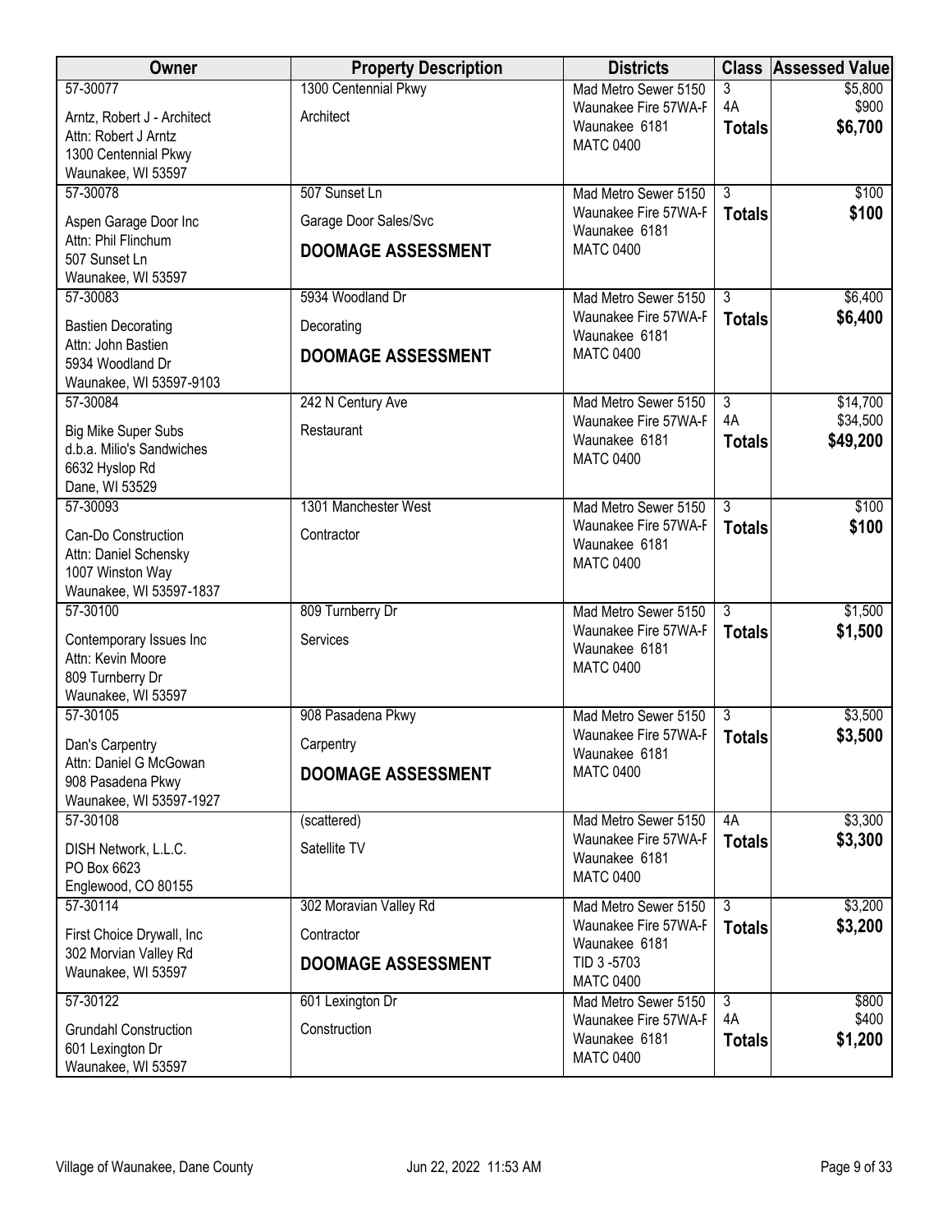| Owner | Property Description | Districts | Class | Assessed Value |
|---|---|---|---|---|
| 57-30077<br>Arntz, Robert J - Architect<br>Attn: Robert J Arntz<br>1300 Centennial Pkwy<br>Waunakee, WI 53597 | 1300 Centennial Pkwy<br>Architect | Mad Metro Sewer 5150<br>Waunakee Fire 57WA-F<br>Waunakee 6181<br>MATC 0400 | 3<br>4A<br>**Totals** | $5,800<br>$900<br>**$6,700** |
| 57-30078<br>Aspen Garage Door Inc<br>Attn: Phil Flinchum<br>507 Sunset Ln<br>Waunakee, WI 53597 | 507 Sunset Ln<br>Garage Door Sales/Svc<br>**DOOMAGE ASSESSMENT** | Mad Metro Sewer 5150<br>Waunakee Fire 57WA-F<br>Waunakee 6181<br>MATC 0400 | 3<br>**Totals** | $100<br>**$100** |
| 57-30083<br>Bastien Decorating<br>Attn: John Bastien<br>5934 Woodland Dr<br>Waunakee, WI 53597-9103 | 5934 Woodland Dr<br>Decorating<br>**DOOMAGE ASSESSMENT** | Mad Metro Sewer 5150<br>Waunakee Fire 57WA-F<br>Waunakee 6181<br>MATC 0400 | 3<br>**Totals** | $6,400<br>**$6,400** |
| 57-30084<br>Big Mike Super Subs<br>d.b.a. Milio's Sandwiches<br>6632 Hyslop Rd<br>Dane, WI 53529 | 242 N Century Ave<br>Restaurant | Mad Metro Sewer 5150<br>Waunakee Fire 57WA-F<br>Waunakee 6181<br>MATC 0400 | 3<br>4A<br>**Totals** | $14,700<br>$34,500<br>**$49,200** |
| 57-30093<br>Can-Do Construction<br>Attn: Daniel Schensky<br>1007 Winston Way<br>Waunakee, WI 53597-1837 | 1301 Manchester West<br>Contractor | Mad Metro Sewer 5150<br>Waunakee Fire 57WA-F<br>Waunakee 6181<br>MATC 0400 | 3<br>**Totals** | $100<br>**$100** |
| 57-30100<br>Contemporary Issues Inc<br>Attn: Kevin Moore<br>809 Turnberry Dr<br>Waunakee, WI 53597 | 809 Turnberry Dr<br>Services | Mad Metro Sewer 5150<br>Waunakee Fire 57WA-F<br>Waunakee 6181<br>MATC 0400 | 3<br>**Totals** | $1,500<br>**$1,500** |
| 57-30105<br>Dan's Carpentry<br>Attn: Daniel G McGowan<br>908 Pasadena Pkwy<br>Waunakee, WI 53597-1927 | 908 Pasadena Pkwy<br>Carpentry<br>**DOOMAGE ASSESSMENT** | Mad Metro Sewer 5150<br>Waunakee Fire 57WA-F<br>Waunakee 6181<br>MATC 0400 | 3<br>**Totals** | $3,500<br>**$3,500** |
| 57-30108<br>DISH Network, L.L.C.<br>PO Box 6623<br>Englewood, CO 80155 | (scattered)<br>Satellite TV | Mad Metro Sewer 5150<br>Waunakee Fire 57WA-F<br>Waunakee 6181<br>MATC 0400 | 4A<br>**Totals** | $3,300<br>**$3,300** |
| 57-30114<br>First Choice Drywall, Inc<br>302 Morvian Valley Rd<br>Waunakee, WI 53597 | 302 Moravian Valley Rd<br>Contractor<br>**DOOMAGE ASSESSMENT** | Mad Metro Sewer 5150<br>Waunakee Fire 57WA-F<br>Waunakee 6181<br>TID 3 -5703<br>MATC 0400 | 3<br>**Totals** | $3,200<br>**$3,200** |
| 57-30122<br>Grundahl Construction<br>601 Lexington Dr<br>Waunakee, WI 53597 | 601 Lexington Dr<br>Construction | Mad Metro Sewer 5150<br>Waunakee Fire 57WA-F<br>Waunakee 6181<br>MATC 0400 | 3<br>4A<br>**Totals** | $800<br>$400<br>**$1,200** |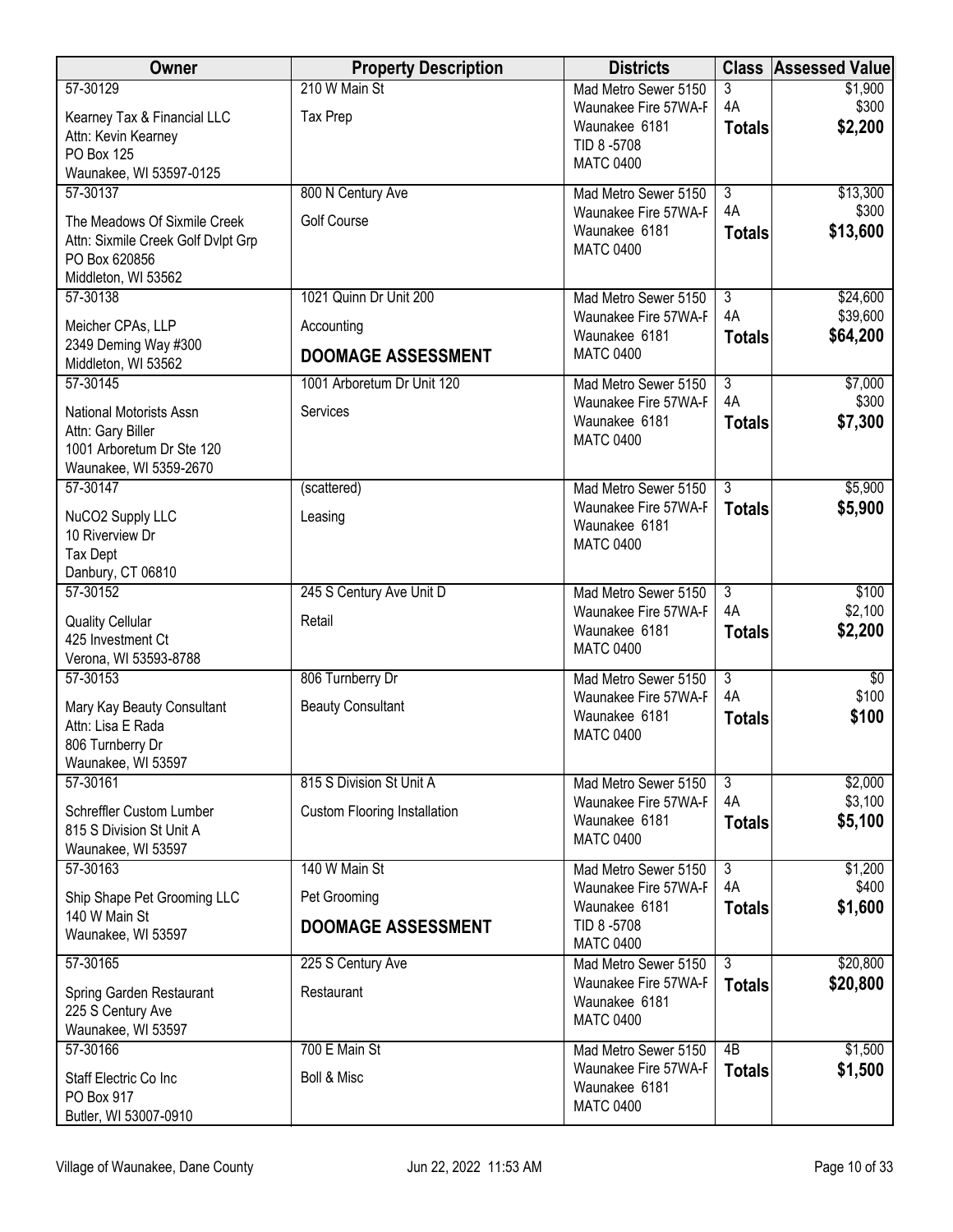| Owner | Property Description | Districts | Class | Assessed Value |
|---|---|---|---|---|
| 57-30129<br>Kearney Tax & Financial LLC<br>Attn: Kevin Kearney<br>PO Box 125<br>Waunakee, WI 53597-0125 | 210 W Main St<br>Tax Prep | Mad Metro Sewer 5150<br>Waunakee Fire 57WA-F<br>Waunakee 6181<br>TID 8 -5708<br>MATC 0400 | 3<br>4A<br>**Totals** | $1,900<br>$300<br>**$2,200** |
| 57-30137<br>The Meadows Of Sixmile Creek<br>Attn: Sixmile Creek Golf Dvlpt Grp<br>PO Box 620856<br>Middleton, WI 53562 | 800 N Century Ave<br>Golf Course | Mad Metro Sewer 5150<br>Waunakee Fire 57WA-F<br>Waunakee 6181<br>MATC 0400 | 3<br>4A<br>**Totals** | $13,300<br>$300<br>**$13,600** |
| 57-30138<br>Meicher CPAs, LLP<br>2349 Deming Way #300<br>Middleton, WI 53562 | 1021 Quinn Dr Unit 200<br>Accounting<br>**DOOMAGE ASSESSMENT** | Mad Metro Sewer 5150<br>Waunakee Fire 57WA-F<br>Waunakee 6181<br>MATC 0400 | 3<br>4A<br>**Totals** | $24,600<br>$39,600<br>**$64,200** |
| 57-30145<br>National Motorists Assn<br>Attn: Gary Biller<br>1001 Arboretum Dr Ste 120<br>Waunakee, WI 5359-2670 | 1001 Arboretum Dr Unit 120<br>Services | Mad Metro Sewer 5150<br>Waunakee Fire 57WA-F<br>Waunakee 6181<br>MATC 0400 | 3<br>4A<br>**Totals** | $7,000<br>$300<br>**$7,300** |
| 57-30147<br>NuCO2 Supply LLC<br>10 Riverview Dr<br>Tax Dept<br>Danbury, CT 06810 | (scattered)<br>Leasing | Mad Metro Sewer 5150<br>Waunakee Fire 57WA-F<br>Waunakee 6181<br>MATC 0400 | 3<br>**Totals** | $5,900<br>**$5,900** |
| 57-30152<br>Quality Cellular<br>425 Investment Ct<br>Verona, WI 53593-8788 | 245 S Century Ave Unit D<br>Retail | Mad Metro Sewer 5150<br>Waunakee Fire 57WA-F<br>Waunakee 6181<br>MATC 0400 | 3<br>4A<br>**Totals** | $100<br>$2,100<br>**$2,200** |
| 57-30153<br>Mary Kay Beauty Consultant<br>Attn: Lisa E Rada<br>806 Turnberry Dr<br>Waunakee, WI 53597 | 806 Turnberry Dr<br>Beauty Consultant | Mad Metro Sewer 5150<br>Waunakee Fire 57WA-F<br>Waunakee 6181<br>MATC 0400 | 3<br>4A<br>**Totals** | $0<br>$100<br>**$100** |
| 57-30161<br>Schreffler Custom Lumber<br>815 S Division St Unit A<br>Waunakee, WI 53597 | 815 S Division St Unit A<br>Custom Flooring Installation | Mad Metro Sewer 5150<br>Waunakee Fire 57WA-F<br>Waunakee 6181<br>MATC 0400 | 3<br>4A<br>**Totals** | $2,000<br>$3,100<br>**$5,100** |
| 57-30163<br>Ship Shape Pet Grooming LLC<br>140 W Main St<br>Waunakee, WI 53597 | 140 W Main St<br>Pet Grooming<br>**DOOMAGE ASSESSMENT** | Mad Metro Sewer 5150<br>Waunakee Fire 57WA-F<br>Waunakee 6181<br>TID 8 -5708<br>MATC 0400 | 3<br>4A<br>**Totals** | $1,200<br>$400<br>**$1,600** |
| 57-30165<br>Spring Garden Restaurant<br>225 S Century Ave<br>Waunakee, WI 53597 | 225 S Century Ave<br>Restaurant | Mad Metro Sewer 5150<br>Waunakee Fire 57WA-F<br>Waunakee 6181<br>MATC 0400 | 3<br>**Totals** | $20,800<br>**$20,800** |
| 57-30166<br>Staff Electric Co Inc<br>PO Box 917<br>Butler, WI 53007-0910 | 700 E Main St<br>Boll & Misc | Mad Metro Sewer 5150<br>Waunakee Fire 57WA-F<br>Waunakee 6181<br>MATC 0400 | 4B<br>**Totals** | $1,500<br>**$1,500** |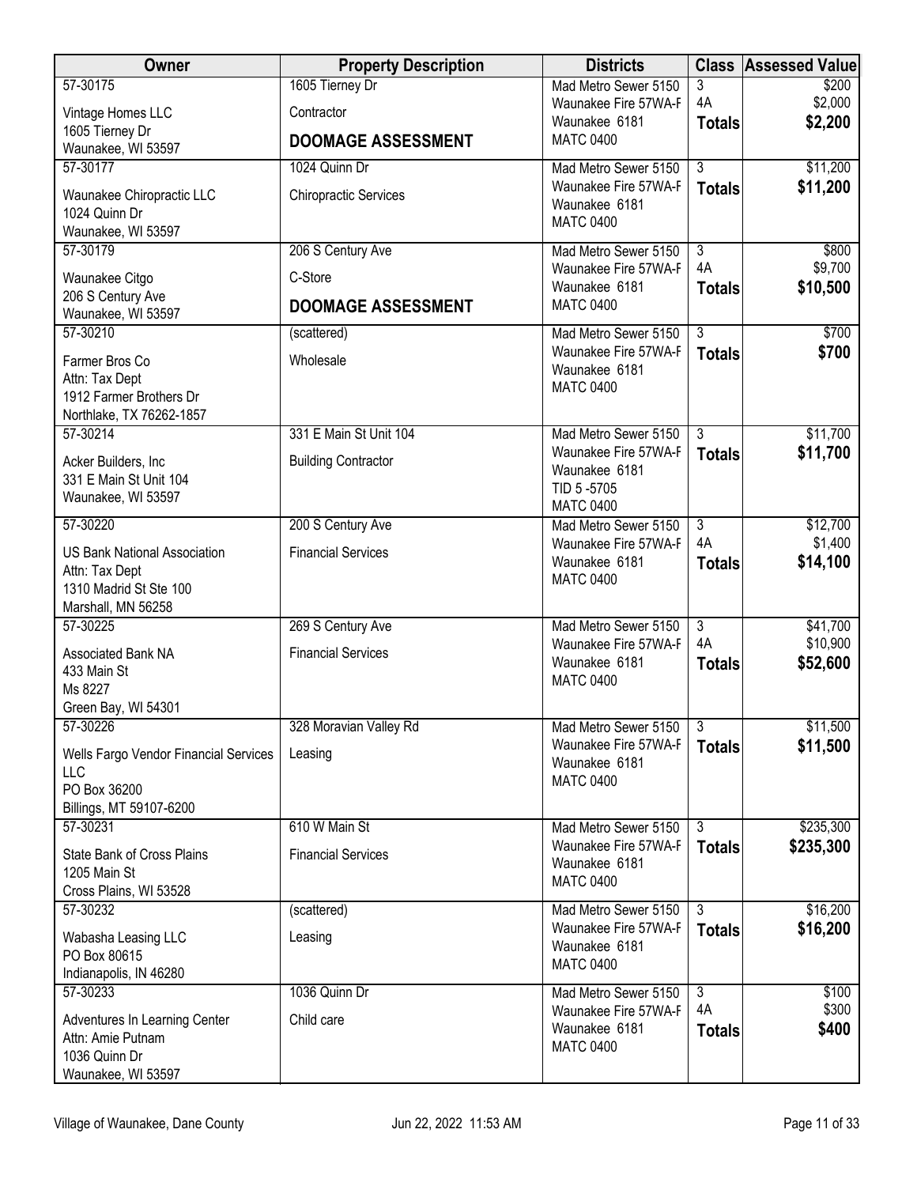| Owner | Property Description | Districts | Class | Assessed Value |
| --- | --- | --- | --- | --- |
| 57-30175<br>Vintage Homes LLC<br>1605 Tierney Dr<br>Waunakee, WI 53597 | 1605 Tierney Dr<br>Contractor<br>**DOOMAGE ASSESSMENT** | Mad Metro Sewer 5150<br>Waunakee Fire 57WA-F<br>Waunakee 6181<br>MATC 0400 | 3<br>4A<br>**Totals** | $200<br>$2,000<br>**$2,200** |
| 57-30177<br>Waunakee Chiropractic LLC<br>1024 Quinn Dr<br>Waunakee, WI 53597 | 1024 Quinn Dr<br>Chiropractic Services | Mad Metro Sewer 5150<br>Waunakee Fire 57WA-F<br>Waunakee 6181<br>MATC 0400 | 3<br>**Totals** | $11,200<br>**$11,200** |
| 57-30179<br>Waunakee Citgo<br>206 S Century Ave<br>Waunakee, WI 53597 | 206 S Century Ave<br>C-Store<br>**DOOMAGE ASSESSMENT** | Mad Metro Sewer 5150<br>Waunakee Fire 57WA-F<br>Waunakee 6181<br>MATC 0400 | 3<br>4A<br>**Totals** | $800<br>$9,700<br>**$10,500** |
| 57-30210<br>Farmer Bros Co<br>Attn: Tax Dept<br>1912 Farmer Brothers Dr<br>Northlake, TX 76262-1857 | (scattered)<br>Wholesale | Mad Metro Sewer 5150<br>Waunakee Fire 57WA-F<br>Waunakee 6181<br>MATC 0400 | 3<br>**Totals** | $700<br>**$700** |
| 57-30214<br>Acker Builders, Inc<br>331 E Main St Unit 104<br>Waunakee, WI 53597 | 331 E Main St Unit 104<br>Building Contractor | Mad Metro Sewer 5150<br>Waunakee Fire 57WA-F<br>Waunakee 6181<br>TID 5 -5705<br>MATC 0400 | 3<br>**Totals** | $11,700<br>**$11,700** |
| 57-30220<br>US Bank National Association<br>Attn: Tax Dept<br>1310 Madrid St Ste 100<br>Marshall, MN 56258 | 200 S Century Ave<br>Financial Services | Mad Metro Sewer 5150<br>Waunakee Fire 57WA-F<br>Waunakee 6181<br>MATC 0400 | 3<br>4A<br>**Totals** | $12,700<br>$1,400<br>**$14,100** |
| 57-30225<br>Associated Bank NA<br>433 Main St<br>Ms 8227<br>Green Bay, WI 54301 | 269 S Century Ave<br>Financial Services | Mad Metro Sewer 5150<br>Waunakee Fire 57WA-F<br>Waunakee 6181<br>MATC 0400 | 3<br>4A<br>**Totals** | $41,700<br>$10,900<br>**$52,600** |
| 57-30226<br>Wells Fargo Vendor Financial Services LLC<br>PO Box 36200<br>Billings, MT 59107-6200 | 328 Moravian Valley Rd<br>Leasing | Mad Metro Sewer 5150<br>Waunakee Fire 57WA-F<br>Waunakee 6181<br>MATC 0400 | 3<br>**Totals** | $11,500<br>**$11,500** |
| 57-30231<br>State Bank of Cross Plains<br>1205 Main St<br>Cross Plains, WI 53528 | 610 W Main St<br>Financial Services | Mad Metro Sewer 5150<br>Waunakee Fire 57WA-F<br>Waunakee 6181<br>MATC 0400 | 3<br>**Totals** | $235,300<br>**$235,300** |
| 57-30232<br>Wabasha Leasing LLC<br>PO Box 80615<br>Indianapolis, IN 46280 | (scattered)<br>Leasing | Mad Metro Sewer 5150<br>Waunakee Fire 57WA-F<br>Waunakee 6181<br>MATC 0400 | 3<br>**Totals** | $16,200<br>**$16,200** |
| 57-30233<br>Adventures In Learning Center<br>Attn: Amie Putnam<br>1036 Quinn Dr<br>Waunakee, WI 53597 | 1036 Quinn Dr<br>Child care | Mad Metro Sewer 5150<br>Waunakee Fire 57WA-F<br>Waunakee 6181<br>MATC 0400 | 3<br>4A<br>**Totals** | $100<br>$300<br>**$400** |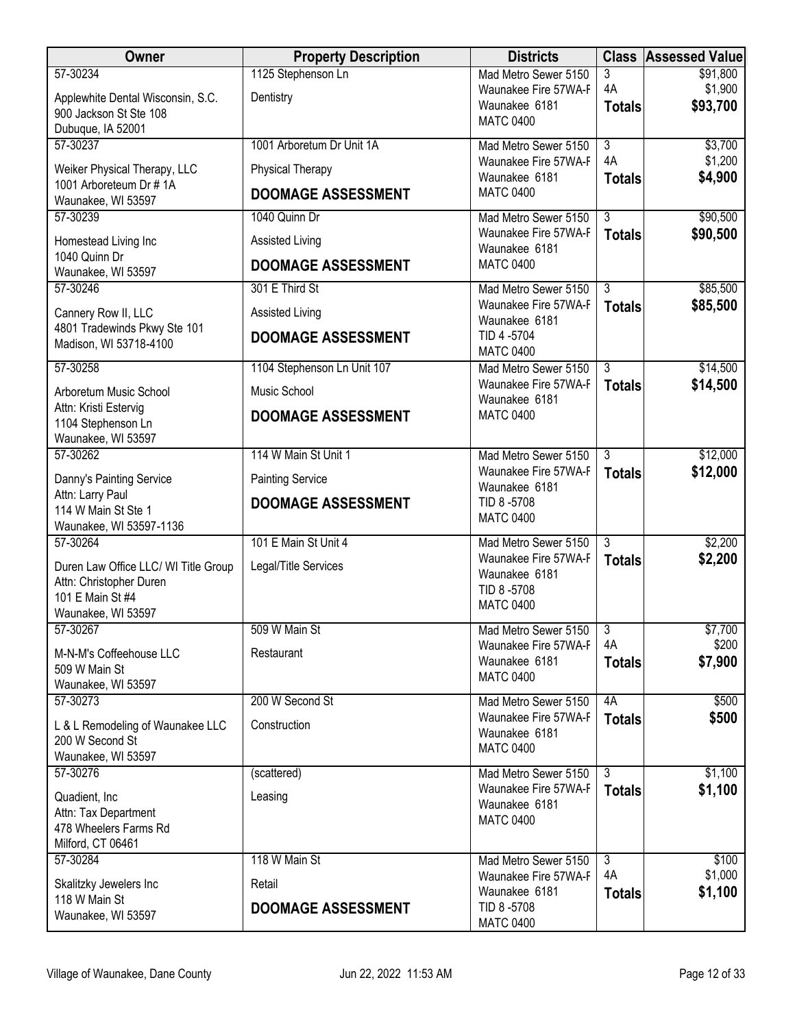| Owner | Property Description | Districts | Class | Assessed Value |
|---|---|---|---|---|
| 57-30234<br>Applewhite Dental Wisconsin, S.C.<br>900 Jackson St Ste 108<br>Dubuque, IA 52001 | 1125 Stephenson Ln<br>Dentistry | Mad Metro Sewer 5150<br>Waunakee Fire 57WA-F<br>Waunakee 6181<br>MATC 0400 | 3<br>4A<br>**Totals** | $91,800<br>$1,900<br>**$93,700** |
| 57-30237<br>Weiker Physical Therapy, LLC<br>1001 Arboreteum Dr # 1A<br>Waunakee, WI 53597 | 1001 Arboretum Dr Unit 1A<br>Physical Therapy<br>**DOOMAGE ASSESSMENT** | Mad Metro Sewer 5150<br>Waunakee Fire 57WA-F<br>Waunakee 6181<br>MATC 0400 | 3<br>4A<br>**Totals** | $3,700<br>$1,200<br>**$4,900** |
| 57-30239<br>Homestead Living Inc<br>1040 Quinn Dr<br>Waunakee, WI 53597 | 1040 Quinn Dr<br>Assisted Living<br>**DOOMAGE ASSESSMENT** | Mad Metro Sewer 5150<br>Waunakee Fire 57WA-F<br>Waunakee 6181<br>MATC 0400 | 3<br>**Totals** | $90,500<br>**$90,500** |
| 57-30246<br>Cannery Row II, LLC<br>4801 Tradewinds Pkwy Ste 101<br>Madison, WI 53718-4100 | 301 E Third St<br>Assisted Living<br>**DOOMAGE ASSESSMENT** | Mad Metro Sewer 5150<br>Waunakee Fire 57WA-F<br>Waunakee 6181<br>TID 4 -5704<br>MATC 0400 | 3<br>**Totals** | $85,500<br>**$85,500** |
| 57-30258<br>Arboretum Music School<br>Attn: Kristi Estervig<br>1104 Stephenson Ln<br>Waunakee, WI 53597 | 1104 Stephenson Ln Unit 107<br>Music School<br>**DOOMAGE ASSESSMENT** | Mad Metro Sewer 5150<br>Waunakee Fire 57WA-F<br>Waunakee 6181<br>MATC 0400 | 3<br>**Totals** | $14,500<br>**$14,500** |
| 57-30262<br>Danny's Painting Service<br>Attn: Larry Paul<br>114 W Main St Ste 1<br>Waunakee, WI 53597-1136 | 114 W Main St Unit 1<br>Painting Service<br>**DOOMAGE ASSESSMENT** | Mad Metro Sewer 5150<br>Waunakee Fire 57WA-F<br>Waunakee 6181<br>TID 8 -5708<br>MATC 0400 | 3<br>**Totals** | $12,000<br>**$12,000** |
| 57-30264<br>Duren Law Office LLC/ WI Title Group<br>Attn: Christopher Duren<br>101 E Main St #4<br>Waunakee, WI 53597 | 101 E Main St Unit 4<br>Legal/Title Services | Mad Metro Sewer 5150<br>Waunakee Fire 57WA-F<br>Waunakee 6181<br>TID 8 -5708<br>MATC 0400 | 3<br>**Totals** | $2,200<br>**$2,200** |
| 57-30267<br>M-N-M's Coffeehouse LLC<br>509 W Main St<br>Waunakee, WI 53597 | 509 W Main St<br>Restaurant | Mad Metro Sewer 5150<br>Waunakee Fire 57WA-F<br>Waunakee 6181<br>MATC 0400 | 3<br>4A<br>**Totals** | $7,700<br>$200<br>**$7,900** |
| 57-30273<br>L & L Remodeling of Waunakee LLC<br>200 W Second St<br>Waunakee, WI 53597 | 200 W Second St<br>Construction | Mad Metro Sewer 5150<br>Waunakee Fire 57WA-F<br>Waunakee 6181<br>MATC 0400 | 4A<br>**Totals** | $500<br>**$500** |
| 57-30276<br>Quadient, Inc<br>Attn: Tax Department<br>478 Wheelers Farms Rd<br>Milford, CT 06461 | (scattered)<br>Leasing | Mad Metro Sewer 5150<br>Waunakee Fire 57WA-F<br>Waunakee 6181<br>MATC 0400 | 3<br>**Totals** | $1,100<br>**$1,100** |
| 57-30284<br>Skalitzky Jewelers Inc<br>118 W Main St<br>Waunakee, WI 53597 | 118 W Main St<br>Retail<br>**DOOMAGE ASSESSMENT** | Mad Metro Sewer 5150<br>Waunakee Fire 57WA-F<br>Waunakee 6181<br>TID 8 -5708<br>MATC 0400 | 3<br>4A<br>**Totals** | $100<br>$1,000<br>**$1,100** |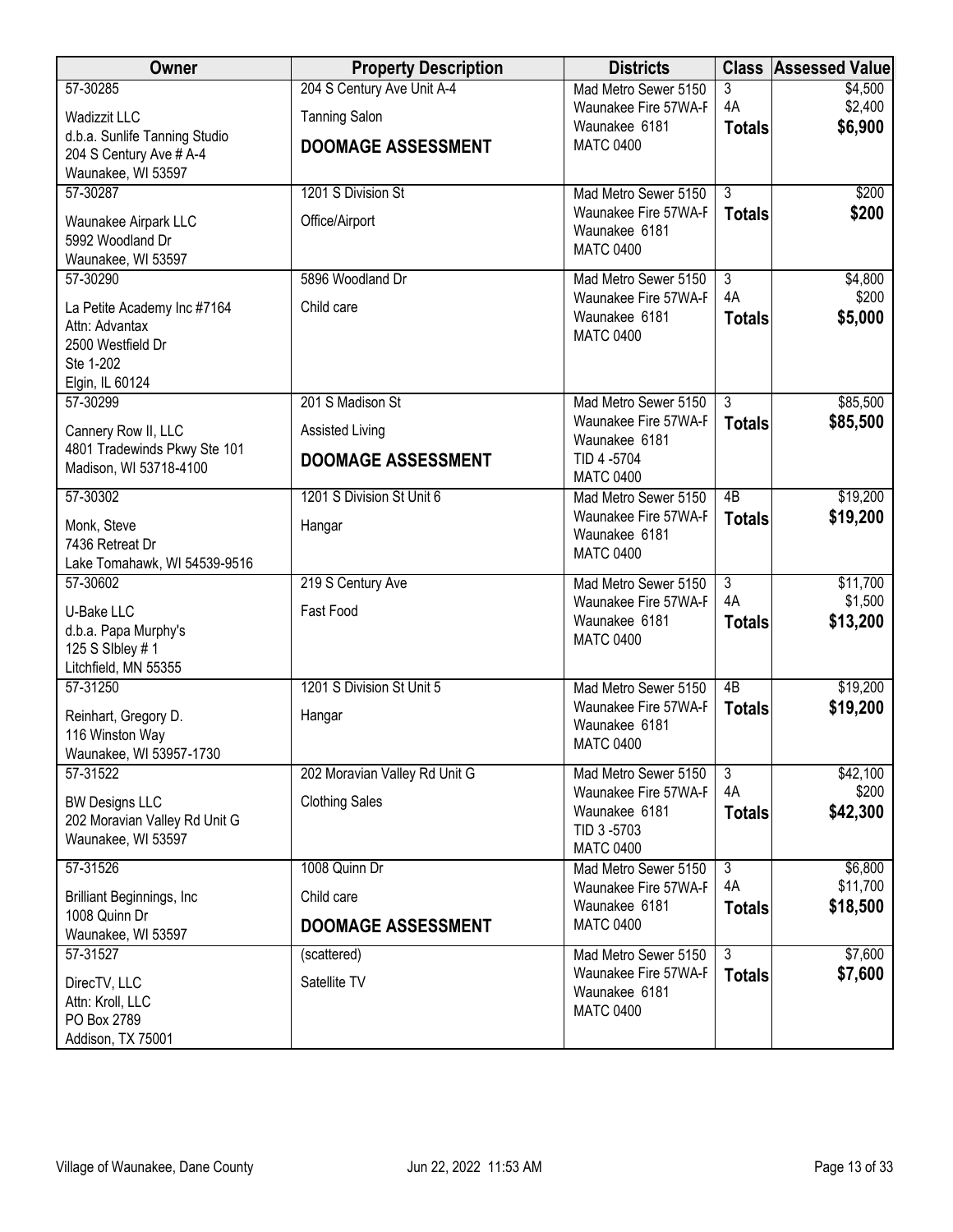| Owner | Property Description | Districts | Class | Assessed Value |
|---|---|---|---|---|
| 57-30285<br>Wadizzit LLC<br>d.b.a. Sunlife Tanning Studio<br>204 S Century Ave # A-4<br>Waunakee, WI 53597 | 204 S Century Ave Unit A-4<br>Tanning Salon<br>**DOOMAGE ASSESSMENT** | Mad Metro Sewer 5150<br>Waunakee Fire 57WA-F<br>Waunakee 6181<br>MATC 0400 | 3<br>4A<br>**Totals** | \$4,500<br>\$2,400<br>**\$6,900** |
| 57-30287<br>Waunakee Airpark LLC<br>5992 Woodland Dr<br>Waunakee, WI 53597 | 1201 S Division St<br>Office/Airport | Mad Metro Sewer 5150<br>Waunakee Fire 57WA-F<br>Waunakee 6181<br>MATC 0400 | 3<br>**Totals** | \$200<br>**\$200** |
| 57-30290<br>La Petite Academy Inc #7164<br>Attn: Advantax<br>2500 Westfield Dr<br>Ste 1-202<br>Elgin, IL 60124 | 5896 Woodland Dr<br>Child care | Mad Metro Sewer 5150<br>Waunakee Fire 57WA-F<br>Waunakee 6181<br>MATC 0400 | 3<br>4A<br>**Totals** | \$4,800<br>\$200<br>**\$5,000** |
| 57-30299<br>Cannery Row II, LLC<br>4801 Tradewinds Pkwy Ste 101<br>Madison, WI 53718-4100 | 201 S Madison St<br>Assisted Living<br>**DOOMAGE ASSESSMENT** | Mad Metro Sewer 5150<br>Waunakee Fire 57WA-F<br>Waunakee 6181<br>TID 4 -5704<br>MATC 0400 | 3<br>**Totals** | \$85,500<br>**\$85,500** |
| 57-30302<br>Monk, Steve<br>7436 Retreat Dr<br>Lake Tomahawk, WI 54539-9516 | 1201 S Division St Unit 6<br>Hangar | Mad Metro Sewer 5150<br>Waunakee Fire 57WA-F<br>Waunakee 6181<br>MATC 0400 | 4B<br>**Totals** | \$19,200<br>**\$19,200** |
| 57-30602<br>U-Bake LLC<br>d.b.a. Papa Murphy's<br>125 S SIbley # 1<br>Litchfield, MN 55355 | 219 S Century Ave<br>Fast Food | Mad Metro Sewer 5150<br>Waunakee Fire 57WA-F<br>Waunakee 6181<br>MATC 0400 | 3<br>4A<br>**Totals** | \$11,700<br>\$1,500<br>**\$13,200** |
| 57-31250<br>Reinhart, Gregory D.<br>116 Winston Way<br>Waunakee, WI 53957-1730 | 1201 S Division St Unit 5<br>Hangar | Mad Metro Sewer 5150<br>Waunakee Fire 57WA-F<br>Waunakee 6181<br>MATC 0400 | 4B<br>**Totals** | \$19,200<br>**\$19,200** |
| 57-31522<br>BW Designs LLC<br>202 Moravian Valley Rd Unit G<br>Waunakee, WI 53597 | 202 Moravian Valley Rd Unit G<br>Clothing Sales | Mad Metro Sewer 5150<br>Waunakee Fire 57WA-F<br>Waunakee 6181<br>TID 3 -5703<br>MATC 0400 | 3<br>4A<br>**Totals** | \$42,100<br>\$200<br>**\$42,300** |
| 57-31526<br>Brilliant Beginnings, Inc<br>1008 Quinn Dr<br>Waunakee, WI 53597 | 1008 Quinn Dr<br>Child care<br>**DOOMAGE ASSESSMENT** | Mad Metro Sewer 5150<br>Waunakee Fire 57WA-F<br>Waunakee 6181<br>MATC 0400 | 3<br>4A<br>**Totals** | \$6,800<br>\$11,700<br>**\$18,500** |
| 57-31527<br>DirecTV, LLC<br>Attn: Kroll, LLC<br>PO Box 2789<br>Addison, TX 75001 | (scattered)<br>Satellite TV | Mad Metro Sewer 5150<br>Waunakee Fire 57WA-F<br>Waunakee 6181<br>MATC 0400 | 3<br>**Totals** | \$7,600<br>**\$7,600** |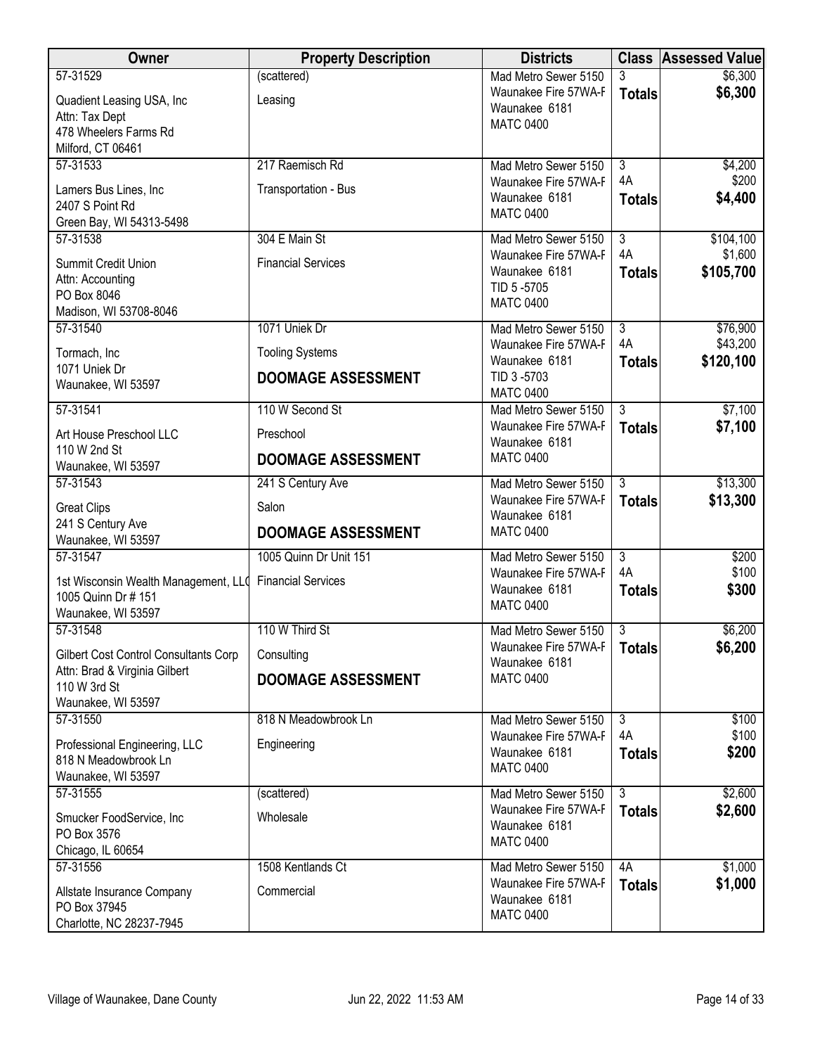| Owner | Property Description | Districts | Class | Assessed Value |
|---|---|---|---|---|
| 57-31529<br>Quadient Leasing USA, Inc<br>Attn: Tax Dept<br>478 Wheelers Farms Rd<br>Milford, CT 06461 | (scattered)<br>Leasing | Mad Metro Sewer 5150<br>Waunakee Fire 57WA-F<br>Waunakee 6181<br>MATC 0400 | 3<br>**Totals** | \$6,300<br>**\$6,300** |
| 57-31533<br>Lamers Bus Lines, Inc<br>2407 S Point Rd<br>Green Bay, WI 54313-5498 | 217 Raemisch Rd<br>Transportation - Bus | Mad Metro Sewer 5150<br>Waunakee Fire 57WA-F<br>Waunakee 6181<br>MATC 0400 | 3<br>4A<br>**Totals** | \$4,200<br>\$200<br>**\$4,400** |
| 57-31538<br>Summit Credit Union<br>Attn: Accounting<br>PO Box 8046<br>Madison, WI 53708-8046 | 304 E Main St<br>Financial Services | Mad Metro Sewer 5150<br>Waunakee Fire 57WA-F<br>Waunakee 6181<br>TID 5 -5705<br>MATC 0400 | 3<br>4A<br>**Totals** | \$104,100<br>\$1,600<br>**\$105,700** |
| 57-31540<br>Tormach, Inc<br>1071 Uniek Dr<br>Waunakee, WI 53597 | 1071 Uniek Dr<br>Tooling Systems<br>**DOOMAGE ASSESSMENT** | Mad Metro Sewer 5150<br>Waunakee Fire 57WA-F<br>Waunakee 6181<br>TID 3 -5703<br>MATC 0400 | 3<br>4A<br>**Totals** | \$76,900<br>\$43,200<br>**\$120,100** |
| 57-31541<br>Art House Preschool LLC<br>110 W 2nd St<br>Waunakee, WI 53597 | 110 W Second St<br>Preschool<br>**DOOMAGE ASSESSMENT** | Mad Metro Sewer 5150<br>Waunakee Fire 57WA-F<br>Waunakee 6181<br>MATC 0400 | 3<br>**Totals** | \$7,100<br>**\$7,100** |
| 57-31543<br>Great Clips<br>241 S Century Ave<br>Waunakee, WI 53597 | 241 S Century Ave<br>Salon<br>**DOOMAGE ASSESSMENT** | Mad Metro Sewer 5150<br>Waunakee Fire 57WA-F<br>Waunakee 6181<br>MATC 0400 | 3<br>**Totals** | \$13,300<br>**\$13,300** |
| 57-31547<br>1st Wisconsin Wealth Management, LLC<br>1005 Quinn Dr # 151<br>Waunakee, WI 53597 | 1005 Quinn Dr Unit 151<br>Financial Services | Mad Metro Sewer 5150<br>Waunakee Fire 57WA-F<br>Waunakee 6181<br>MATC 0400 | 3<br>4A<br>**Totals** | \$200<br>\$100<br>**\$300** |
| 57-31548<br>Gilbert Cost Control Consultants Corp<br>Attn: Brad & Virginia Gilbert<br>110 W 3rd St<br>Waunakee, WI 53597 | 110 W Third St<br>Consulting<br>**DOOMAGE ASSESSMENT** | Mad Metro Sewer 5150<br>Waunakee Fire 57WA-F<br>Waunakee 6181<br>MATC 0400 | 3<br>**Totals** | \$6,200<br>**\$6,200** |
| 57-31550<br>Professional Engineering, LLC<br>818 N Meadowbrook Ln<br>Waunakee, WI 53597 | 818 N Meadowbrook Ln<br>Engineering | Mad Metro Sewer 5150<br>Waunakee Fire 57WA-F<br>Waunakee 6181<br>MATC 0400 | 3<br>4A<br>**Totals** | \$100<br>\$100<br>**\$200** |
| 57-31555<br>Smucker FoodService, Inc<br>PO Box 3576<br>Chicago, IL 60654 | (scattered)<br>Wholesale | Mad Metro Sewer 5150<br>Waunakee Fire 57WA-F<br>Waunakee 6181<br>MATC 0400 | 3<br>**Totals** | \$2,600<br>**\$2,600** |
| 57-31556<br>Allstate Insurance Company<br>PO Box 37945<br>Charlotte, NC 28237-7945 | 1508 Kentlands Ct<br>Commercial | Mad Metro Sewer 5150<br>Waunakee Fire 57WA-F<br>Waunakee 6181<br>MATC 0400 | 4A<br>**Totals** | \$1,000<br>**\$1,000** |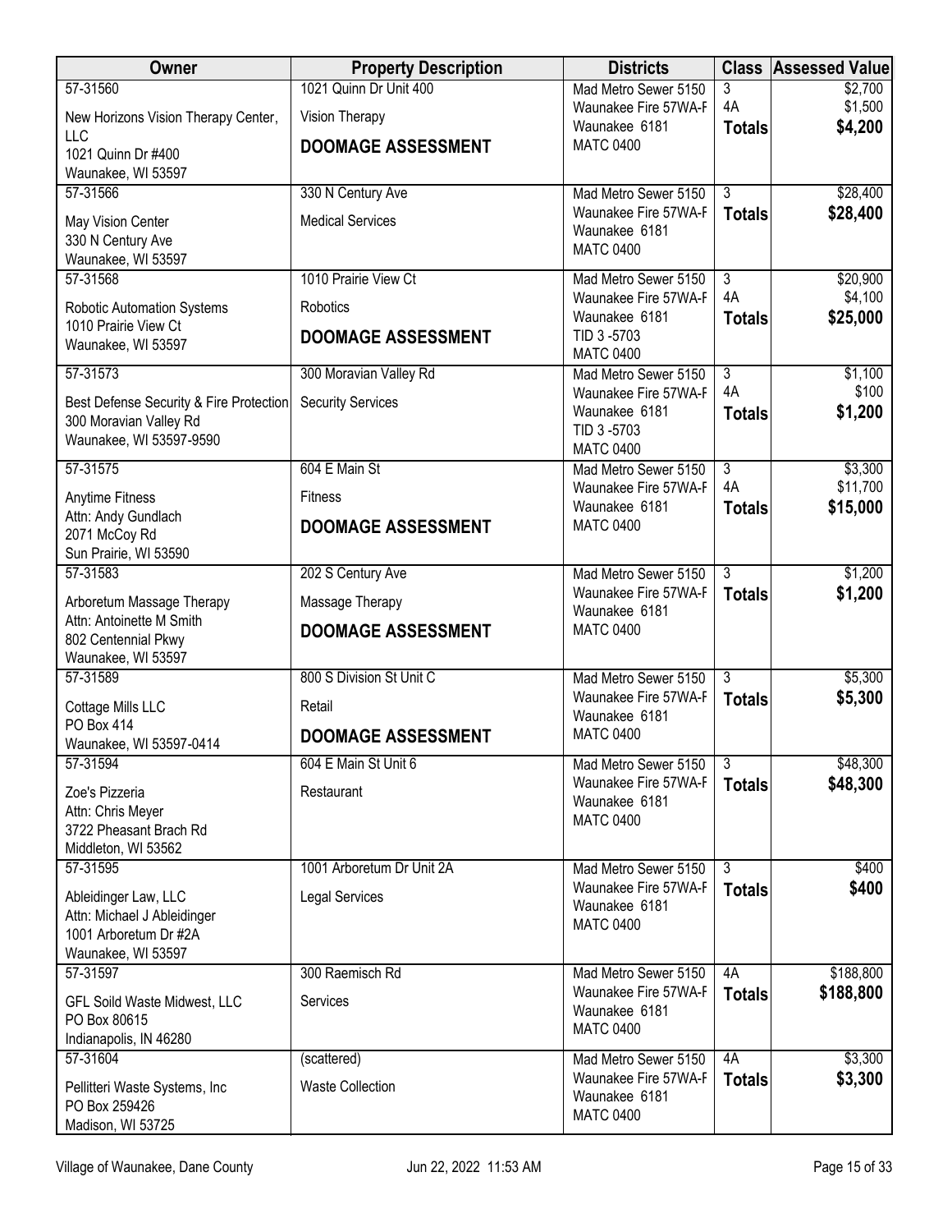| Owner | Property Description | Districts | Class | Assessed Value |
|---|---|---|---|---|
| 57-31560<br>New Horizons Vision Therapy Center, LLC<br>1021 Quinn Dr #400<br>Waunakee, WI 53597 | 1021 Quinn Dr Unit 400<br>Vision Therapy<br>**DOOMAGE ASSESSMENT** | Mad Metro Sewer 5150<br>Waunakee Fire 57WA-F<br>Waunakee 6181<br>MATC 0400 | 3<br>4A<br>**Totals** | $2,700<br>$1,500<br>**$4,200** |
| 57-31566<br>May Vision Center<br>330 N Century Ave<br>Waunakee, WI 53597 | 330 N Century Ave<br>Medical Services | Mad Metro Sewer 5150<br>Waunakee Fire 57WA-F<br>Waunakee 6181<br>MATC 0400 | 3<br>**Totals** | $28,400<br>**$28,400** |
| 57-31568<br>Robotic Automation Systems<br>1010 Prairie View Ct<br>Waunakee, WI 53597 | 1010 Prairie View Ct<br>Robotics<br>**DOOMAGE ASSESSMENT** | Mad Metro Sewer 5150<br>Waunakee Fire 57WA-F<br>Waunakee 6181<br>TID 3 -5703<br>MATC 0400 | 3<br>4A<br>**Totals** | $20,900<br>$4,100<br>**$25,000** |
| 57-31573<br>Best Defense Security & Fire Protection<br>300 Moravian Valley Rd<br>Waunakee, WI 53597-9590 | 300 Moravian Valley Rd<br>Security Services | Mad Metro Sewer 5150<br>Waunakee Fire 57WA-F<br>Waunakee 6181<br>TID 3 -5703<br>MATC 0400 | 3<br>4A<br>**Totals** | $1,100<br>$100<br>**$1,200** |
| 57-31575<br>Anytime Fitness<br>Attn: Andy Gundlach<br>2071 McCoy Rd<br>Sun Prairie, WI 53590 | 604 E Main St<br>Fitness<br>**DOOMAGE ASSESSMENT** | Mad Metro Sewer 5150<br>Waunakee Fire 57WA-F<br>Waunakee 6181<br>MATC 0400 | 3<br>4A<br>**Totals** | $3,300<br>$11,700<br>**$15,000** |
| 57-31583<br>Arboretum Massage Therapy<br>Attn: Antoinette M Smith<br>802 Centennial Pkwy<br>Waunakee, WI 53597 | 202 S Century Ave<br>Massage Therapy<br>**DOOMAGE ASSESSMENT** | Mad Metro Sewer 5150<br>Waunakee Fire 57WA-F<br>Waunakee 6181<br>MATC 0400 | 3<br>**Totals** | $1,200<br>**$1,200** |
| 57-31589<br>Cottage Mills LLC<br>PO Box 414<br>Waunakee, WI 53597-0414 | 800 S Division St Unit C<br>Retail<br>**DOOMAGE ASSESSMENT** | Mad Metro Sewer 5150<br>Waunakee Fire 57WA-F<br>Waunakee 6181<br>MATC 0400 | 3<br>**Totals** | $5,300<br>**$5,300** |
| 57-31594<br>Zoe's Pizzeria<br>Attn: Chris Meyer<br>3722 Pheasant Brach Rd<br>Middleton, WI 53562 | 604 E Main St Unit 6<br>Restaurant | Mad Metro Sewer 5150<br>Waunakee Fire 57WA-F<br>Waunakee 6181<br>MATC 0400 | 3<br>**Totals** | $48,300<br>**$48,300** |
| 57-31595<br>Ableidinger Law, LLC<br>Attn: Michael J Ableidinger<br>1001 Arboretum Dr #2A<br>Waunakee, WI 53597 | 1001 Arboretum Dr Unit 2A<br>Legal Services | Mad Metro Sewer 5150<br>Waunakee Fire 57WA-F<br>Waunakee 6181<br>MATC 0400 | 3<br>**Totals** | $400<br>**$400** |
| 57-31597<br>GFL Soild Waste Midwest, LLC<br>PO Box 80615<br>Indianapolis, IN 46280 | 300 Raemisch Rd<br>Services | Mad Metro Sewer 5150<br>Waunakee Fire 57WA-F<br>Waunakee 6181<br>MATC 0400 | 4A<br>**Totals** | $188,800<br>**$188,800** |
| 57-31604<br>Pellitteri Waste Systems, Inc<br>PO Box 259426<br>Madison, WI 53725 | (scattered)<br>Waste Collection | Mad Metro Sewer 5150<br>Waunakee Fire 57WA-F<br>Waunakee 6181<br>MATC 0400 | 4A<br>**Totals** | $3,300<br>**$3,300** |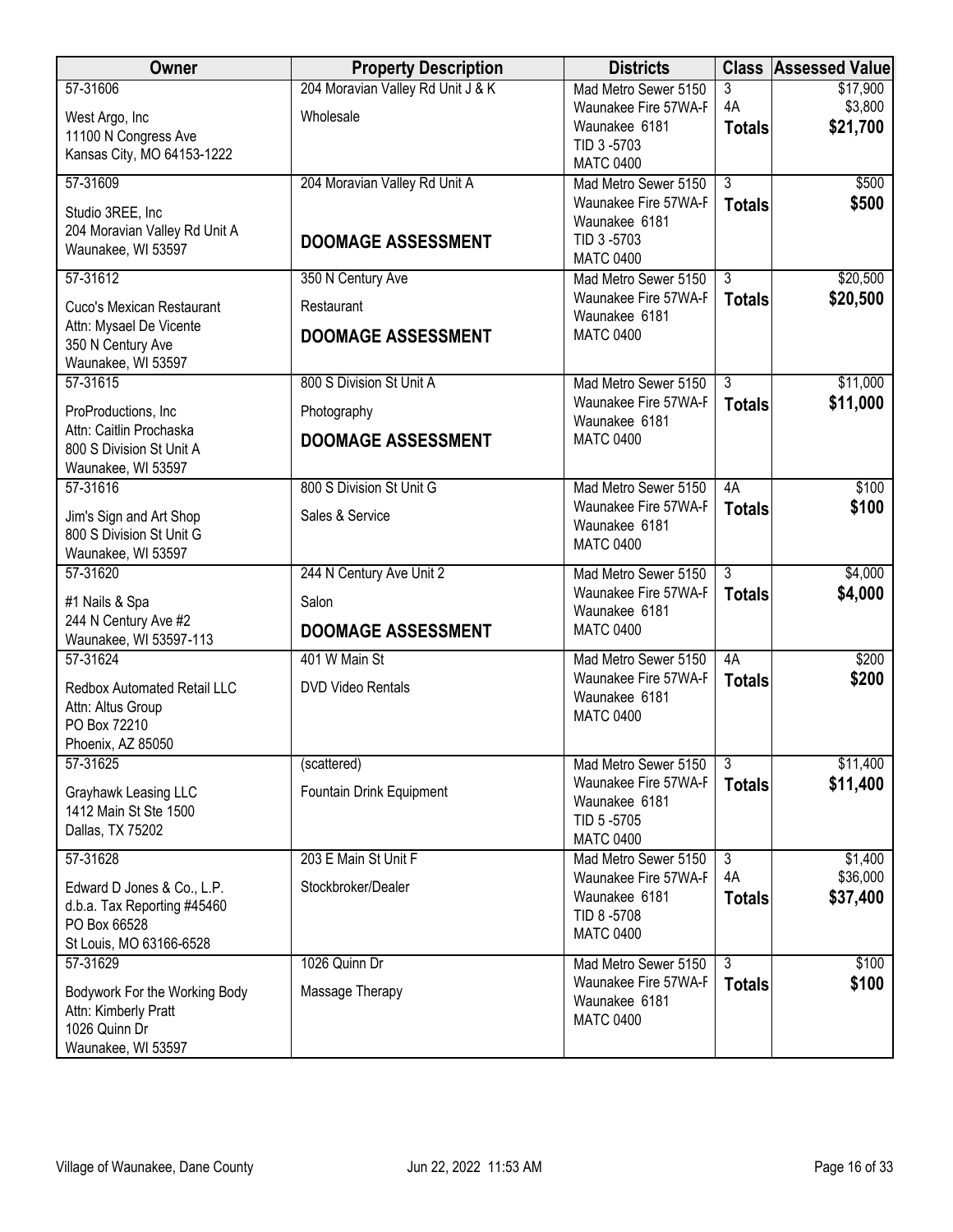| Owner | Property Description | Districts | Class | Assessed Value |
|---|---|---|---|---|
| 57-31606<br>West Argo, Inc<br>11100 N Congress Ave<br>Kansas City, MO 64153-1222 | 204 Moravian Valley Rd Unit J & K<br>Wholesale | Mad Metro Sewer 5150<br>Waunakee Fire 57WA-F<br>Waunakee 6181<br>TID 3 -5703<br>MATC 0400 | 3<br>4A<br>**Totals** | $17,900<br>$3,800<br>**$21,700** |
| 57-31609<br>Studio 3REE, Inc<br>204 Moravian Valley Rd Unit A<br>Waunakee, WI 53597 | 204 Moravian Valley Rd Unit A<br>**DOOMAGE ASSESSMENT** | Mad Metro Sewer 5150<br>Waunakee Fire 57WA-F<br>Waunakee 6181<br>TID 3 -5703<br>MATC 0400 | 3<br>**Totals** | $500<br>**$500** |
| 57-31612<br>Cuco's Mexican Restaurant<br>Attn: Mysael De Vicente<br>350 N Century Ave<br>Waunakee, WI 53597 | 350 N Century Ave<br>Restaurant<br>**DOOMAGE ASSESSMENT** | Mad Metro Sewer 5150<br>Waunakee Fire 57WA-F<br>Waunakee 6181<br>MATC 0400 | 3<br>**Totals** | $20,500<br>**$20,500** |
| 57-31615<br>ProProductions, Inc<br>Attn: Caitlin Prochaska<br>800 S Division St Unit A<br>Waunakee, WI 53597 | 800 S Division St Unit A<br>Photography<br>**DOOMAGE ASSESSMENT** | Mad Metro Sewer 5150<br>Waunakee Fire 57WA-F<br>Waunakee 6181<br>MATC 0400 | 3<br>**Totals** | $11,000<br>**$11,000** |
| 57-31616<br>Jim's Sign and Art Shop<br>800 S Division St Unit G<br>Waunakee, WI 53597 | 800 S Division St Unit G<br>Sales & Service | Mad Metro Sewer 5150<br>Waunakee Fire 57WA-F<br>Waunakee 6181<br>MATC 0400 | 4A<br>**Totals** | $100<br>**$100** |
| 57-31620<br>#1 Nails & Spa<br>244 N Century Ave #2<br>Waunakee, WI 53597-113 | 244 N Century Ave Unit 2<br>Salon<br>**DOOMAGE ASSESSMENT** | Mad Metro Sewer 5150<br>Waunakee Fire 57WA-F<br>Waunakee 6181<br>MATC 0400 | 3<br>**Totals** | $4,000<br>**$4,000** |
| 57-31624<br>Redbox Automated Retail LLC<br>Attn: Altus Group<br>PO Box 72210<br>Phoenix, AZ 85050 | 401 W Main St<br>DVD Video Rentals | Mad Metro Sewer 5150<br>Waunakee Fire 57WA-F<br>Waunakee 6181<br>MATC 0400 | 4A<br>**Totals** | $200<br>**$200** |
| 57-31625<br>Grayhawk Leasing LLC<br>1412 Main St Ste 1500<br>Dallas, TX 75202 | (scattered)<br>Fountain Drink Equipment | Mad Metro Sewer 5150<br>Waunakee Fire 57WA-F<br>Waunakee 6181<br>TID 5 -5705<br>MATC 0400 | 3<br>**Totals** | $11,400<br>**$11,400** |
| 57-31628<br>Edward D Jones & Co., L.P.<br>d.b.a. Tax Reporting #45460<br>PO Box 66528<br>St Louis, MO 63166-6528 | 203 E Main St Unit F<br>Stockbroker/Dealer | Mad Metro Sewer 5150<br>Waunakee Fire 57WA-F<br>Waunakee 6181<br>TID 8 -5708<br>MATC 0400 | 3<br>4A<br>**Totals** | $1,400<br>$36,000<br>**$37,400** |
| 57-31629<br>Bodywork For the Working Body<br>Attn: Kimberly Pratt<br>1026 Quinn Dr<br>Waunakee, WI 53597 | 1026 Quinn Dr<br>Massage Therapy | Mad Metro Sewer 5150<br>Waunakee Fire 57WA-F<br>Waunakee 6181<br>MATC 0400 | 3<br>**Totals** | $100<br>**$100** |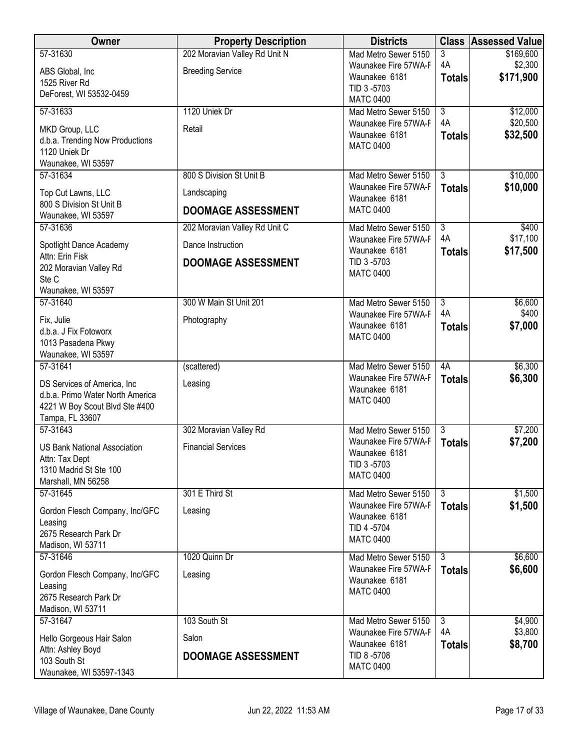| Owner | Property Description | Districts | Class | Assessed Value |
|---|---|---|---|---|
| 57-31630<br>ABS Global, Inc<br>1525 River Rd<br>DeForest, WI 53532-0459 | 202 Moravian Valley Rd Unit N<br>Breeding Service | Mad Metro Sewer 5150<br>Waunakee Fire 57WA-F<br>Waunakee 6181<br>TID 3 -5703<br>MATC 0400 | 3<br>4A<br>**Totals** | $169,600<br>$2,300<br>**$171,900** |
| 57-31633<br>MKD Group, LLC<br>d.b.a. Trending Now Productions<br>1120 Uniek Dr<br>Waunakee, WI 53597 | 1120 Uniek Dr<br>Retail | Mad Metro Sewer 5150<br>Waunakee Fire 57WA-F<br>Waunakee 6181<br>MATC 0400 | 3<br>4A<br>**Totals** | $12,000<br>$20,500<br>**$32,500** |
| 57-31634<br>Top Cut Lawns, LLC<br>800 S Division St Unit B<br>Waunakee, WI 53597 | 800 S Division St Unit B<br>Landscaping<br>**DOOMAGE ASSESSMENT** | Mad Metro Sewer 5150<br>Waunakee Fire 57WA-F<br>Waunakee 6181<br>MATC 0400 | 3<br>**Totals** | $10,000<br>**$10,000** |
| 57-31636<br>Spotlight Dance Academy<br>Attn: Erin Fisk<br>202 Moravian Valley Rd<br>Ste C<br>Waunakee, WI 53597 | 202 Moravian Valley Rd Unit C<br>Dance Instruction<br>**DOOMAGE ASSESSMENT** | Mad Metro Sewer 5150<br>Waunakee Fire 57WA-F<br>Waunakee 6181<br>TID 3 -5703<br>MATC 0400 | 3<br>4A<br>**Totals** | $400<br>$17,100<br>**$17,500** |
| 57-31640<br>Fix, Julie<br>d.b.a. J Fix Fotoworx<br>1013 Pasadena Pkwy<br>Waunakee, WI 53597 | 300 W Main St Unit 201<br>Photography | Mad Metro Sewer 5150<br>Waunakee Fire 57WA-F<br>Waunakee 6181<br>MATC 0400 | 3<br>4A<br>**Totals** | $6,600<br>$400<br>**$7,000** |
| 57-31641<br>DS Services of America, Inc<br>d.b.a. Primo Water North America<br>4221 W Boy Scout Blvd Ste #400<br>Tampa, FL 33607 | (scattered)<br>Leasing | Mad Metro Sewer 5150<br>Waunakee Fire 57WA-F<br>Waunakee 6181<br>MATC 0400 | 4A<br>**Totals** | $6,300<br>**$6,300** |
| 57-31643<br>US Bank National Association<br>Attn: Tax Dept<br>1310 Madrid St Ste 100<br>Marshall, MN 56258 | 302 Moravian Valley Rd<br>Financial Services | Mad Metro Sewer 5150<br>Waunakee Fire 57WA-F<br>Waunakee 6181<br>TID 3 -5703<br>MATC 0400 | 3<br>**Totals** | $7,200<br>**$7,200** |
| 57-31645<br>Gordon Flesch Company, Inc/GFC<br>Leasing<br>2675 Research Park Dr<br>Madison, WI 53711 | 301 E Third St<br>Leasing | Mad Metro Sewer 5150<br>Waunakee Fire 57WA-F<br>Waunakee 6181<br>TID 4 -5704<br>MATC 0400 | 3<br>**Totals** | $1,500<br>**$1,500** |
| 57-31646<br>Gordon Flesch Company, Inc/GFC<br>Leasing<br>2675 Research Park Dr<br>Madison, WI 53711 | 1020 Quinn Dr<br>Leasing | Mad Metro Sewer 5150<br>Waunakee Fire 57WA-F<br>Waunakee 6181<br>MATC 0400 | 3<br>**Totals** | $6,600<br>**$6,600** |
| 57-31647<br>Hello Gorgeous Hair Salon<br>Attn: Ashley Boyd<br>103 South St<br>Waunakee, WI 53597-1343 | 103 South St<br>Salon<br>**DOOMAGE ASSESSMENT** | Mad Metro Sewer 5150<br>Waunakee Fire 57WA-F<br>Waunakee 6181<br>TID 8 -5708<br>MATC 0400 | 3<br>4A<br>**Totals** | $4,900<br>$3,800<br>**$8,700** |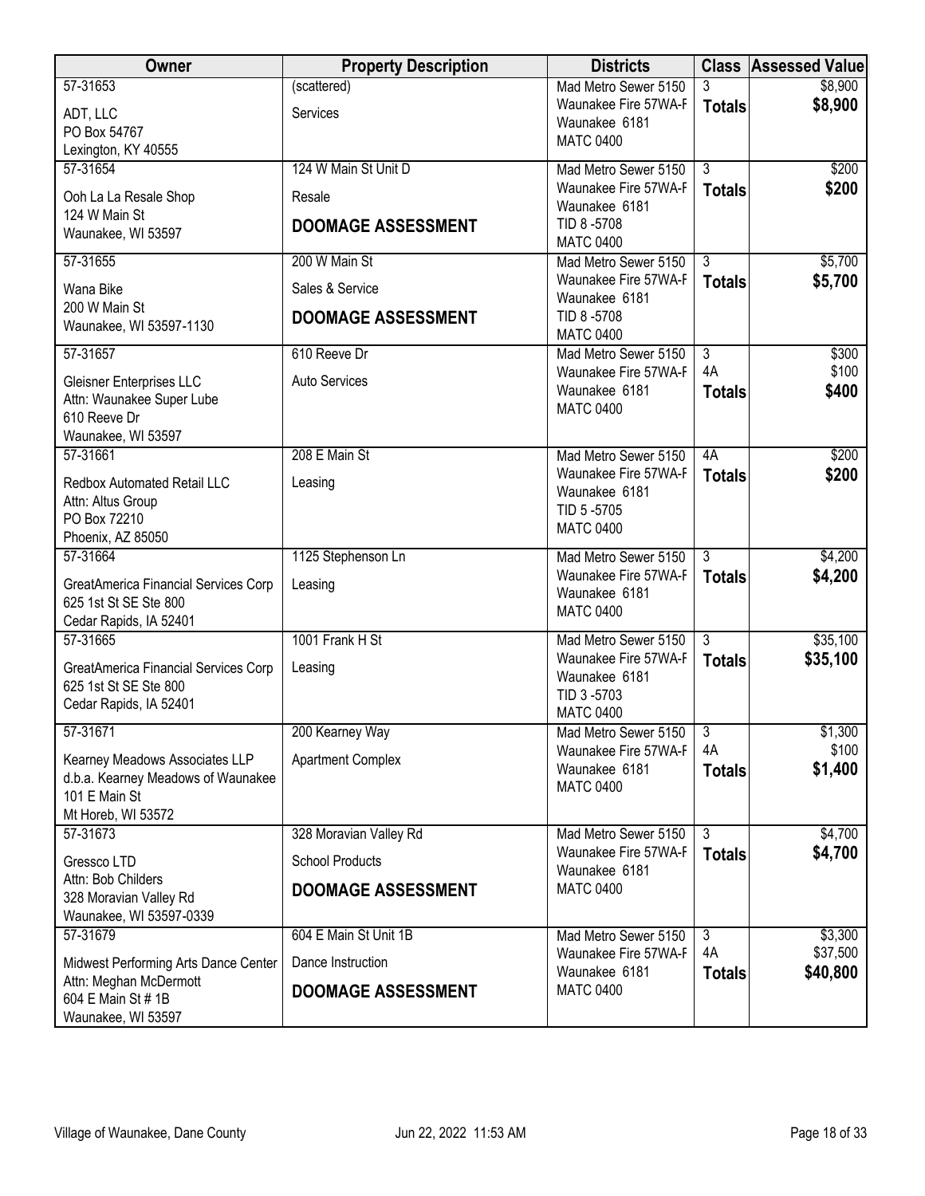| Owner | Property Description | Districts | Class | Assessed Value |
|---|---|---|---|---|
| 57-31653<br>ADT, LLC<br>PO Box 54767<br>Lexington, KY 40555 | (scattered)<br>Services | Mad Metro Sewer 5150<br>Waunakee Fire 57WA-F<br>Waunakee 6181<br>MATC 0400 | 3<br>**Totals** | $8,900<br>**$8,900** |
| 57-31654<br>Ooh La La Resale Shop<br>124 W Main St<br>Waunakee, WI 53597 | 124 W Main St Unit D<br>Resale<br>**DOOMAGE ASSESSMENT** | Mad Metro Sewer 5150<br>Waunakee Fire 57WA-F<br>Waunakee 6181<br>TID 8 -5708<br>MATC 0400 | 3<br>**Totals** | $200<br>**$200** |
| 57-31655<br>Wana Bike<br>200 W Main St<br>Waunakee, WI 53597-1130 | 200 W Main St<br>Sales & Service<br>**DOOMAGE ASSESSMENT** | Mad Metro Sewer 5150<br>Waunakee Fire 57WA-F<br>Waunakee 6181<br>TID 8 -5708<br>MATC 0400 | 3<br>**Totals** | $5,700<br>**$5,700** |
| 57-31657<br>Gleisner Enterprises LLC<br>Attn: Waunakee Super Lube<br>610 Reeve Dr<br>Waunakee, WI 53597 | 610 Reeve Dr<br>Auto Services | Mad Metro Sewer 5150<br>Waunakee Fire 57WA-F<br>Waunakee 6181<br>MATC 0400 | 3<br>4A<br>**Totals** | $300<br>$100<br>**$400** |
| 57-31661<br>Redbox Automated Retail LLC<br>Attn: Altus Group<br>PO Box 72210<br>Phoenix, AZ 85050 | 208 E Main St<br>Leasing | Mad Metro Sewer 5150<br>Waunakee Fire 57WA-F<br>Waunakee 6181<br>TID 5 -5705<br>MATC 0400 | 4A<br>**Totals** | $200<br>**$200** |
| 57-31664<br>GreatAmerica Financial Services Corp<br>625 1st St SE Ste 800<br>Cedar Rapids, IA 52401 | 1125 Stephenson Ln<br>Leasing | Mad Metro Sewer 5150<br>Waunakee Fire 57WA-F<br>Waunakee 6181<br>MATC 0400 | 3<br>**Totals** | $4,200<br>**$4,200** |
| 57-31665<br>GreatAmerica Financial Services Corp<br>625 1st St SE Ste 800<br>Cedar Rapids, IA 52401 | 1001 Frank H St<br>Leasing | Mad Metro Sewer 5150<br>Waunakee Fire 57WA-F<br>Waunakee 6181<br>TID 3 -5703<br>MATC 0400 | 3<br>**Totals** | $35,100<br>**$35,100** |
| 57-31671<br>Kearney Meadows Associates LLP<br>d.b.a. Kearney Meadows of Waunakee<br>101 E Main St<br>Mt Horeb, WI 53572 | 200 Kearney Way<br>Apartment Complex | Mad Metro Sewer 5150<br>Waunakee Fire 57WA-F<br>Waunakee 6181<br>MATC 0400 | 3<br>4A<br>**Totals** | $1,300<br>$100<br>**$1,400** |
| 57-31673<br>Gressco LTD<br>Attn: Bob Childers<br>328 Moravian Valley Rd<br>Waunakee, WI 53597-0339 | 328 Moravian Valley Rd<br>School Products<br>**DOOMAGE ASSESSMENT** | Mad Metro Sewer 5150<br>Waunakee Fire 57WA-F<br>Waunakee 6181<br>MATC 0400 | 3<br>**Totals** | $4,700<br>**$4,700** |
| 57-31679<br>Midwest Performing Arts Dance Center<br>Attn: Meghan McDermott<br>604 E Main St # 1B<br>Waunakee, WI 53597 | 604 E Main St Unit 1B<br>Dance Instruction<br>**DOOMAGE ASSESSMENT** | Mad Metro Sewer 5150<br>Waunakee Fire 57WA-F<br>Waunakee 6181<br>MATC 0400 | 3<br>4A<br>**Totals** | $3,300<br>$37,500<br>**$40,800** |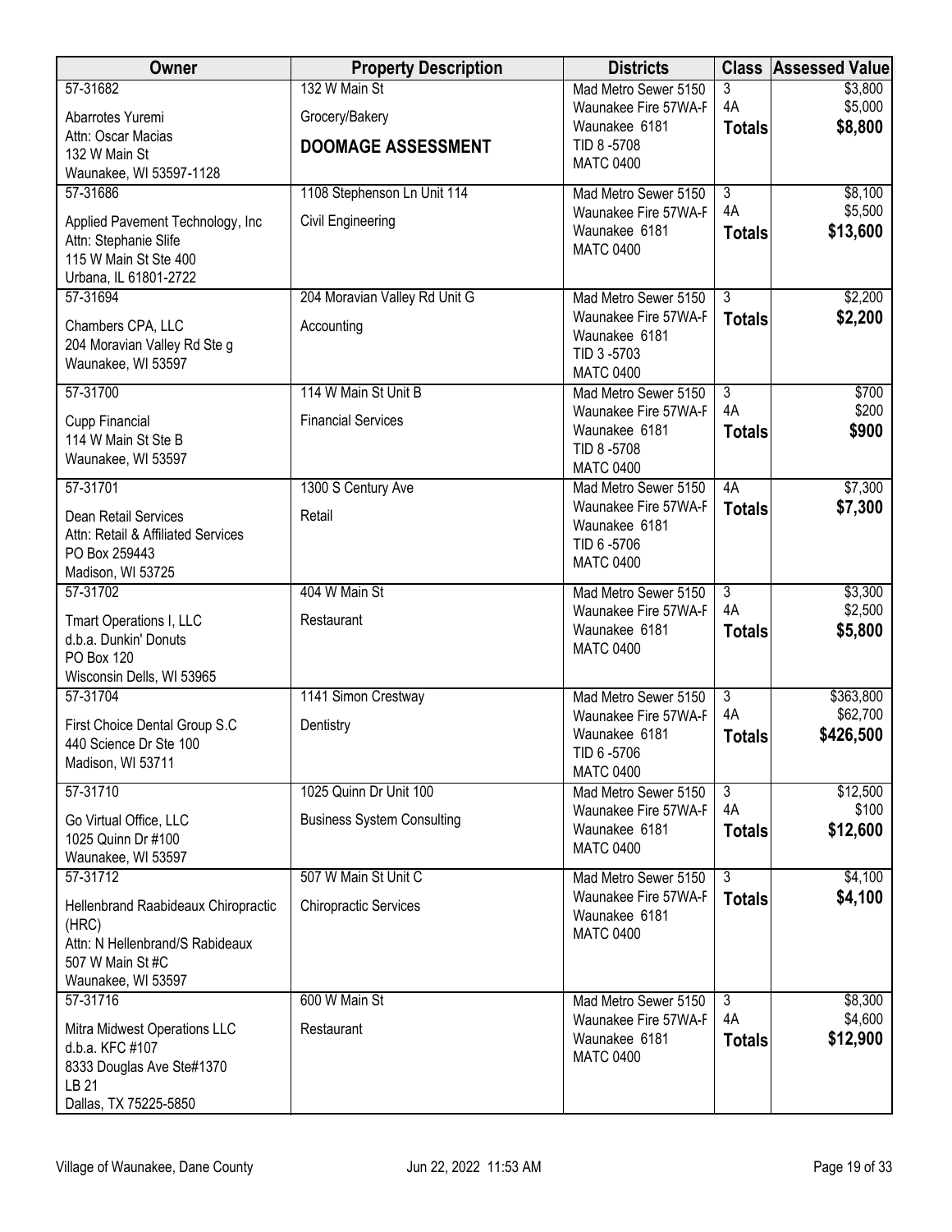| Owner | Property Description | Districts | Class | Assessed Value |
|---|---|---|---|---|
| 57-31682<br>Abarrotes Yuremi<br>Attn: Oscar Macias<br>132 W Main St<br>Waunakee, WI 53597-1128 | 132 W Main St<br>Grocery/Bakery<br>**DOOMAGE ASSESSMENT** | Mad Metro Sewer 5150<br>Waunakee Fire 57WA-F<br>Waunakee 6181<br>TID 8 -5708<br>MATC 0400 | 3<br>4A<br>**Totals** | $3,800<br>$5,000<br>**$8,800** |
| 57-31686<br>Applied Pavement Technology, Inc<br>Attn: Stephanie Slife<br>115 W Main St Ste 400<br>Urbana, IL 61801-2722 | 1108 Stephenson Ln Unit 114<br>Civil Engineering | Mad Metro Sewer 5150<br>Waunakee Fire 57WA-F<br>Waunakee 6181<br>MATC 0400 | 3<br>4A<br>**Totals** | $8,100<br>$5,500<br>**$13,600** |
| 57-31694<br>Chambers CPA, LLC<br>204 Moravian Valley Rd Ste g<br>Waunakee, WI 53597 | 204 Moravian Valley Rd Unit G<br>Accounting | Mad Metro Sewer 5150<br>Waunakee Fire 57WA-F<br>Waunakee 6181<br>TID 3 -5703<br>MATC 0400 | 3<br>**Totals** | $2,200<br>**$2,200** |
| 57-31700<br>Cupp Financial<br>114 W Main St Ste B<br>Waunakee, WI 53597 | 114 W Main St Unit B<br>Financial Services | Mad Metro Sewer 5150<br>Waunakee Fire 57WA-F<br>Waunakee 6181<br>TID 8 -5708<br>MATC 0400 | 3<br>4A<br>**Totals** | $700<br>$200<br>**$900** |
| 57-31701<br>Dean Retail Services<br>Attn: Retail & Affiliated Services<br>PO Box 259443<br>Madison, WI 53725 | 1300 S Century Ave<br>Retail | Mad Metro Sewer 5150<br>Waunakee Fire 57WA-F<br>Waunakee 6181<br>TID 6 -5706<br>MATC 0400 | 4A<br>**Totals** | $7,300<br>**$7,300** |
| 57-31702<br>Tmart Operations I, LLC<br>d.b.a. Dunkin' Donuts<br>PO Box 120<br>Wisconsin Dells, WI 53965 | 404 W Main St<br>Restaurant | Mad Metro Sewer 5150<br>Waunakee Fire 57WA-F<br>Waunakee 6181<br>MATC 0400 | 3<br>4A<br>**Totals** | $3,300<br>$2,500<br>**$5,800** |
| 57-31704<br>First Choice Dental Group S.C<br>440 Science Dr Ste 100<br>Madison, WI 53711 | 1141 Simon Crestway<br>Dentistry | Mad Metro Sewer 5150<br>Waunakee Fire 57WA-F<br>Waunakee 6181<br>TID 6 -5706<br>MATC 0400 | 3<br>4A<br>**Totals** | $363,800<br>$62,700<br>**$426,500** |
| 57-31710<br>Go Virtual Office, LLC<br>1025 Quinn Dr #100<br>Waunakee, WI 53597 | 1025 Quinn Dr Unit 100<br>Business System Consulting | Mad Metro Sewer 5150<br>Waunakee Fire 57WA-F<br>Waunakee 6181<br>MATC 0400 | 3<br>4A<br>**Totals** | $12,500<br>$100<br>**$12,600** |
| 57-31712<br>Hellenbrand Raabideaux Chiropractic (HRC)<br>Attn: N Hellenbrand/S Rabideaux<br>507 W Main St #C<br>Waunakee, WI 53597 | 507 W Main St Unit C<br>Chiropractic Services | Mad Metro Sewer 5150<br>Waunakee Fire 57WA-F<br>Waunakee 6181<br>MATC 0400 | 3<br>**Totals** | $4,100<br>**$4,100** |
| 57-31716<br>Mitra Midwest Operations LLC<br>d.b.a. KFC #107<br>8333 Douglas Ave Ste#1370<br>LB 21<br>Dallas, TX 75225-5850 | 600 W Main St<br>Restaurant | Mad Metro Sewer 5150<br>Waunakee Fire 57WA-F<br>Waunakee 6181<br>MATC 0400 | 3<br>4A<br>**Totals** | $8,300<br>$4,600<br>**$12,900** |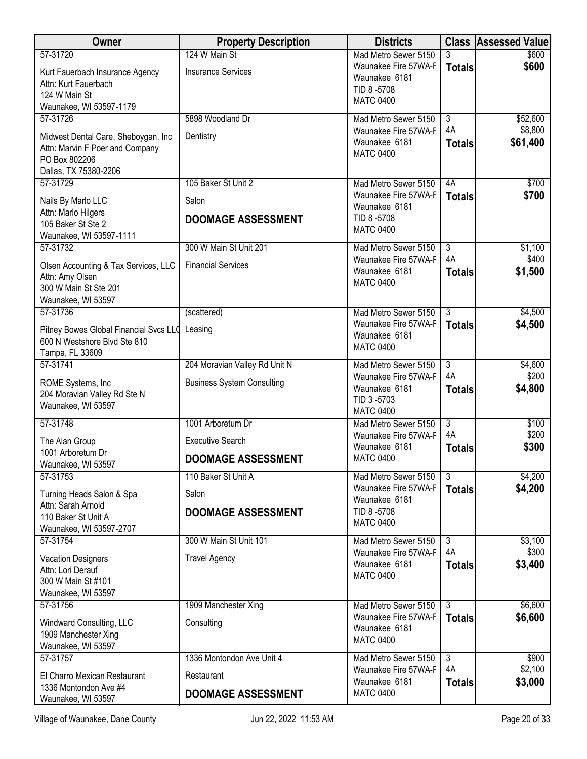| Owner | Property Description | Districts | Class | Assessed Value |
|---|---|---|---|---|
| 57-31720<br>Kurt Fauerbach Insurance Agency<br>Attn: Kurt Fauerbach<br>124 W Main St<br>Waunakee, WI 53597-1179 | 124 W Main St<br>Insurance Services | Mad Metro Sewer 5150<br>Waunakee Fire 57WA-F<br>Waunakee 6181<br>TID 8 -5708<br>MATC 0400 | 3<br>**Totals** | $600<br>**$600** |
| 57-31726<br>Midwest Dental Care, Sheboygan, Inc<br>Attn: Marvin F Poer and Company<br>PO Box 802206<br>Dallas, TX 75380-2206 | 5898 Woodland Dr<br>Dentistry | Mad Metro Sewer 5150<br>Waunakee Fire 57WA-F<br>Waunakee 6181<br>MATC 0400 | 3<br>4A<br>**Totals** | $52,600<br>$8,800<br>**$61,400** |
| 57-31729<br>Nails By Marlo LLC<br>Attn: Marlo Hilgers<br>105 Baker St Ste 2<br>Waunakee, WI 53597-1111 | 105 Baker St Unit 2<br>Salon<br>**DOOMAGE ASSESSMENT** | Mad Metro Sewer 5150<br>Waunakee Fire 57WA-F<br>Waunakee 6181<br>TID 8 -5708<br>MATC 0400 | 4A<br>**Totals** | $700<br>**$700** |
| 57-31732<br>Olsen Accounting & Tax Services, LLC<br>Attn: Amy Olsen<br>300 W Main St Ste 201<br>Waunakee, WI 53597 | 300 W Main St Unit 201<br>Financial Services | Mad Metro Sewer 5150<br>Waunakee Fire 57WA-F<br>Waunakee 6181<br>MATC 0400 | 3<br>4A<br>**Totals** | $1,100<br>$400<br>**$1,500** |
| 57-31736<br>Pitney Bowes Global Financial Svcs LLC<br>600 N Westshore Blvd Ste 810<br>Tampa, FL 33609 | (scattered)<br>Leasing | Mad Metro Sewer 5150<br>Waunakee Fire 57WA-F<br>Waunakee 6181<br>MATC 0400 | 3<br>**Totals** | $4,500<br>**$4,500** |
| 57-31741<br>ROME Systems, Inc<br>204 Moravian Valley Rd Ste N<br>Waunakee, WI 53597 | 204 Moravian Valley Rd Unit N<br>Business System Consulting | Mad Metro Sewer 5150<br>Waunakee Fire 57WA-F<br>Waunakee 6181<br>TID 3 -5703<br>MATC 0400 | 3<br>4A<br>**Totals** | $4,600<br>$200<br>**$4,800** |
| 57-31748<br>The Alan Group<br>1001 Arboretum Dr<br>Waunakee, WI 53597 | 1001 Arboretum Dr<br>Executive Search<br>**DOOMAGE ASSESSMENT** | Mad Metro Sewer 5150<br>Waunakee Fire 57WA-F<br>Waunakee 6181<br>MATC 0400 | 3<br>4A<br>**Totals** | $100<br>$200<br>**$300** |
| 57-31753<br>Turning Heads Salon & Spa<br>Attn: Sarah Arnold<br>110 Baker St Unit A<br>Waunakee, WI 53597-2707 | 110 Baker St Unit A<br>Salon<br>**DOOMAGE ASSESSMENT** | Mad Metro Sewer 5150<br>Waunakee Fire 57WA-F<br>Waunakee 6181<br>TID 8 -5708<br>MATC 0400 | 3<br>**Totals** | $4,200<br>**$4,200** |
| 57-31754<br>Vacation Designers<br>Attn: Lori Derauf<br>300 W Main St #101<br>Waunakee, WI 53597 | 300 W Main St Unit 101<br>Travel Agency | Mad Metro Sewer 5150<br>Waunakee Fire 57WA-F<br>Waunakee 6181<br>MATC 0400 | 3<br>4A<br>**Totals** | $3,100<br>$300<br>**$3,400** |
| 57-31756<br>Windward Consulting, LLC<br>1909 Manchester Xing<br>Waunakee, WI 53597 | 1909 Manchester Xing<br>Consulting | Mad Metro Sewer 5150<br>Waunakee Fire 57WA-F<br>Waunakee 6181<br>MATC 0400 | 3<br>**Totals** | $6,600<br>**$6,600** |
| 57-31757<br>El Charro Mexican Restaurant<br>1336 Montondon Ave #4<br>Waunakee, WI 53597 | 1336 Montondon Ave Unit 4<br>Restaurant<br>**DOOMAGE ASSESSMENT** | Mad Metro Sewer 5150<br>Waunakee Fire 57WA-F<br>Waunakee 6181<br>MATC 0400 | 3<br>4A<br>**Totals** | $900<br>$2,100<br>**$3,000** |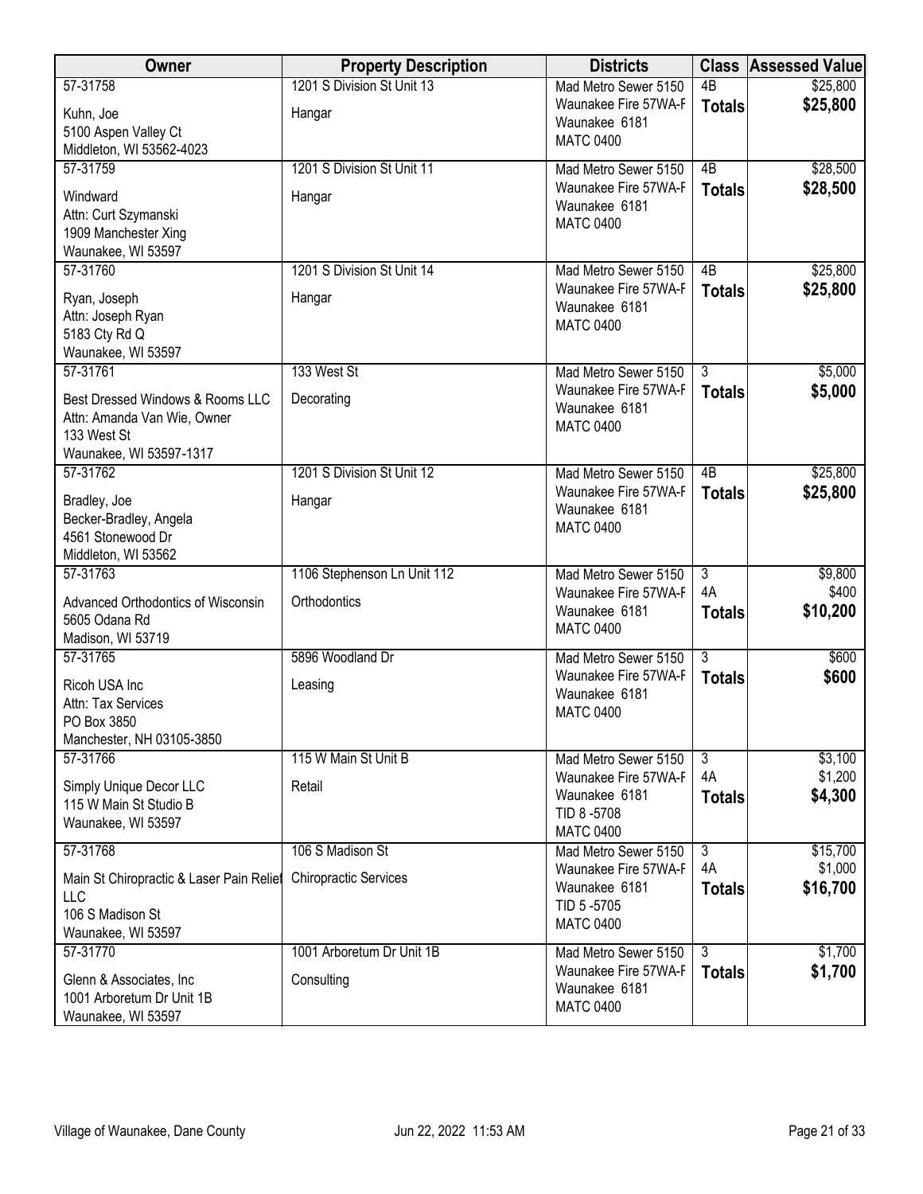| Owner | Property Description | Districts | Class | Assessed Value |
|---|---|---|---|---|
| 57-31758<br>Kuhn, Joe<br>5100 Aspen Valley Ct<br>Middleton, WI 53562-4023 | 1201 S Division St Unit 13<br>Hangar | Mad Metro Sewer 5150<br>Waunakee Fire 57WA-F<br>Waunakee 6181<br>MATC 0400 | 4B<br>**Totals** | $25,800<br>**$25,800** |
| 57-31759<br>Windward<br>Attn: Curt Szymanski<br>1909 Manchester Xing<br>Waunakee, WI 53597 | 1201 S Division St Unit 11<br>Hangar | Mad Metro Sewer 5150<br>Waunakee Fire 57WA-F<br>Waunakee 6181<br>MATC 0400 | 4B<br>**Totals** | $28,500<br>**$28,500** |
| 57-31760<br>Ryan, Joseph<br>Attn: Joseph Ryan<br>5183 Cty Rd Q<br>Waunakee, WI 53597 | 1201 S Division St Unit 14<br>Hangar | Mad Metro Sewer 5150<br>Waunakee Fire 57WA-F<br>Waunakee 6181<br>MATC 0400 | 4B<br>**Totals** | $25,800<br>**$25,800** |
| 57-31761<br>Best Dressed Windows & Rooms LLC<br>Attn: Amanda Van Wie, Owner<br>133 West St<br>Waunakee, WI 53597-1317 | 133 West St<br>Decorating | Mad Metro Sewer 5150<br>Waunakee Fire 57WA-F<br>Waunakee 6181<br>MATC 0400 | 3<br>**Totals** | $5,000<br>**$5,000** |
| 57-31762<br>Bradley, Joe<br>Becker-Bradley, Angela<br>4561 Stonewood Dr<br>Middleton, WI 53562 | 1201 S Division St Unit 12<br>Hangar | Mad Metro Sewer 5150<br>Waunakee Fire 57WA-F<br>Waunakee 6181<br>MATC 0400 | 4B<br>**Totals** | $25,800<br>**$25,800** |
| 57-31763<br>Advanced Orthodontics of Wisconsin<br>5605 Odana Rd<br>Madison, WI 53719 | 1106 Stephenson Ln Unit 112<br>Orthodontics | Mad Metro Sewer 5150<br>Waunakee Fire 57WA-F<br>Waunakee 6181<br>MATC 0400 | 3<br>4A<br>**Totals** | $9,800<br>$400<br>**$10,200** |
| 57-31765<br>Ricoh USA Inc<br>Attn: Tax Services<br>PO Box 3850<br>Manchester, NH 03105-3850 | 5896 Woodland Dr<br>Leasing | Mad Metro Sewer 5150<br>Waunakee Fire 57WA-F<br>Waunakee 6181<br>MATC 0400 | 3<br>**Totals** | $600<br>**$600** |
| 57-31766<br>Simply Unique Decor LLC<br>115 W Main St Studio B<br>Waunakee, WI 53597 | 115 W Main St Unit B<br>Retail | Mad Metro Sewer 5150<br>Waunakee Fire 57WA-F<br>Waunakee 6181<br>TID 8 -5708<br>MATC 0400 | 3<br>4A<br>**Totals** | $3,100<br>$1,200<br>**$4,300** |
| 57-31768<br>Main St Chiropractic & Laser Pain Relief LLC<br>106 S Madison St<br>Waunakee, WI 53597 | 106 S Madison St<br>Chiropractic Services | Mad Metro Sewer 5150<br>Waunakee Fire 57WA-F<br>Waunakee 6181<br>TID 5 -5705<br>MATC 0400 | 3<br>4A<br>**Totals** | $15,700<br>$1,000<br>**$16,700** |
| 57-31770<br>Glenn & Associates, Inc<br>1001 Arboretum Dr Unit 1B<br>Waunakee, WI 53597 | 1001 Arboretum Dr Unit 1B<br>Consulting | Mad Metro Sewer 5150<br>Waunakee Fire 57WA-F<br>Waunakee 6181<br>MATC 0400 | 3<br>**Totals** | $1,700<br>**$1,700** |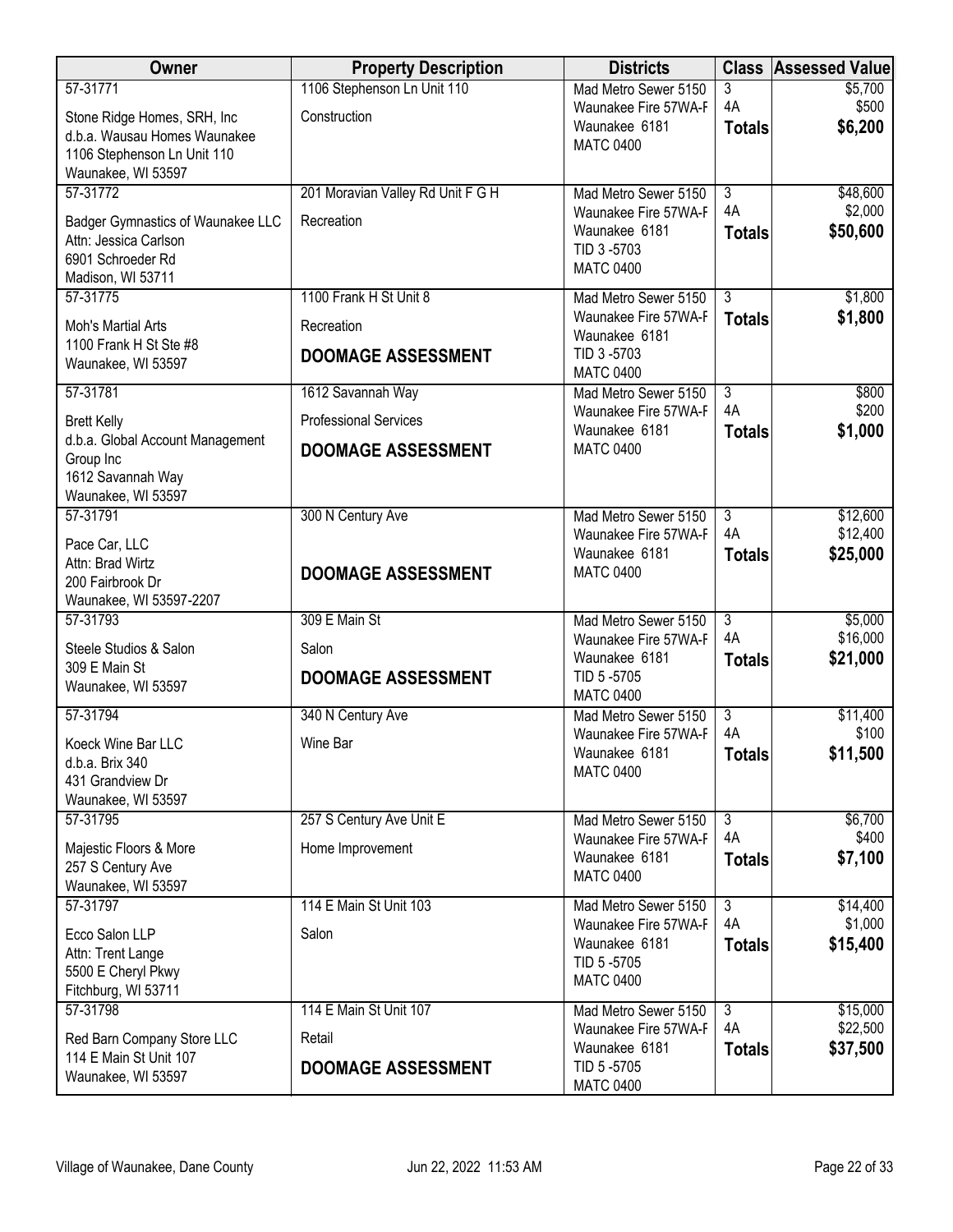| Owner | Property Description | Districts | Class | Assessed Value |
|---|---|---|---|---|
| 57-31771<br>Stone Ridge Homes, SRH, Inc<br>d.b.a. Wausau Homes Waunakee<br>1106 Stephenson Ln Unit 110<br>Waunakee, WI 53597 | 1106 Stephenson Ln Unit 110<br>Construction | Mad Metro Sewer 5150<br>Waunakee Fire 57WA-F<br>Waunakee 6181<br>MATC 0400 | 3<br>4A<br>**Totals** | $5,700<br>$500<br>**$6,200** |
| 57-31772<br>Badger Gymnastics of Waunakee LLC<br>Attn: Jessica Carlson<br>6901 Schroeder Rd<br>Madison, WI 53711 | 201 Moravian Valley Rd Unit F G H<br>Recreation | Mad Metro Sewer 5150<br>Waunakee Fire 57WA-F<br>Waunakee 6181<br>TID 3 -5703<br>MATC 0400 | 3<br>4A<br>**Totals** | $48,600<br>$2,000<br>**$50,600** |
| 57-31775<br>Moh's Martial Arts<br>1100 Frank H St Ste #8<br>Waunakee, WI 53597 | 1100 Frank H St Unit 8<br>Recreation<br>**DOOMAGE ASSESSMENT** | Mad Metro Sewer 5150<br>Waunakee Fire 57WA-F<br>Waunakee 6181<br>TID 3 -5703<br>MATC 0400 | 3<br>**Totals** | $1,800<br>**$1,800** |
| 57-31781<br>Brett Kelly<br>d.b.a. Global Account Management Group Inc<br>1612 Savannah Way<br>Waunakee, WI 53597 | 1612 Savannah Way<br>Professional Services<br>**DOOMAGE ASSESSMENT** | Mad Metro Sewer 5150<br>Waunakee Fire 57WA-F<br>Waunakee 6181<br>MATC 0400 | 3<br>4A<br>**Totals** | $800<br>$200<br>**$1,000** |
| 57-31791<br>Pace Car, LLC<br>Attn: Brad Wirtz<br>200 Fairbrook Dr<br>Waunakee, WI 53597-2207 | 300 N Century Ave<br>**DOOMAGE ASSESSMENT** | Mad Metro Sewer 5150<br>Waunakee Fire 57WA-F<br>Waunakee 6181<br>MATC 0400 | 3<br>4A<br>**Totals** | $12,600<br>$12,400<br>**$25,000** |
| 57-31793<br>Steele Studios & Salon<br>309 E Main St<br>Waunakee, WI 53597 | 309 E Main St<br>Salon<br>**DOOMAGE ASSESSMENT** | Mad Metro Sewer 5150<br>Waunakee Fire 57WA-F<br>Waunakee 6181<br>TID 5 -5705<br>MATC 0400 | 3<br>4A<br>**Totals** | $5,000<br>$16,000<br>**$21,000** |
| 57-31794<br>Koeck Wine Bar LLC<br>d.b.a. Brix 340<br>431 Grandview Dr<br>Waunakee, WI 53597 | 340 N Century Ave<br>Wine Bar | Mad Metro Sewer 5150<br>Waunakee Fire 57WA-F<br>Waunakee 6181<br>MATC 0400 | 3<br>4A<br>**Totals** | $11,400<br>$100<br>**$11,500** |
| 57-31795<br>Majestic Floors & More<br>257 S Century Ave<br>Waunakee, WI 53597 | 257 S Century Ave Unit E<br>Home Improvement | Mad Metro Sewer 5150<br>Waunakee Fire 57WA-F<br>Waunakee 6181<br>MATC 0400 | 3<br>4A<br>**Totals** | $6,700<br>$400<br>**$7,100** |
| 57-31797<br>Ecco Salon LLP<br>Attn: Trent Lange<br>5500 E Cheryl Pkwy<br>Fitchburg, WI 53711 | 114 E Main St Unit 103<br>Salon | Mad Metro Sewer 5150<br>Waunakee Fire 57WA-F<br>Waunakee 6181<br>TID 5 -5705<br>MATC 0400 | 3<br>4A<br>**Totals** | $14,400<br>$1,000<br>**$15,400** |
| 57-31798<br>Red Barn Company Store LLC<br>114 E Main St Unit 107<br>Waunakee, WI 53597 | 114 E Main St Unit 107<br>Retail<br>**DOOMAGE ASSESSMENT** | Mad Metro Sewer 5150<br>Waunakee Fire 57WA-F<br>Waunakee 6181<br>TID 5 -5705<br>MATC 0400 | 3<br>4A<br>**Totals** | $15,000<br>$22,500<br>**$37,500** |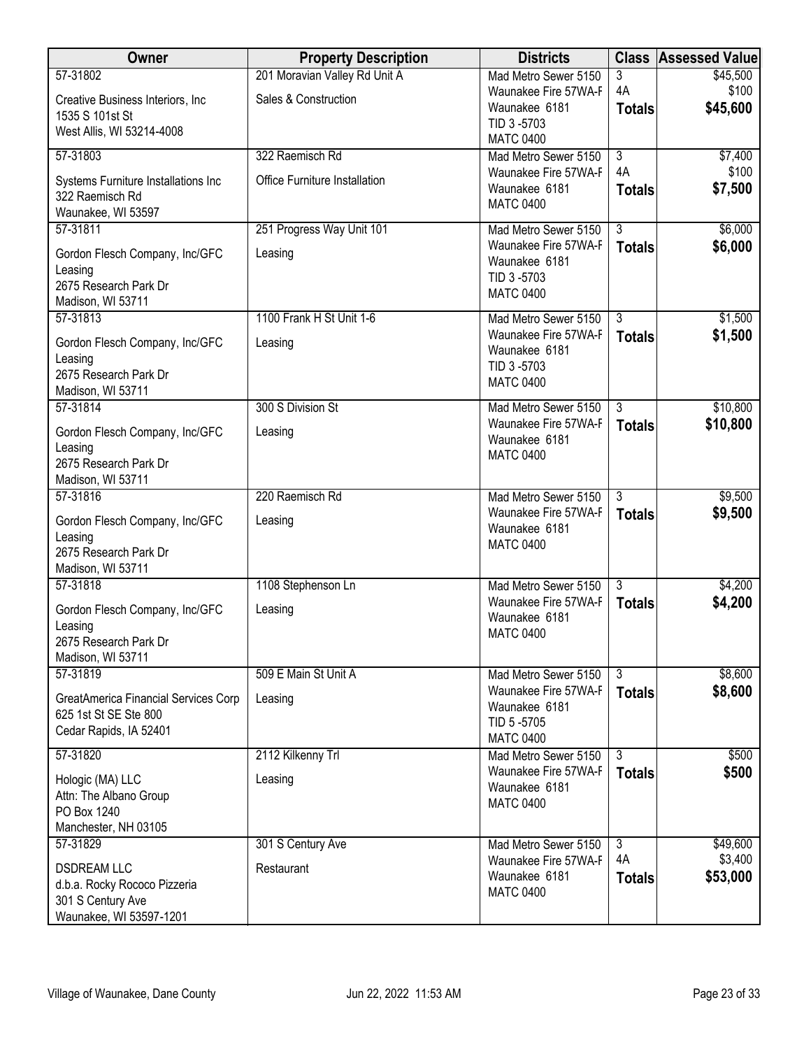| Owner | Property Description | Districts | Class | Assessed Value |
|---|---|---|---|---|
| 57-31802<br>Creative Business Interiors, Inc<br>1535 S 101st St<br>West Allis, WI 53214-4008 | 201 Moravian Valley Rd Unit A<br>Sales & Construction | Mad Metro Sewer 5150<br>Waunakee Fire 57WA-F<br>Waunakee 6181<br>TID 3 -5703<br>MATC 0400 | 3<br>4A<br>**Totals** | $45,500<br>$100<br>**$45,600** |
| 57-31803<br>Systems Furniture Installations Inc<br>322 Raemisch Rd<br>Waunakee, WI 53597 | 322 Raemisch Rd<br>Office Furniture Installation | Mad Metro Sewer 5150<br>Waunakee Fire 57WA-F<br>Waunakee 6181<br>MATC 0400 | 3<br>4A<br>**Totals** | $7,400<br>$100<br>**$7,500** |
| 57-31811<br>Gordon Flesch Company, Inc/GFC Leasing<br>2675 Research Park Dr<br>Madison, WI 53711 | 251 Progress Way Unit 101<br>Leasing | Mad Metro Sewer 5150<br>Waunakee Fire 57WA-F<br>Waunakee 6181<br>TID 3 -5703<br>MATC 0400 | 3<br>**Totals** | $6,000<br>**$6,000** |
| 57-31813<br>Gordon Flesch Company, Inc/GFC Leasing<br>2675 Research Park Dr<br>Madison, WI 53711 | 1100 Frank H St Unit 1-6<br>Leasing | Mad Metro Sewer 5150<br>Waunakee Fire 57WA-F<br>Waunakee 6181<br>TID 3 -5703<br>MATC 0400 | 3<br>**Totals** | $1,500<br>**$1,500** |
| 57-31814<br>Gordon Flesch Company, Inc/GFC Leasing<br>2675 Research Park Dr<br>Madison, WI 53711 | 300 S Division St<br>Leasing | Mad Metro Sewer 5150<br>Waunakee Fire 57WA-F<br>Waunakee 6181<br>MATC 0400 | 3<br>**Totals** | $10,800<br>**$10,800** |
| 57-31816<br>Gordon Flesch Company, Inc/GFC Leasing<br>2675 Research Park Dr<br>Madison, WI 53711 | 220 Raemisch Rd<br>Leasing | Mad Metro Sewer 5150<br>Waunakee Fire 57WA-F<br>Waunakee 6181<br>MATC 0400 | 3<br>**Totals** | $9,500<br>**$9,500** |
| 57-31818<br>Gordon Flesch Company, Inc/GFC Leasing<br>2675 Research Park Dr<br>Madison, WI 53711 | 1108 Stephenson Ln<br>Leasing | Mad Metro Sewer 5150<br>Waunakee Fire 57WA-F<br>Waunakee 6181<br>MATC 0400 | 3<br>**Totals** | $4,200<br>**$4,200** |
| 57-31819<br>GreatAmerica Financial Services Corp<br>625 1st St SE Ste 800<br>Cedar Rapids, IA 52401 | 509 E Main St Unit A<br>Leasing | Mad Metro Sewer 5150<br>Waunakee Fire 57WA-F<br>Waunakee 6181<br>TID 5 -5705<br>MATC 0400 | 3<br>**Totals** | $8,600<br>**$8,600** |
| 57-31820<br>Hologic (MA) LLC<br>Attn: The Albano Group<br>PO Box 1240<br>Manchester, NH 03105 | 2112 Kilkenny Trl<br>Leasing | Mad Metro Sewer 5150<br>Waunakee Fire 57WA-F<br>Waunakee 6181<br>MATC 0400 | 3<br>**Totals** | $500<br>**$500** |
| 57-31829<br>DSDREAM LLC<br>d.b.a. Rocky Rococo Pizzeria<br>301 S Century Ave<br>Waunakee, WI 53597-1201 | 301 S Century Ave<br>Restaurant | Mad Metro Sewer 5150<br>Waunakee Fire 57WA-F<br>Waunakee 6181<br>MATC 0400 | 3<br>4A<br>**Totals** | $49,600<br>$3,400<br>**$53,000** |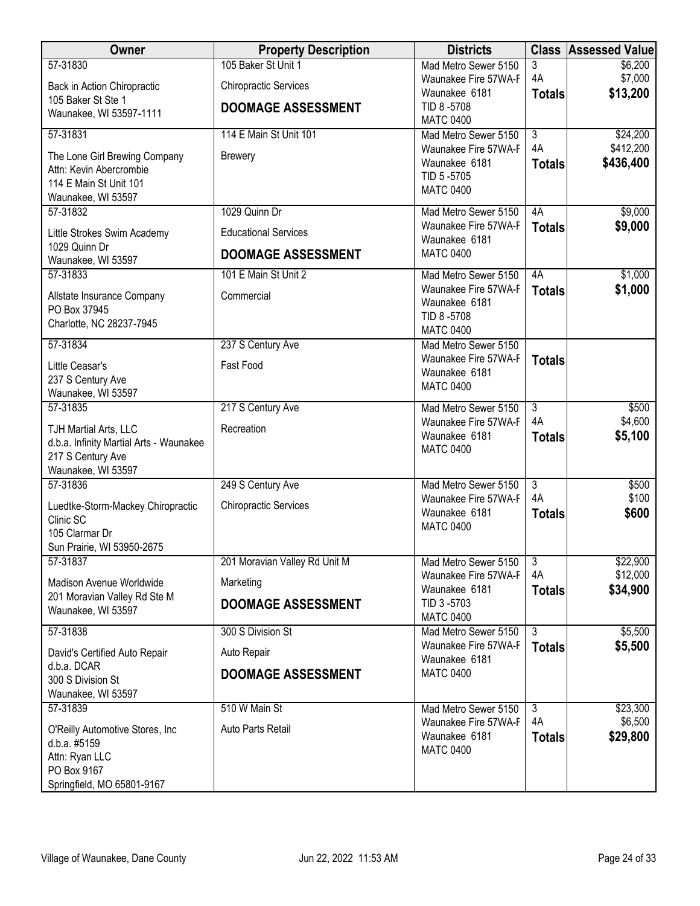| Owner | Property Description | Districts | Class | Assessed Value |
|---|---|---|---|---|
| 57-31830<br>Back in Action Chiropractic<br>105 Baker St Ste 1<br>Waunakee, WI 53597-1111 | 105 Baker St Unit 1<br>Chiropractic Services<br>**DOOMAGE ASSESSMENT** | Mad Metro Sewer 5150<br>Waunakee Fire 57WA-F<br>Waunakee 6181<br>TID 8 -5708<br>MATC 0400 | 3<br>4A<br>**Totals** | \$6,200<br>\$7,000<br>**\$13,200** |
| 57-31831<br>The Lone Girl Brewing Company<br>Attn: Kevin Abercrombie<br>114 E Main St Unit 101<br>Waunakee, WI 53597 | 114 E Main St Unit 101<br>Brewery | Mad Metro Sewer 5150<br>Waunakee Fire 57WA-F<br>Waunakee 6181<br>TID 5 -5705<br>MATC 0400 | 3<br>4A<br>**Totals** | \$24,200<br>\$412,200<br>**\$436,400** |
| 57-31832<br>Little Strokes Swim Academy<br>1029 Quinn Dr<br>Waunakee, WI 53597 | 1029 Quinn Dr<br>Educational Services<br>**DOOMAGE ASSESSMENT** | Mad Metro Sewer 5150<br>Waunakee Fire 57WA-F<br>Waunakee 6181<br>MATC 0400 | 4A<br>**Totals** | \$9,000<br>**\$9,000** |
| 57-31833<br>Allstate Insurance Company<br>PO Box 37945<br>Charlotte, NC 28237-7945 | 101 E Main St Unit 2<br>Commercial | Mad Metro Sewer 5150<br>Waunakee Fire 57WA-F<br>Waunakee 6181<br>TID 8 -5708<br>MATC 0400 | 4A<br>**Totals** | \$1,000<br>**\$1,000** |
| 57-31834<br>Little Ceasar's<br>237 S Century Ave<br>Waunakee, WI 53597 | 237 S Century Ave<br>Fast Food | Mad Metro Sewer 5150<br>Waunakee Fire 57WA-F<br>Waunakee 6181<br>MATC 0400 | **Totals** | |
| 57-31835<br>TJH Martial Arts, LLC<br>d.b.a. Infinity Martial Arts - Waunakee<br>217 S Century Ave<br>Waunakee, WI 53597 | 217 S Century Ave<br>Recreation | Mad Metro Sewer 5150<br>Waunakee Fire 57WA-F<br>Waunakee 6181<br>MATC 0400 | 3<br>4A<br>**Totals** | \$500<br>\$4,600<br>**\$5,100** |
| 57-31836<br>Luedtke-Storm-Mackey Chiropractic Clinic SC<br>105 Clarmar Dr<br>Sun Prairie, WI 53950-2675 | 249 S Century Ave<br>Chiropractic Services | Mad Metro Sewer 5150<br>Waunakee Fire 57WA-F<br>Waunakee 6181<br>MATC 0400 | 3<br>4A<br>**Totals** | \$500<br>\$100<br>**\$600** |
| 57-31837<br>Madison Avenue Worldwide<br>201 Moravian Valley Rd Ste M<br>Waunakee, WI 53597 | 201 Moravian Valley Rd Unit M<br>Marketing<br>**DOOMAGE ASSESSMENT** | Mad Metro Sewer 5150<br>Waunakee Fire 57WA-F<br>Waunakee 6181<br>TID 3 -5703<br>MATC 0400 | 3<br>4A<br>**Totals** | \$22,900<br>\$12,000<br>**\$34,900** |
| 57-31838<br>David's Certified Auto Repair<br>d.b.a. DCAR<br>300 S Division St<br>Waunakee, WI 53597 | 300 S Division St<br>Auto Repair<br>**DOOMAGE ASSESSMENT** | Mad Metro Sewer 5150<br>Waunakee Fire 57WA-F<br>Waunakee 6181<br>MATC 0400 | 3<br>**Totals** | \$5,500<br>**\$5,500** |
| 57-31839<br>O'Reilly Automotive Stores, Inc<br>d.b.a. #5159<br>Attn: Ryan LLC<br>PO Box 9167<br>Springfield, MO 65801-9167 | 510 W Main St<br>Auto Parts Retail | Mad Metro Sewer 5150<br>Waunakee Fire 57WA-F<br>Waunakee 6181<br>MATC 0400 | 3<br>4A<br>**Totals** | \$23,300<br>\$6,500<br>**\$29,800** |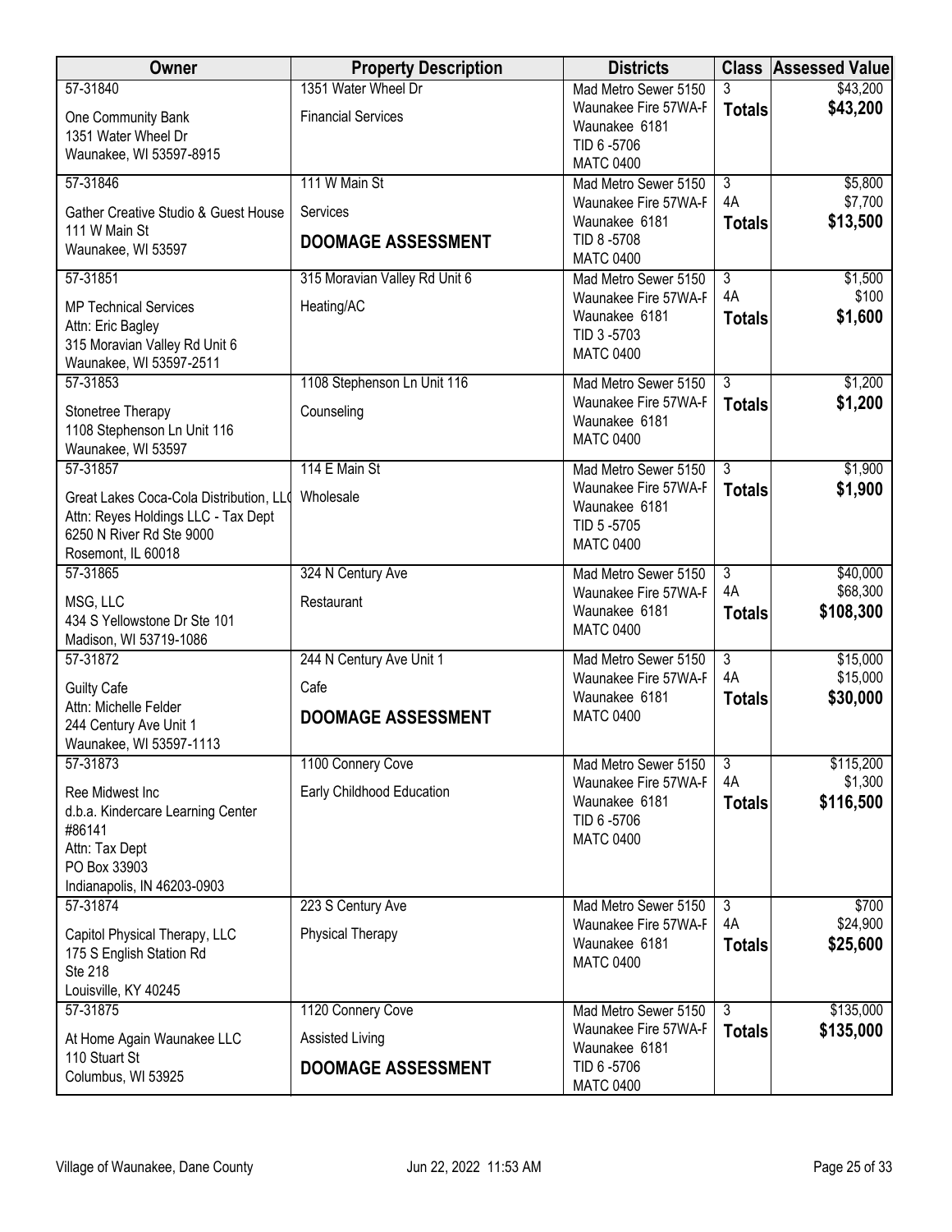| Owner | Property Description | Districts | Class | Assessed Value |
|---|---|---|---|---|
| 57-31840<br>One Community Bank<br>1351 Water Wheel Dr<br>Waunakee, WI 53597-8915 | 1351 Water Wheel Dr<br>Financial Services | Mad Metro Sewer 5150<br>Waunakee Fire 57WA-F<br>Waunakee 6181<br>TID 6 -5706<br>MATC 0400 | 3<br>**Totals** | $43,200<br>**$43,200** |
| 57-31846<br>Gather Creative Studio & Guest House<br>111 W Main St<br>Waunakee, WI 53597 | 111 W Main St<br>Services<br>**DOOMAGE ASSESSMENT** | Mad Metro Sewer 5150<br>Waunakee Fire 57WA-F<br>Waunakee 6181<br>TID 8 -5708<br>MATC 0400 | 3<br>4A<br>**Totals** | $5,800<br>$7,700<br>**$13,500** |
| 57-31851<br>MP Technical Services<br>Attn: Eric Bagley<br>315 Moravian Valley Rd Unit 6<br>Waunakee, WI 53597-2511 | 315 Moravian Valley Rd Unit 6<br>Heating/AC | Mad Metro Sewer 5150<br>Waunakee Fire 57WA-F<br>Waunakee 6181<br>TID 3 -5703<br>MATC 0400 | 3<br>4A<br>**Totals** | $1,500<br>$100<br>**$1,600** |
| 57-31853<br>Stonetree Therapy<br>1108 Stephenson Ln Unit 116<br>Waunakee, WI 53597 | 1108 Stephenson Ln Unit 116<br>Counseling | Mad Metro Sewer 5150<br>Waunakee Fire 57WA-F<br>Waunakee 6181<br>MATC 0400 | 3<br>**Totals** | $1,200<br>**$1,200** |
| 57-31857<br>Great Lakes Coca-Cola Distribution, LLC<br>Attn: Reyes Holdings LLC - Tax Dept<br>6250 N River Rd Ste 9000<br>Rosemont, IL 60018 | 114 E Main St<br>Wholesale | Mad Metro Sewer 5150<br>Waunakee Fire 57WA-F<br>Waunakee 6181<br>TID 5 -5705<br>MATC 0400 | 3<br>**Totals** | $1,900<br>**$1,900** |
| 57-31865<br>MSG, LLC<br>434 S Yellowstone Dr Ste 101<br>Madison, WI 53719-1086 | 324 N Century Ave<br>Restaurant | Mad Metro Sewer 5150<br>Waunakee Fire 57WA-F<br>Waunakee 6181<br>MATC 0400 | 3<br>4A<br>**Totals** | $40,000<br>$68,300<br>**$108,300** |
| 57-31872<br>Guilty Cafe<br>Attn: Michelle Felder<br>244 Century Ave Unit 1<br>Waunakee, WI 53597-1113 | 244 N Century Ave Unit 1<br>Cafe<br>**DOOMAGE ASSESSMENT** | Mad Metro Sewer 5150<br>Waunakee Fire 57WA-F<br>Waunakee 6181<br>MATC 0400 | 3<br>4A<br>**Totals** | $15,000<br>$15,000<br>**$30,000** |
| 57-31873<br>Ree Midwest Inc<br>d.b.a. Kindercare Learning Center #86141<br>Attn: Tax Dept<br>PO Box 33903<br>Indianapolis, IN 46203-0903 | 1100 Connery Cove<br>Early Childhood Education | Mad Metro Sewer 5150<br>Waunakee Fire 57WA-F<br>Waunakee 6181<br>TID 6 -5706<br>MATC 0400 | 3<br>4A<br>**Totals** | $115,200<br>$1,300<br>**$116,500** |
| 57-31874<br>Capitol Physical Therapy, LLC<br>175 S English Station Rd<br>Ste 218<br>Louisville, KY 40245 | 223 S Century Ave<br>Physical Therapy | Mad Metro Sewer 5150<br>Waunakee Fire 57WA-F<br>Waunakee 6181<br>MATC 0400 | 3<br>4A<br>**Totals** | $700<br>$24,900<br>**$25,600** |
| 57-31875<br>At Home Again Waunakee LLC<br>110 Stuart St<br>Columbus, WI 53925 | 1120 Connery Cove<br>Assisted Living<br>**DOOMAGE ASSESSMENT** | Mad Metro Sewer 5150<br>Waunakee Fire 57WA-F<br>Waunakee 6181<br>TID 6 -5706<br>MATC 0400 | 3<br>**Totals** | $135,000<br>**$135,000** |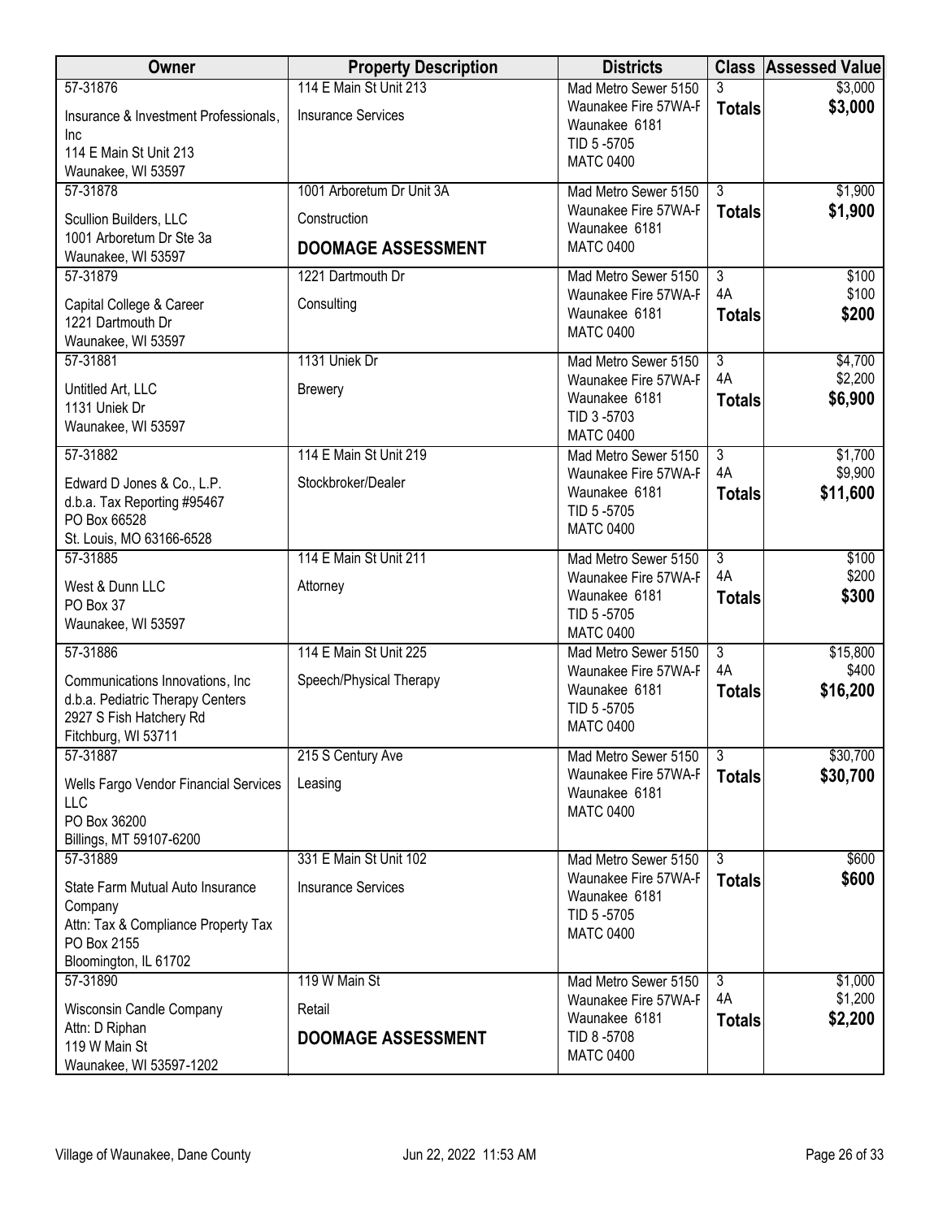| Owner | Property Description | Districts | Class | Assessed Value |
|---|---|---|---|---|
| 57-31876<br>Insurance & Investment Professionals, Inc<br>114 E Main St Unit 213<br>Waunakee, WI 53597 | 114 E Main St Unit 213<br>Insurance Services | Mad Metro Sewer 5150<br>Waunakee Fire 57WA-F<br>Waunakee 6181<br>TID 5 -5705<br>MATC 0400 | 3<br>**Totals** | $3,000<br>**$3,000** |
| 57-31878<br>Scullion Builders, LLC<br>1001 Arboretum Dr Ste 3a<br>Waunakee, WI 53597 | 1001 Arboretum Dr Unit 3A<br>Construction<br>**DOOMAGE ASSESSMENT** | Mad Metro Sewer 5150<br>Waunakee Fire 57WA-F<br>Waunakee 6181<br>MATC 0400 | 3<br>**Totals** | $1,900<br>**$1,900** |
| 57-31879<br>Capital College & Career<br>1221 Dartmouth Dr<br>Waunakee, WI 53597 | 1221 Dartmouth Dr<br>Consulting | Mad Metro Sewer 5150<br>Waunakee Fire 57WA-F<br>Waunakee 6181<br>MATC 0400 | 3<br>4A<br>**Totals** | $100<br>$100<br>**$200** |
| 57-31881<br>Untitled Art, LLC<br>1131 Uniek Dr<br>Waunakee, WI 53597 | 1131 Uniek Dr<br>Brewery | Mad Metro Sewer 5150<br>Waunakee Fire 57WA-F<br>Waunakee 6181<br>TID 3 -5703<br>MATC 0400 | 3<br>4A<br>**Totals** | $4,700<br>$2,200<br>**$6,900** |
| 57-31882<br>Edward D Jones & Co., L.P.<br>d.b.a. Tax Reporting #95467<br>PO Box 66528<br>St. Louis, MO 63166-6528 | 114 E Main St Unit 219<br>Stockbroker/Dealer | Mad Metro Sewer 5150<br>Waunakee Fire 57WA-F<br>Waunakee 6181<br>TID 5 -5705<br>MATC 0400 | 3<br>4A<br>**Totals** | $1,700<br>$9,900<br>**$11,600** |
| 57-31885<br>West & Dunn LLC<br>PO Box 37<br>Waunakee, WI 53597 | 114 E Main St Unit 211<br>Attorney | Mad Metro Sewer 5150<br>Waunakee Fire 57WA-F<br>Waunakee 6181<br>TID 5 -5705<br>MATC 0400 | 3<br>4A<br>**Totals** | $100<br>$200<br>**$300** |
| 57-31886<br>Communications Innovations, Inc<br>d.b.a. Pediatric Therapy Centers<br>2927 S Fish Hatchery Rd<br>Fitchburg, WI 53711 | 114 E Main St Unit 225<br>Speech/Physical Therapy | Mad Metro Sewer 5150<br>Waunakee Fire 57WA-F<br>Waunakee 6181<br>TID 5 -5705<br>MATC 0400 | 3<br>4A<br>**Totals** | $15,800<br>$400<br>**$16,200** |
| 57-31887<br>Wells Fargo Vendor Financial Services LLC<br>PO Box 36200<br>Billings, MT 59107-6200 | 215 S Century Ave<br>Leasing | Mad Metro Sewer 5150<br>Waunakee Fire 57WA-F<br>Waunakee 6181<br>MATC 0400 | 3<br>**Totals** | $30,700<br>**$30,700** |
| 57-31889<br>State Farm Mutual Auto Insurance Company<br>Attn: Tax & Compliance Property Tax<br>PO Box 2155<br>Bloomington, IL 61702 | 331 E Main St Unit 102<br>Insurance Services | Mad Metro Sewer 5150<br>Waunakee Fire 57WA-F<br>Waunakee 6181<br>TID 5 -5705<br>MATC 0400 | 3<br>**Totals** | $600<br>**$600** |
| 57-31890<br>Wisconsin Candle Company<br>Attn: D Riphan<br>119 W Main St<br>Waunakee, WI 53597-1202 | 119 W Main St<br>Retail<br>**DOOMAGE ASSESSMENT** | Mad Metro Sewer 5150<br>Waunakee Fire 57WA-F<br>Waunakee 6181<br>TID 8 -5708<br>MATC 0400 | 3<br>4A<br>**Totals** | $1,000<br>$1,200<br>**$2,200** |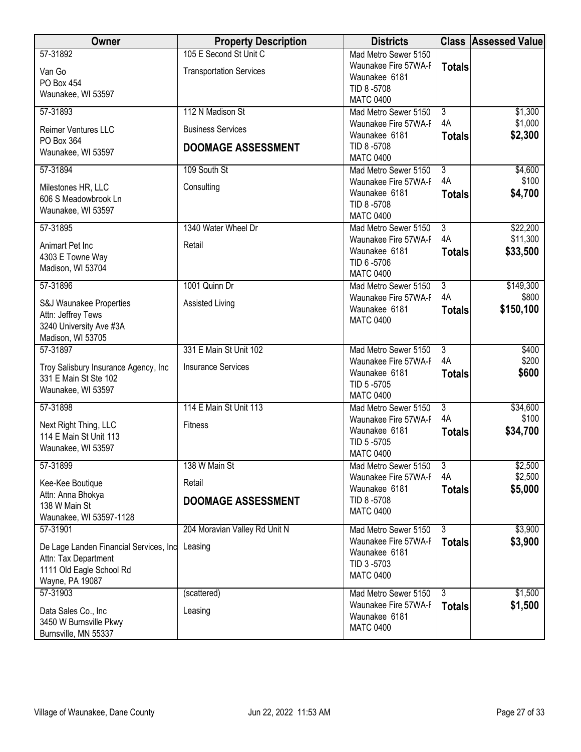| Owner | Property Description | Districts | Class | Assessed Value |
|---|---|---|---|---|
| 57-31892<br>Van Go<br>PO Box 454<br>Waunakee, WI 53597 | 105 E Second St Unit C<br>Transportation Services | Mad Metro Sewer 5150<br>Waunakee Fire 57WA-F<br>Waunakee 6181<br>TID 8 -5708<br>MATC 0400 | **Totals** | |
| 57-31893<br>Reimer Ventures LLC<br>PO Box 364<br>Waunakee, WI 53597 | 112 N Madison St<br>Business Services<br>**DOOMAGE ASSESSMENT** | Mad Metro Sewer 5150<br>Waunakee Fire 57WA-F<br>Waunakee 6181<br>TID 8 -5708<br>MATC 0400 | 3<br>4A<br>**Totals** | $1,300<br>$1,000<br>**$2,300** |
| 57-31894<br>Milestones HR, LLC<br>606 S Meadowbrook Ln<br>Waunakee, WI 53597 | 109 South St<br>Consulting | Mad Metro Sewer 5150<br>Waunakee Fire 57WA-F<br>Waunakee 6181<br>TID 8 -5708<br>MATC 0400 | 3<br>4A<br>**Totals** | $4,600<br>$100<br>**$4,700** |
| 57-31895<br>Animart Pet Inc<br>4303 E Towne Way<br>Madison, WI 53704 | 1340 Water Wheel Dr<br>Retail | Mad Metro Sewer 5150<br>Waunakee Fire 57WA-F<br>Waunakee 6181<br>TID 6 -5706<br>MATC 0400 | 3<br>4A<br>**Totals** | $22,200<br>$11,300<br>**$33,500** |
| 57-31896<br>S&J Waunakee Properties<br>Attn: Jeffrey Tews<br>3240 University Ave #3A<br>Madison, WI 53705 | 1001 Quinn Dr<br>Assisted Living | Mad Metro Sewer 5150<br>Waunakee Fire 57WA-F<br>Waunakee 6181<br>MATC 0400 | 3<br>4A<br>**Totals** | $149,300<br>$800<br>**$150,100** |
| 57-31897<br>Troy Salisbury Insurance Agency, Inc<br>331 E Main St Ste 102<br>Waunakee, WI 53597 | 331 E Main St Unit 102<br>Insurance Services | Mad Metro Sewer 5150<br>Waunakee Fire 57WA-F<br>Waunakee 6181<br>TID 5 -5705<br>MATC 0400 | 3<br>4A<br>**Totals** | $400<br>$200<br>**$600** |
| 57-31898<br>Next Right Thing, LLC<br>114 E Main St Unit 113<br>Waunakee, WI 53597 | 114 E Main St Unit 113<br>Fitness | Mad Metro Sewer 5150<br>Waunakee Fire 57WA-F<br>Waunakee 6181<br>TID 5 -5705<br>MATC 0400 | 3<br>4A<br>**Totals** | $34,600<br>$100<br>**$34,700** |
| 57-31899<br>Kee-Kee Boutique<br>Attn: Anna Bhokya<br>138 W Main St<br>Waunakee, WI 53597-1128 | 138 W Main St<br>Retail<br>**DOOMAGE ASSESSMENT** | Mad Metro Sewer 5150<br>Waunakee Fire 57WA-F<br>Waunakee 6181<br>TID 8 -5708<br>MATC 0400 | 3<br>4A<br>**Totals** | $2,500<br>$2,500<br>**$5,000** |
| 57-31901<br>De Lage Landen Financial Services, Inc<br>Attn: Tax Department<br>1111 Old Eagle School Rd<br>Wayne, PA 19087 | 204 Moravian Valley Rd Unit N<br>Leasing | Mad Metro Sewer 5150<br>Waunakee Fire 57WA-F<br>Waunakee 6181<br>TID 3 -5703<br>MATC 0400 | 3<br>**Totals** | $3,900<br>**$3,900** |
| 57-31903<br>Data Sales Co., Inc<br>3450 W Burnsville Pkwy<br>Burnsville, MN 55337 | (scattered)<br>Leasing | Mad Metro Sewer 5150<br>Waunakee Fire 57WA-F<br>Waunakee 6181<br>MATC 0400 | 3<br>**Totals** | $1,500<br>**$1,500** |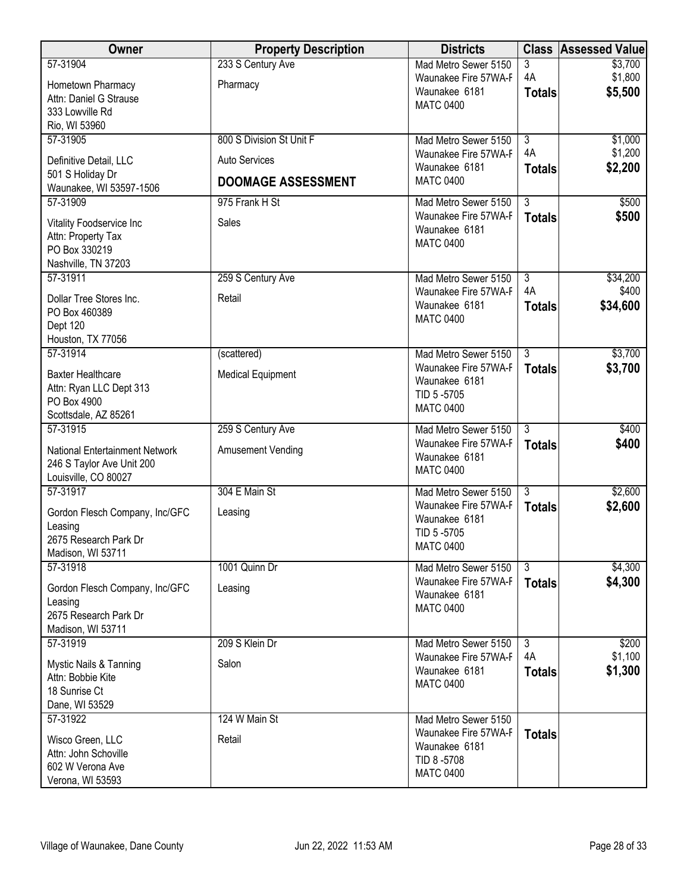| Owner | Property Description | Districts | Class | Assessed Value |
|---|---|---|---|---|
| 57-31904<br>Hometown Pharmacy<br>Attn: Daniel G Strause<br>333 Lowville Rd<br>Rio, WI 53960 | 233 S Century Ave<br>Pharmacy | Mad Metro Sewer 5150<br>Waunakee Fire 57WA-F<br>Waunakee 6181<br>MATC 0400 | 3<br>4A<br>**Totals** | $3,700<br>$1,800<br>**$5,500** |
| 57-31905<br>Definitive Detail, LLC<br>501 S Holiday Dr<br>Waunakee, WI 53597-1506 | 800 S Division St Unit F<br>Auto Services<br>**DOOMAGE ASSESSMENT** | Mad Metro Sewer 5150<br>Waunakee Fire 57WA-F<br>Waunakee 6181<br>MATC 0400 | 3<br>4A<br>**Totals** | $1,000<br>$1,200<br>**$2,200** |
| 57-31909<br>Vitality Foodservice Inc<br>Attn: Property Tax<br>PO Box 330219<br>Nashville, TN 37203 | 975 Frank H St<br>Sales | Mad Metro Sewer 5150<br>Waunakee Fire 57WA-F<br>Waunakee 6181<br>MATC 0400 | 3<br>**Totals** | $500<br>**$500** |
| 57-31911<br>Dollar Tree Stores Inc.<br>PO Box 460389<br>Dept 120<br>Houston, TX 77056 | 259 S Century Ave<br>Retail | Mad Metro Sewer 5150<br>Waunakee Fire 57WA-F<br>Waunakee 6181<br>MATC 0400 | 3<br>4A<br>**Totals** | $34,200<br>$400<br>**$34,600** |
| 57-31914<br>Baxter Healthcare<br>Attn: Ryan LLC Dept 313<br>PO Box 4900<br>Scottsdale, AZ 85261 | (scattered)<br>Medical Equipment | Mad Metro Sewer 5150<br>Waunakee Fire 57WA-F<br>Waunakee 6181<br>TID 5 -5705<br>MATC 0400 | 3<br>**Totals** | $3,700<br>**$3,700** |
| 57-31915<br>National Entertainment Network<br>246 S Taylor Ave Unit 200<br>Louisville, CO 80027 | 259 S Century Ave<br>Amusement Vending | Mad Metro Sewer 5150<br>Waunakee Fire 57WA-F<br>Waunakee 6181<br>MATC 0400 | 3<br>**Totals** | $400<br>**$400** |
| 57-31917<br>Gordon Flesch Company, Inc/GFC Leasing<br>2675 Research Park Dr<br>Madison, WI 53711 | 304 E Main St<br>Leasing | Mad Metro Sewer 5150<br>Waunakee Fire 57WA-F<br>Waunakee 6181<br>TID 5 -5705<br>MATC 0400 | 3<br>**Totals** | $2,600<br>**$2,600** |
| 57-31918<br>Gordon Flesch Company, Inc/GFC Leasing<br>2675 Research Park Dr<br>Madison, WI 53711 | 1001 Quinn Dr<br>Leasing | Mad Metro Sewer 5150<br>Waunakee Fire 57WA-F<br>Waunakee 6181<br>MATC 0400 | 3<br>**Totals** | $4,300<br>**$4,300** |
| 57-31919<br>Mystic Nails & Tanning<br>Attn: Bobbie Kite<br>18 Sunrise Ct<br>Dane, WI 53529 | 209 S Klein Dr<br>Salon | Mad Metro Sewer 5150<br>Waunakee Fire 57WA-F<br>Waunakee 6181<br>MATC 0400 | 3<br>4A<br>**Totals** | $200<br>$1,100<br>**$1,300** |
| 57-31922<br>Wisco Green, LLC<br>Attn: John Schoville<br>602 W Verona Ave<br>Verona, WI 53593 | 124 W Main St<br>Retail | Mad Metro Sewer 5150<br>Waunakee Fire 57WA-F<br>Waunakee 6181<br>TID 8 -5708<br>MATC 0400 | **Totals** | |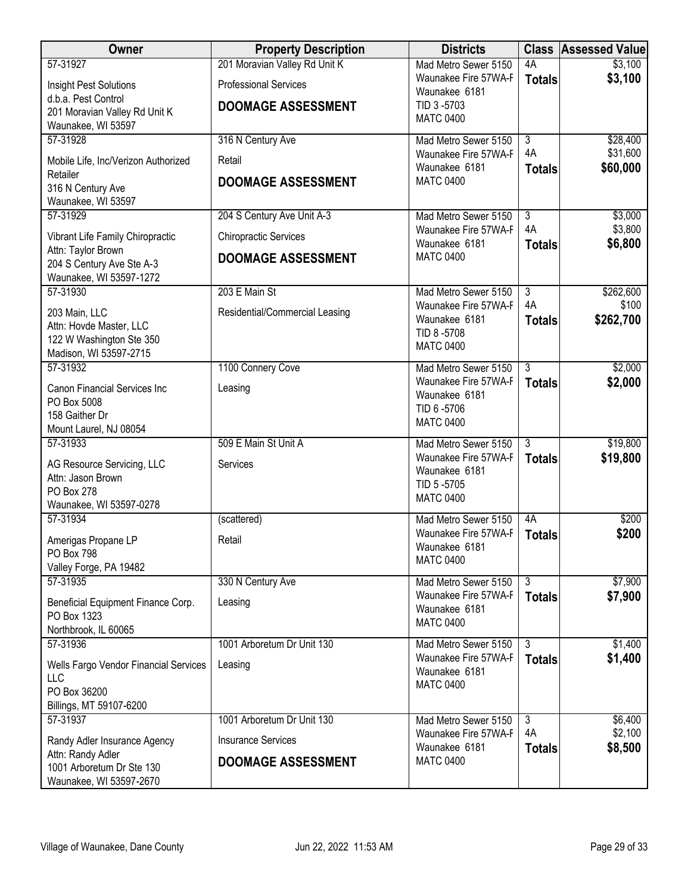| Owner | Property Description | Districts | Class | Assessed Value |
|---|---|---|---|---|
| 57-31927<br>Insight Pest Solutions<br>d.b.a. Pest Control<br>201 Moravian Valley Rd Unit K<br>Waunakee, WI 53597 | 201 Moravian Valley Rd Unit K<br>Professional Services<br>**DOOMAGE ASSESSMENT** | Mad Metro Sewer 5150<br>Waunakee Fire 57WA-F<br>Waunakee 6181<br>TID 3 -5703<br>MATC 0400 | 4A<br>**Totals** | $3,100<br>**$3,100** |
| 57-31928<br>Mobile Life, Inc/Verizon Authorized Retailer<br>316 N Century Ave<br>Waunakee, WI 53597 | 316 N Century Ave<br>Retail<br>**DOOMAGE ASSESSMENT** | Mad Metro Sewer 5150<br>Waunakee Fire 57WA-F<br>Waunakee 6181<br>MATC 0400 | 3<br>4A<br>**Totals** | $28,400<br>$31,600<br>**$60,000** |
| 57-31929<br>Vibrant Life Family Chiropractic<br>Attn: Taylor Brown<br>204 S Century Ave Ste A-3<br>Waunakee, WI 53597-1272 | 204 S Century Ave Unit A-3<br>Chiropractic Services<br>**DOOMAGE ASSESSMENT** | Mad Metro Sewer 5150<br>Waunakee Fire 57WA-F<br>Waunakee 6181<br>MATC 0400 | 3<br>4A<br>**Totals** | $3,000<br>$3,800<br>**$6,800** |
| 57-31930<br>203 Main, LLC<br>Attn: Hovde Master, LLC<br>122 W Washington Ste 350<br>Madison, WI 53597-2715 | 203 E Main St<br>Residential/Commercial Leasing | Mad Metro Sewer 5150<br>Waunakee Fire 57WA-F<br>Waunakee 6181<br>TID 8 -5708<br>MATC 0400 | 3<br>4A<br>**Totals** | $262,600<br>$100<br>**$262,700** |
| 57-31932<br>Canon Financial Services Inc<br>PO Box 5008<br>158 Gaither Dr<br>Mount Laurel, NJ 08054 | 1100 Connery Cove<br>Leasing | Mad Metro Sewer 5150<br>Waunakee Fire 57WA-F<br>Waunakee 6181<br>TID 6 -5706<br>MATC 0400 | 3<br>**Totals** | $2,000<br>**$2,000** |
| 57-31933<br>AG Resource Servicing, LLC<br>Attn: Jason Brown<br>PO Box 278<br>Waunakee, WI 53597-0278 | 509 E Main St Unit A<br>Services | Mad Metro Sewer 5150<br>Waunakee Fire 57WA-F<br>Waunakee 6181<br>TID 5 -5705<br>MATC 0400 | 3<br>**Totals** | $19,800<br>**$19,800** |
| 57-31934<br>Amerigas Propane LP<br>PO Box 798<br>Valley Forge, PA 19482 | (scattered)<br>Retail | Mad Metro Sewer 5150<br>Waunakee Fire 57WA-F<br>Waunakee 6181<br>MATC 0400 | 4A<br>**Totals** | $200<br>**$200** |
| 57-31935<br>Beneficial Equipment Finance Corp.<br>PO Box 1323<br>Northbrook, IL 60065 | 330 N Century Ave<br>Leasing | Mad Metro Sewer 5150<br>Waunakee Fire 57WA-F<br>Waunakee 6181<br>MATC 0400 | 3<br>**Totals** | $7,900<br>**$7,900** |
| 57-31936<br>Wells Fargo Vendor Financial Services LLC<br>PO Box 36200<br>Billings, MT 59107-6200 | 1001 Arboretum Dr Unit 130<br>Leasing | Mad Metro Sewer 5150<br>Waunakee Fire 57WA-F<br>Waunakee 6181<br>MATC 0400 | 3<br>**Totals** | $1,400<br>**$1,400** |
| 57-31937<br>Randy Adler Insurance Agency<br>Attn: Randy Adler<br>1001 Arboretum Dr Ste 130<br>Waunakee, WI 53597-2670 | 1001 Arboretum Dr Unit 130<br>Insurance Services<br>**DOOMAGE ASSESSMENT** | Mad Metro Sewer 5150<br>Waunakee Fire 57WA-F<br>Waunakee 6181<br>MATC 0400 | 3<br>4A<br>**Totals** | $6,400<br>$2,100<br>**$8,500** |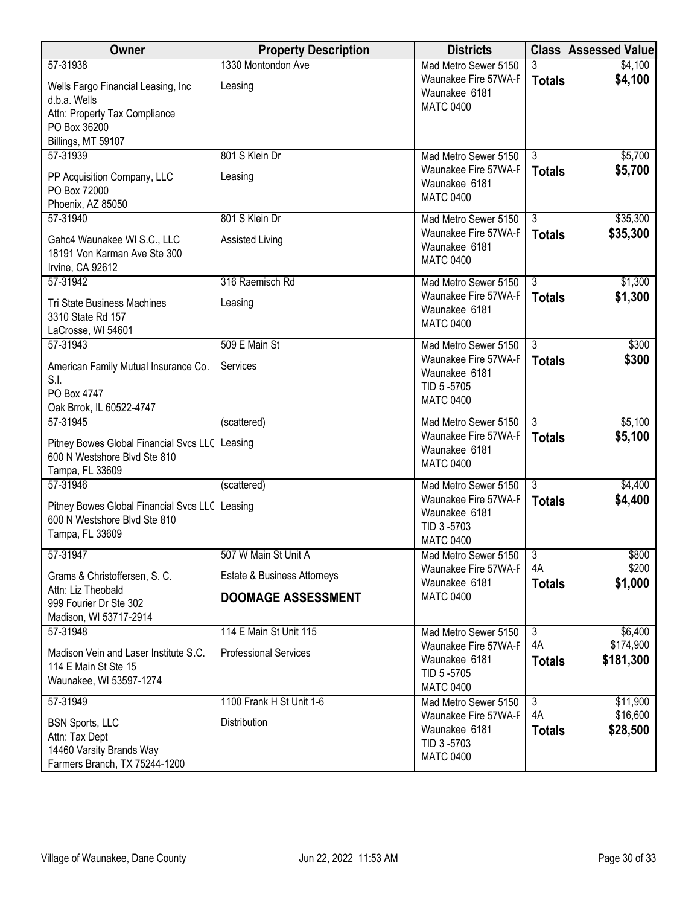| Owner | Property Description | Districts | Class | Assessed Value |
|---|---|---|---|---|
| 57-31938<br>Wells Fargo Financial Leasing, Inc d.b.a. Wells<br>Attn: Property Tax Compliance<br>PO Box 36200<br>Billings, MT 59107 | 1330 Montondon Ave<br>Leasing | Mad Metro Sewer 5150<br>Waunakee Fire 57WA-F<br>Waunakee 6181<br>MATC 0400 | 3<br>**Totals** | $4,100<br>**$4,100** |
| 57-31939<br>PP Acquisition Company, LLC<br>PO Box 72000<br>Phoenix, AZ 85050 | 801 S Klein Dr<br>Leasing | Mad Metro Sewer 5150<br>Waunakee Fire 57WA-F<br>Waunakee 6181<br>MATC 0400 | 3<br>**Totals** | $5,700<br>**$5,700** |
| 57-31940<br>Gahc4 Waunakee WI S.C., LLC<br>18191 Von Karman Ave Ste 300<br>Irvine, CA 92612 | 801 S Klein Dr<br>Assisted Living | Mad Metro Sewer 5150<br>Waunakee Fire 57WA-F<br>Waunakee 6181<br>MATC 0400 | 3<br>**Totals** | $35,300<br>**$35,300** |
| 57-31942<br>Tri State Business Machines<br>3310 State Rd 157<br>LaCrosse, WI 54601 | 316 Raemisch Rd<br>Leasing | Mad Metro Sewer 5150<br>Waunakee Fire 57WA-F<br>Waunakee 6181<br>MATC 0400 | 3<br>**Totals** | $1,300<br>**$1,300** |
| 57-31943<br>American Family Mutual Insurance Co. S.I.<br>PO Box 4747<br>Oak Brrok, IL 60522-4747 | 509 E Main St<br>Services | Mad Metro Sewer 5150<br>Waunakee Fire 57WA-F<br>Waunakee 6181<br>TID 5 -5705<br>MATC 0400 | 3<br>**Totals** | $300<br>**$300** |
| 57-31945<br>Pitney Bowes Global Financial Svcs LLC<br>600 N Westshore Blvd Ste 810<br>Tampa, FL 33609 | (scattered)<br>Leasing | Mad Metro Sewer 5150<br>Waunakee Fire 57WA-F<br>Waunakee 6181<br>MATC 0400 | 3<br>**Totals** | $5,100<br>**$5,100** |
| 57-31946<br>Pitney Bowes Global Financial Svcs LLC<br>600 N Westshore Blvd Ste 810<br>Tampa, FL 33609 | (scattered)<br>Leasing | Mad Metro Sewer 5150<br>Waunakee Fire 57WA-F<br>Waunakee 6181<br>TID 3 -5703<br>MATC 0400 | 3<br>**Totals** | $4,400<br>**$4,400** |
| 57-31947<br>Grams & Christoffersen, S. C.<br>Attn: Liz Theobald<br>999 Fourier Dr Ste 302<br>Madison, WI 53717-2914 | 507 W Main St Unit A<br>Estate & Business Attorneys<br>**DOOMAGE ASSESSMENT** | Mad Metro Sewer 5150<br>Waunakee Fire 57WA-F<br>Waunakee 6181<br>MATC 0400 | 3<br>4A<br>**Totals** | $800<br>$200<br>**$1,000** |
| 57-31948<br>Madison Vein and Laser Institute S.C.<br>114 E Main St Ste 15<br>Waunakee, WI 53597-1274 | 114 E Main St Unit 115<br>Professional Services | Mad Metro Sewer 5150<br>Waunakee Fire 57WA-F<br>Waunakee 6181<br>TID 5 -5705<br>MATC 0400 | 3<br>4A<br>**Totals** | $6,400<br>$174,900<br>**$181,300** |
| 57-31949<br>BSN Sports, LLC<br>Attn: Tax Dept<br>14460 Varsity Brands Way<br>Farmers Branch, TX 75244-1200 | 1100 Frank H St Unit 1-6<br>Distribution | Mad Metro Sewer 5150<br>Waunakee Fire 57WA-F<br>Waunakee 6181<br>TID 3 -5703<br>MATC 0400 | 3<br>4A<br>**Totals** | $11,900<br>$16,600<br>**$28,500** |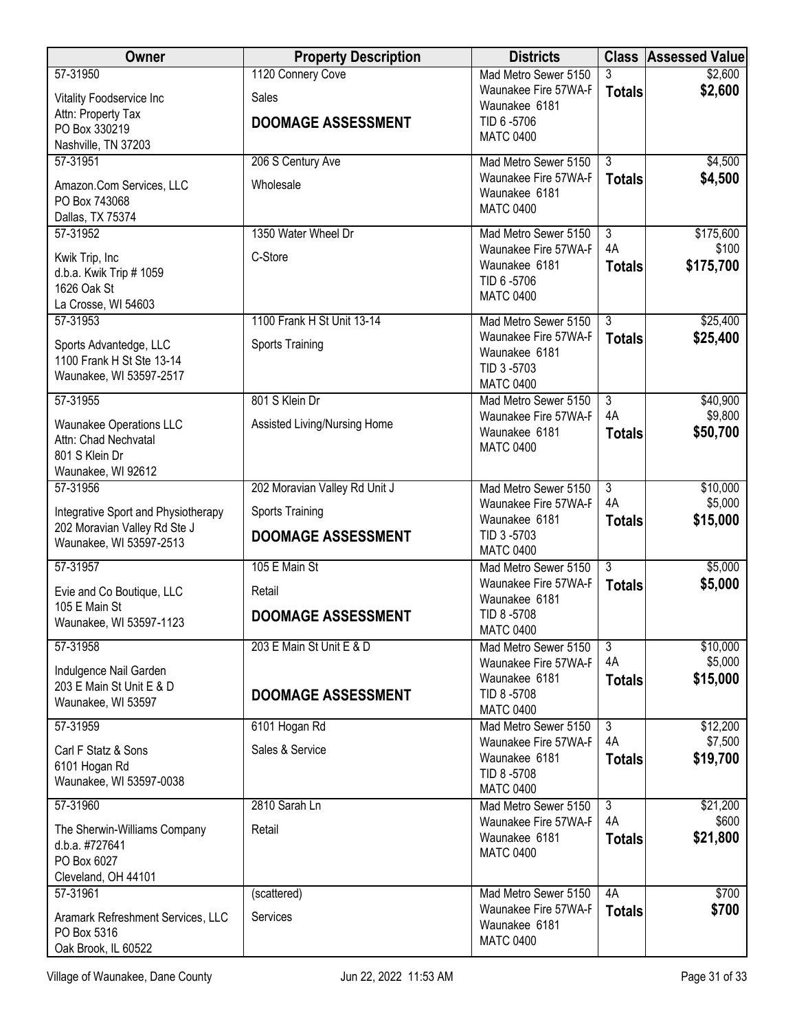| Owner | Property Description | Districts | Class | Assessed Value |
|---|---|---|---|---|
| 57-31950<br>Vitality Foodservice Inc<br>Attn: Property Tax<br>PO Box 330219<br>Nashville, TN 37203 | 1120 Connery Cove<br>Sales<br>**DOOMAGE ASSESSMENT** | Mad Metro Sewer 5150<br>Waunakee Fire 57WA-F<br>Waunakee 6181<br>TID 6 -5706<br>MATC 0400 | 3<br>**Totals** | $2,600<br>**$2,600** |
| 57-31951<br>Amazon.Com Services, LLC<br>PO Box 743068<br>Dallas, TX 75374 | 206 S Century Ave<br>Wholesale | Mad Metro Sewer 5150<br>Waunakee Fire 57WA-F<br>Waunakee 6181<br>MATC 0400 | 3<br>**Totals** | $4,500<br>**$4,500** |
| 57-31952<br>Kwik Trip, Inc<br>d.b.a. Kwik Trip # 1059<br>1626 Oak St<br>La Crosse, WI 54603 | 1350 Water Wheel Dr<br>C-Store | Mad Metro Sewer 5150<br>Waunakee Fire 57WA-F<br>Waunakee 6181<br>TID 6 -5706<br>MATC 0400 | 3<br>4A<br>**Totals** | $175,600<br>$100<br>**$175,700** |
| 57-31953<br>Sports Advantedge, LLC<br>1100 Frank H St Ste 13-14<br>Waunakee, WI 53597-2517 | 1100 Frank H St Unit 13-14<br>Sports Training | Mad Metro Sewer 5150<br>Waunakee Fire 57WA-F<br>Waunakee 6181<br>TID 3 -5703<br>MATC 0400 | 3<br>**Totals** | $25,400<br>**$25,400** |
| 57-31955<br>Waunakee Operations LLC<br>Attn: Chad Nechvatal<br>801 S Klein Dr<br>Waunakee, WI 92612 | 801 S Klein Dr<br>Assisted Living/Nursing Home | Mad Metro Sewer 5150<br>Waunakee Fire 57WA-F<br>Waunakee 6181<br>MATC 0400 | 3<br>4A<br>**Totals** | $40,900<br>$9,800<br>**$50,700** |
| 57-31956<br>Integrative Sport and Physiotherapy<br>202 Moravian Valley Rd Ste J<br>Waunakee, WI 53597-2513 | 202 Moravian Valley Rd Unit J<br>Sports Training<br>**DOOMAGE ASSESSMENT** | Mad Metro Sewer 5150<br>Waunakee Fire 57WA-F<br>Waunakee 6181<br>TID 3 -5703<br>MATC 0400 | 3<br>4A<br>**Totals** | $10,000<br>$5,000<br>**$15,000** |
| 57-31957<br>Evie and Co Boutique, LLC<br>105 E Main St<br>Waunakee, WI 53597-1123 | 105 E Main St<br>Retail<br>**DOOMAGE ASSESSMENT** | Mad Metro Sewer 5150<br>Waunakee Fire 57WA-F<br>Waunakee 6181<br>TID 8 -5708<br>MATC 0400 | 3<br>**Totals** | $5,000<br>**$5,000** |
| 57-31958<br>Indulgence Nail Garden<br>203 E Main St Unit E & D<br>Waunakee, WI 53597 | 203 E Main St Unit E & D<br>**DOOMAGE ASSESSMENT** | Mad Metro Sewer 5150<br>Waunakee Fire 57WA-F<br>Waunakee 6181<br>TID 8 -5708<br>MATC 0400 | 3<br>4A<br>**Totals** | $10,000<br>$5,000<br>**$15,000** |
| 57-31959<br>Carl F Statz & Sons<br>6101 Hogan Rd<br>Waunakee, WI 53597-0038 | 6101 Hogan Rd<br>Sales & Service | Mad Metro Sewer 5150<br>Waunakee Fire 57WA-F<br>Waunakee 6181<br>TID 8 -5708<br>MATC 0400 | 3<br>4A<br>**Totals** | $12,200<br>$7,500<br>**$19,700** |
| 57-31960<br>The Sherwin-Williams Company<br>d.b.a. #727641<br>PO Box 6027<br>Cleveland, OH 44101 | 2810 Sarah Ln<br>Retail | Mad Metro Sewer 5150<br>Waunakee Fire 57WA-F<br>Waunakee 6181<br>MATC 0400 | 3<br>4A<br>**Totals** | $21,200<br>$600<br>**$21,800** |
| 57-31961<br>Aramark Refreshment Services, LLC<br>PO Box 5316<br>Oak Brook, IL 60522 | (scattered)<br>Services | Mad Metro Sewer 5150<br>Waunakee Fire 57WA-F<br>Waunakee 6181<br>MATC 0400 | 4A<br>**Totals** | $700<br>**$700** |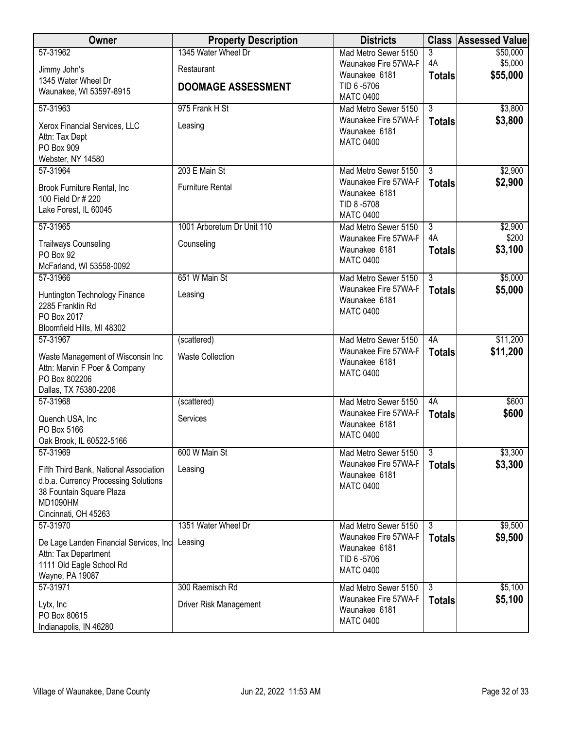| Owner | Property Description | Districts | Class | Assessed Value |
|---|---|---|---|---|
| 57-31962<br>Jimmy John's<br>1345 Water Wheel Dr<br>Waunakee, WI 53597-8915 | 1345 Water Wheel Dr<br>Restaurant<br>**DOOMAGE ASSESSMENT** | Mad Metro Sewer 5150<br>Waunakee Fire 57WA-F<br>Waunakee 6181<br>TID 6 -5706<br>MATC 0400 | 3<br>4A<br>**Totals** | $50,000<br>$5,000<br>**$55,000** |
| 57-31963<br>Xerox Financial Services, LLC<br>Attn: Tax Dept<br>PO Box 909<br>Webster, NY 14580 | 975 Frank H St<br>Leasing | Mad Metro Sewer 5150<br>Waunakee Fire 57WA-F<br>Waunakee 6181<br>MATC 0400 | 3<br>**Totals** | $3,800<br>**$3,800** |
| 57-31964<br>Brook Furniture Rental, Inc<br>100 Field Dr # 220<br>Lake Forest, IL 60045 | 203 E Main St<br>Furniture Rental | Mad Metro Sewer 5150<br>Waunakee Fire 57WA-F<br>Waunakee 6181<br>TID 8 -5708<br>MATC 0400 | 3<br>**Totals** | $2,900<br>**$2,900** |
| 57-31965<br>Trailways Counseling<br>PO Box 92<br>McFarland, WI 53558-0092 | 1001 Arboretum Dr Unit 110<br>Counseling | Mad Metro Sewer 5150<br>Waunakee Fire 57WA-F<br>Waunakee 6181<br>MATC 0400 | 3<br>4A<br>**Totals** | $2,900<br>$200<br>**$3,100** |
| 57-31966<br>Huntington Technology Finance<br>2285 Franklin Rd<br>PO Box 2017<br>Bloomfield Hills, MI 48302 | 651 W Main St<br>Leasing | Mad Metro Sewer 5150<br>Waunakee Fire 57WA-F<br>Waunakee 6181<br>MATC 0400 | 3<br>**Totals** | $5,000<br>**$5,000** |
| 57-31967<br>Waste Management of Wisconsin Inc<br>Attn: Marvin F Poer & Company<br>PO Box 802206<br>Dallas, TX 75380-2206 | (scattered)<br>Waste Collection | Mad Metro Sewer 5150<br>Waunakee Fire 57WA-F<br>Waunakee 6181<br>MATC 0400 | 4A<br>**Totals** | $11,200<br>**$11,200** |
| 57-31968<br>Quench USA, Inc<br>PO Box 5166<br>Oak Brook, IL 60522-5166 | (scattered)<br>Services | Mad Metro Sewer 5150<br>Waunakee Fire 57WA-F<br>Waunakee 6181<br>MATC 0400 | 4A<br>**Totals** | $600<br>**$600** |
| 57-31969<br>Fifth Third Bank, National Association<br>d.b.a. Currency Processing Solutions<br>38 Fountain Square Plaza<br>MD1090HM<br>Cincinnati, OH 45263 | 600 W Main St<br>Leasing | Mad Metro Sewer 5150<br>Waunakee Fire 57WA-F<br>Waunakee 6181<br>MATC 0400 | 3<br>**Totals** | $3,300<br>**$3,300** |
| 57-31970<br>De Lage Landen Financial Services, Inc<br>Attn: Tax Department<br>1111 Old Eagle School Rd<br>Wayne, PA 19087 | 1351 Water Wheel Dr<br>Leasing | Mad Metro Sewer 5150<br>Waunakee Fire 57WA-F<br>Waunakee 6181<br>TID 6 -5706<br>MATC 0400 | 3<br>**Totals** | $9,500<br>**$9,500** |
| 57-31971<br>Lytx, Inc<br>PO Box 80615<br>Indianapolis, IN 46280 | 300 Raemisch Rd<br>Driver Risk Management | Mad Metro Sewer 5150<br>Waunakee Fire 57WA-F<br>Waunakee 6181<br>MATC 0400 | 3<br>**Totals** | $5,100<br>**$5,100** |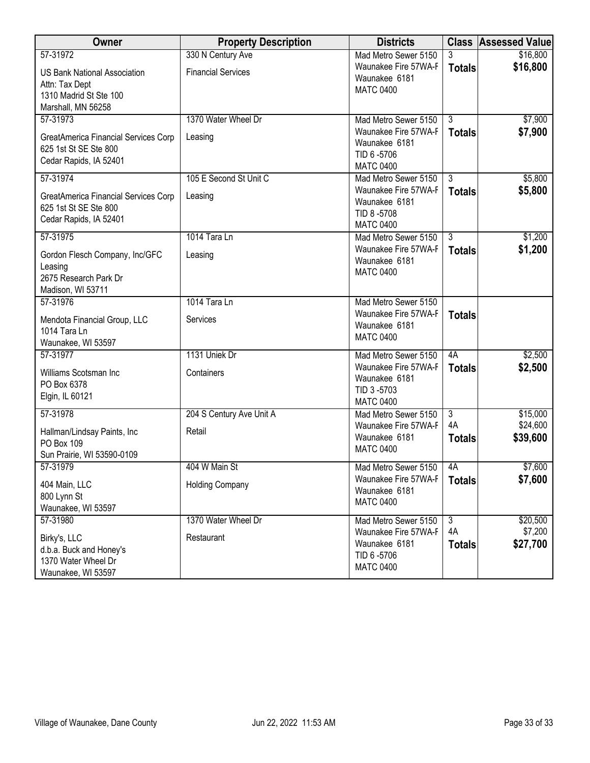| Owner | Property Description | Districts | Class | Assessed Value |
|---|---|---|---|---|
| 57-31972<br>US Bank National Association<br>Attn: Tax Dept<br>1310 Madrid St Ste 100<br>Marshall, MN 56258 | 330 N Century Ave<br>Financial Services | Mad Metro Sewer 5150<br>Waunakee Fire 57WA-F<br>Waunakee 6181<br>MATC 0400 | 3<br>**Totals** | $16,800<br>**$16,800** |
| 57-31973<br>GreatAmerica Financial Services Corp<br>625 1st St SE Ste 800<br>Cedar Rapids, IA 52401 | 1370 Water Wheel Dr<br>Leasing | Mad Metro Sewer 5150<br>Waunakee Fire 57WA-F<br>Waunakee 6181<br>TID 6 -5706<br>MATC 0400 | 3<br>**Totals** | $7,900<br>**$7,900** |
| 57-31974<br>GreatAmerica Financial Services Corp<br>625 1st St SE Ste 800<br>Cedar Rapids, IA 52401 | 105 E Second St Unit C<br>Leasing | Mad Metro Sewer 5150<br>Waunakee Fire 57WA-F<br>Waunakee 6181<br>TID 8 -5708<br>MATC 0400 | 3<br>**Totals** | $5,800<br>**$5,800** |
| 57-31975<br>Gordon Flesch Company, Inc/GFC Leasing<br>2675 Research Park Dr<br>Madison, WI 53711 | 1014 Tara Ln<br>Leasing | Mad Metro Sewer 5150<br>Waunakee Fire 57WA-F<br>Waunakee 6181<br>MATC 0400 | 3<br>**Totals** | $1,200<br>**$1,200** |
| 57-31976<br>Mendota Financial Group, LLC<br>1014 Tara Ln<br>Waunakee, WI 53597 | 1014 Tara Ln<br>Services | Mad Metro Sewer 5150<br>Waunakee Fire 57WA-F<br>Waunakee 6181<br>MATC 0400 | **Totals** | |
| 57-31977<br>Williams Scotsman Inc<br>PO Box 6378<br>Elgin, IL 60121 | 1131 Uniek Dr<br>Containers | Mad Metro Sewer 5150<br>Waunakee Fire 57WA-F<br>Waunakee 6181<br>TID 3 -5703<br>MATC 0400 | 4A<br>**Totals** | $2,500<br>**$2,500** |
| 57-31978<br>Hallman/Lindsay Paints, Inc<br>PO Box 109<br>Sun Prairie, WI 53590-0109 | 204 S Century Ave Unit A<br>Retail | Mad Metro Sewer 5150<br>Waunakee Fire 57WA-F<br>Waunakee 6181<br>MATC 0400 | 3<br>4A<br>**Totals** | $15,000<br>$24,600<br>**$39,600** |
| 57-31979<br>404 Main, LLC<br>800 Lynn St<br>Waunakee, WI 53597 | 404 W Main St<br>Holding Company | Mad Metro Sewer 5150<br>Waunakee Fire 57WA-F<br>Waunakee 6181<br>MATC 0400 | 4A<br>**Totals** | $7,600<br>**$7,600** |
| 57-31980<br>Birky's, LLC<br>d.b.a. Buck and Honey's<br>1370 Water Wheel Dr<br>Waunakee, WI 53597 | 1370 Water Wheel Dr<br>Restaurant | Mad Metro Sewer 5150<br>Waunakee Fire 57WA-F<br>Waunakee 6181<br>TID 6 -5706<br>MATC 0400 | 3<br>4A<br>**Totals** | $20,500<br>$7,200<br>**$27,700** |

Village of Waunakee, Dane County Jun 22, 2022 11:53 AM